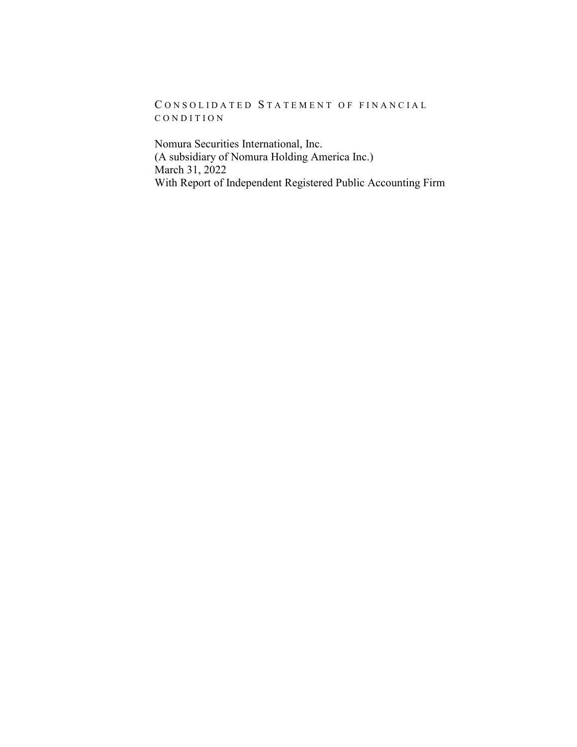# Consolidated Statement of Financial Condition

Nomura Securities International, Inc.
(A subsidiary of Nomura Holding America Inc.)
March 31, 2022
With Report of Independent Registered Public Accounting Firm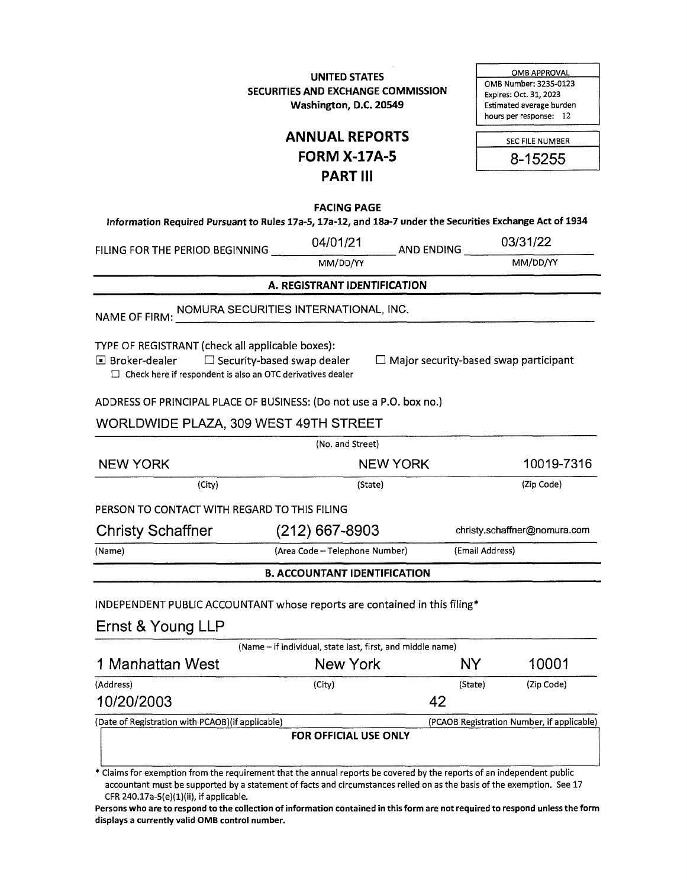**UNITED STATES**
**SECURITIES AND EXCHANGE COMMISSION**
**Washington, D.C. 20549**

| OMB APPROVAL |
| --- |
| OMB Number: 3235-0123 |
| Expires: Oct. 31, 2023 |
| Estimated average burden hours per response: 12 |

# ANNUAL REPORTS
# FORM X-17A-5
# PART III

| SEC FILE NUMBER |
| --- |
| 8-15255 |

**FACING PAGE**

**Information Required Pursuant to Rules 17a-5, 17a-12, and 18a-7 under the Securities Exchange Act of 1934**

FILING FOR THE PERIOD BEGINNING 04/01/21 (MM/DD/YY) AND ENDING 03/31/22 (MM/DD/YY)

## A. REGISTRANT IDENTIFICATION

NAME OF FIRM: NOMURA SECURITIES INTERNATIONAL, INC.

TYPE OF REGISTRANT (check all applicable boxes):

- ■ Broker-dealer
- ☐ Security-based swap dealer
- ☐ Major security-based swap participant
- ☐ Check here if respondent is also an OTC derivatives dealer

ADDRESS OF PRINCIPAL PLACE OF BUSINESS: (Do not use a P.O. box no.)

WORLDWIDE PLAZA, 309 WEST 49TH STREET
(No. and Street)

| NEW YORK | NEW YORK | 10019-7316 |
| --- | --- | --- |
| (City) | (State) | (Zip Code) |

PERSON TO CONTACT WITH REGARD TO THIS FILING

| Christy Schaffner | (212) 667-8903 | christy.schaffner@nomura.com |
| --- | --- | --- |
| (Name) | (Area Code – Telephone Number) | (Email Address) |

## B. ACCOUNTANT IDENTIFICATION

INDEPENDENT PUBLIC ACCOUNTANT whose reports are contained in this filing*

Ernst & Young LLP
(Name – if individual, state last, first, and middle name)

| 1 Manhattan West | New York | NY | 10001 |
| --- | --- | --- | --- |
| (Address) | (City) | (State) | (Zip Code) |

| 10/20/2003 | 42 |
| --- | --- |
| (Date of Registration with PCAOB)(if applicable) | (PCAOB Registration Number, if applicable) |

**FOR OFFICIAL USE ONLY**

\* Claims for exemption from the requirement that the annual reports be covered by the reports of an independent public accountant must be supported by a statement of facts and circumstances relied on as the basis of the exemption. See 17 CFR 240.17a-5(e)(1)(ii), if applicable.

**Persons who are to respond to the collection of information contained in this form are not required to respond unless the form displays a currently valid OMB control number.**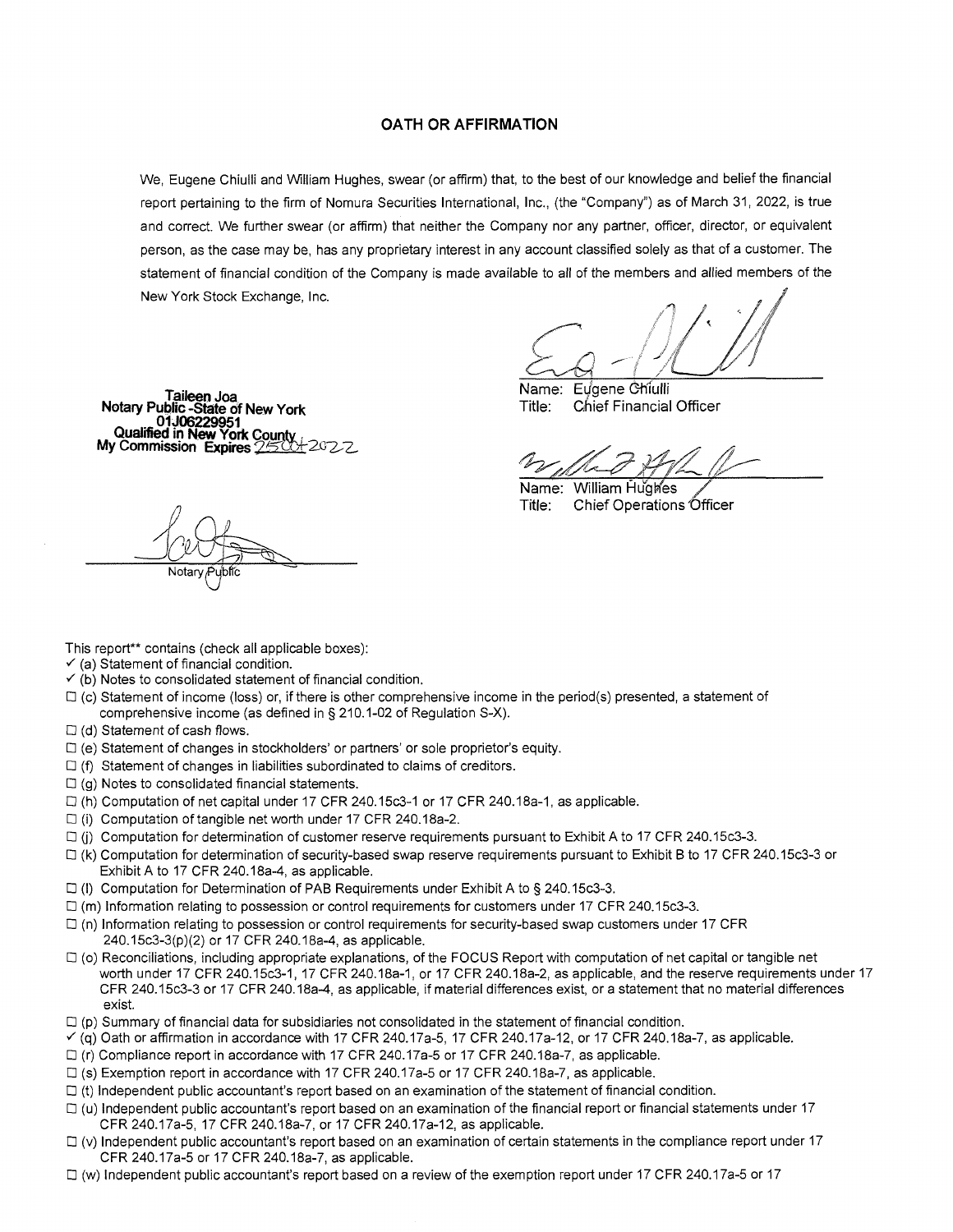## OATH OR AFFIRMATION

We, Eugene Chiulli and William Hughes, swear (or affirm) that, to the best of our knowledge and belief the financial report pertaining to the firm of Nomura Securities International, Inc., (the "Company") as of March 31, 2022, is true and correct. We further swear (or affirm) that neither the Company nor any partner, officer, director, or equivalent person, as the case may be, has any proprietary interest in any account classified solely as that of a customer. The statement of financial condition of the Company is made available to all of the members and allied members of the New York Stock Exchange, Inc.

Name: Eugene Chiulli
Title: Chief Financial Officer

Name: William Hughes
Title: Chief Operations Officer

**Taileen Joa**
**Notary Public -State of New York**
**01J06229951**
**Qualified in New York County**
**My Commission Expires** 25 Oct 2022

Notary Public

This report** contains (check all applicable boxes):

- ✓ (a) Statement of financial condition.
- ✓ (b) Notes to consolidated statement of financial condition.
- ☐ (c) Statement of income (loss) or, if there is other comprehensive income in the period(s) presented, a statement of comprehensive income (as defined in § 210.1-02 of Regulation S-X).
- ☐ (d) Statement of cash flows.
- ☐ (e) Statement of changes in stockholders' or partners' or sole proprietor's equity.
- ☐ (f) Statement of changes in liabilities subordinated to claims of creditors.
- ☐ (g) Notes to consolidated financial statements.
- ☐ (h) Computation of net capital under 17 CFR 240.15c3-1 or 17 CFR 240.18a-1, as applicable.
- ☐ (i) Computation of tangible net worth under 17 CFR 240.18a-2.
- ☐ (j) Computation for determination of customer reserve requirements pursuant to Exhibit A to 17 CFR 240.15c3-3.
- ☐ (k) Computation for determination of security-based swap reserve requirements pursuant to Exhibit B to 17 CFR 240.15c3-3 or Exhibit A to 17 CFR 240.18a-4, as applicable.
- ☐ (l) Computation for Determination of PAB Requirements under Exhibit A to § 240.15c3-3.
- ☐ (m) Information relating to possession or control requirements for customers under 17 CFR 240.15c3-3.
- ☐ (n) Information relating to possession or control requirements for security-based swap customers under 17 CFR 240.15c3-3(p)(2) or 17 CFR 240.18a-4, as applicable.
- ☐ (o) Reconciliations, including appropriate explanations, of the FOCUS Report with computation of net capital or tangible net worth under 17 CFR 240.15c3-1, 17 CFR 240.18a-1, or 17 CFR 240.18a-2, as applicable, and the reserve requirements under 17 CFR 240.15c3-3 or 17 CFR 240.18a-4, as applicable, if material differences exist, or a statement that no material differences exist.
- ☐ (p) Summary of financial data for subsidiaries not consolidated in the statement of financial condition.
- ✓ (q) Oath or affirmation in accordance with 17 CFR 240.17a-5, 17 CFR 240.17a-12, or 17 CFR 240.18a-7, as applicable.
- ☐ (r) Compliance report in accordance with 17 CFR 240.17a-5 or 17 CFR 240.18a-7, as applicable.
- ☐ (s) Exemption report in accordance with 17 CFR 240.17a-5 or 17 CFR 240.18a-7, as applicable.
- ☐ (t) Independent public accountant's report based on an examination of the statement of financial condition.
- ☐ (u) Independent public accountant's report based on an examination of the financial report or financial statements under 17 CFR 240.17a-5, 17 CFR 240.18a-7, or 17 CFR 240.17a-12, as applicable.
- ☐ (v) Independent public accountant's report based on an examination of certain statements in the compliance report under 17 CFR 240.17a-5 or 17 CFR 240.18a-7, as applicable.
- ☐ (w) Independent public accountant's report based on a review of the exemption report under 17 CFR 240.17a-5 or 17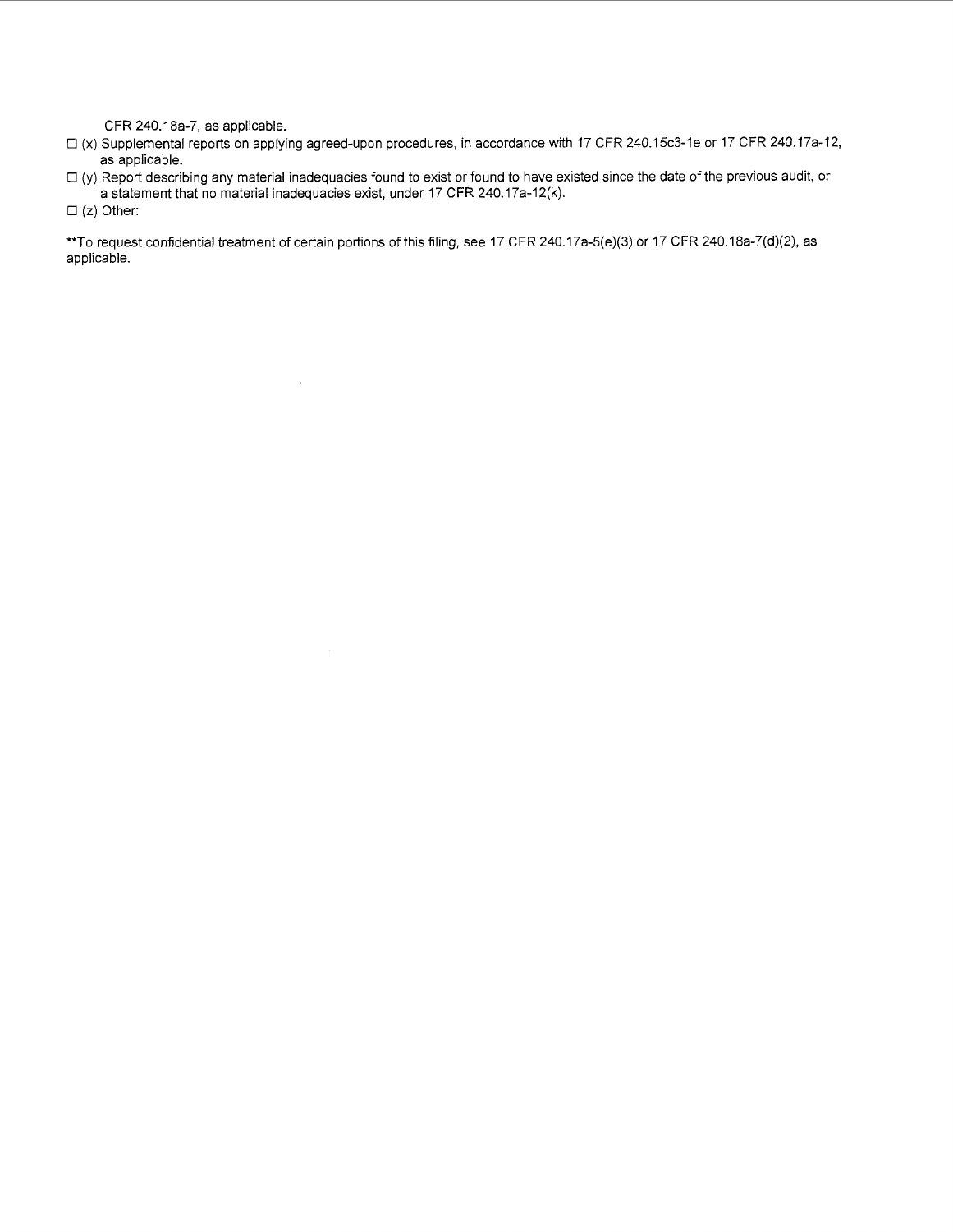CFR 240.18a-7, as applicable.

☐ (x) Supplemental reports on applying agreed-upon procedures, in accordance with 17 CFR 240.15c3-1e or 17 CFR 240.17a-12, as applicable.

☐ (y) Report describing any material inadequacies found to exist or found to have existed since the date of the previous audit, or a statement that no material inadequacies exist, under 17 CFR 240.17a-12(k).

☐ (z) Other:

**To request confidential treatment of certain portions of this filing, see 17 CFR 240.17a-5(e)(3) or 17 CFR 240.18a-7(d)(2), as applicable.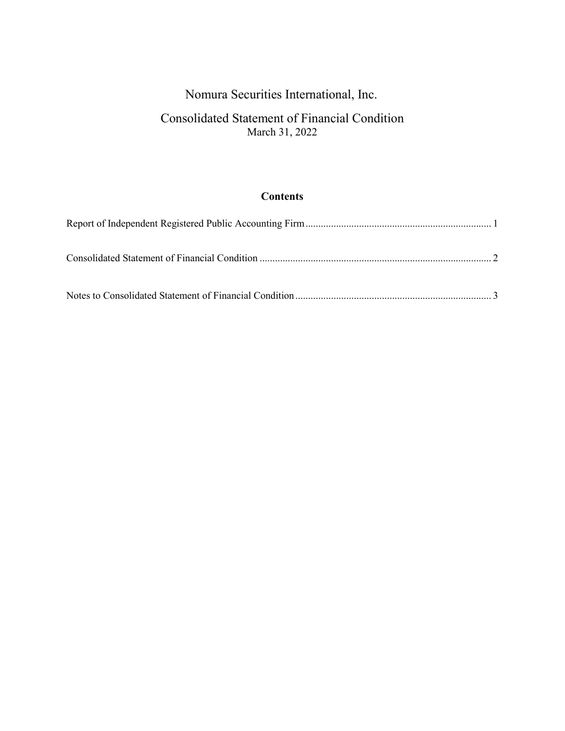# Nomura Securities International, Inc.

## Consolidated Statement of Financial Condition

March 31, 2022

### Contents

Report of Independent Registered Public Accounting Firm ........................................................................ 1

Consolidated Statement of Financial Condition .......................................................................................... 2

Notes to Consolidated Statement of Financial Condition ............................................................................ 3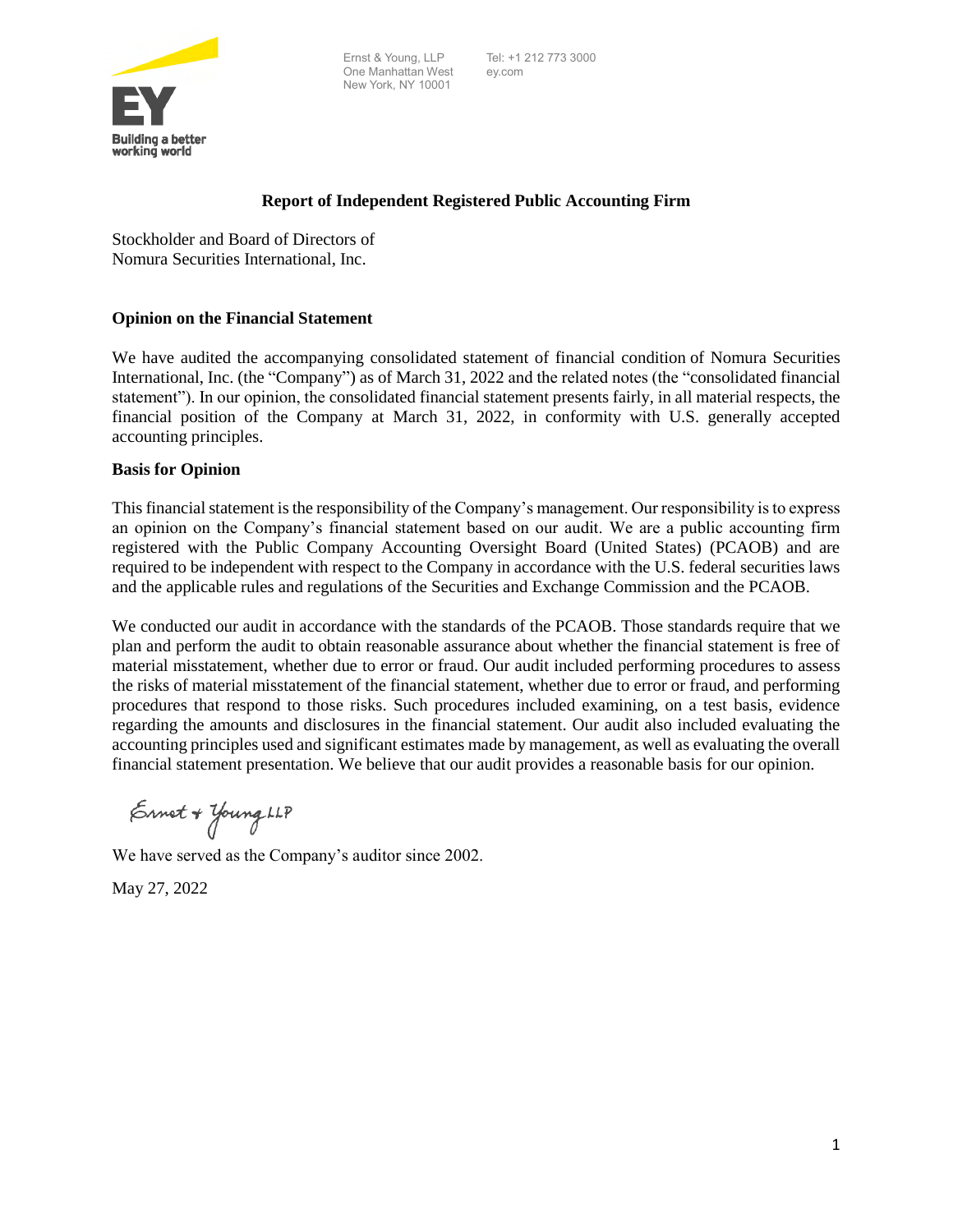Ernst & Young, LLP
One Manhattan West
New York, NY 10001

Tel: +1 212 773 3000
ey.com

## Report of Independent Registered Public Accounting Firm

Stockholder and Board of Directors of
Nomura Securities International, Inc.

### Opinion on the Financial Statement

We have audited the accompanying consolidated statement of financial condition of Nomura Securities International, Inc. (the "Company") as of March 31, 2022 and the related notes (the "consolidated financial statement"). In our opinion, the consolidated financial statement presents fairly, in all material respects, the financial position of the Company at March 31, 2022, in conformity with U.S. generally accepted accounting principles.

### Basis for Opinion

This financial statement is the responsibility of the Company's management. Our responsibility is to express an opinion on the Company's financial statement based on our audit. We are a public accounting firm registered with the Public Company Accounting Oversight Board (United States) (PCAOB) and are required to be independent with respect to the Company in accordance with the U.S. federal securities laws and the applicable rules and regulations of the Securities and Exchange Commission and the PCAOB.

We conducted our audit in accordance with the standards of the PCAOB. Those standards require that we plan and perform the audit to obtain reasonable assurance about whether the financial statement is free of material misstatement, whether due to error or fraud. Our audit included performing procedures to assess the risks of material misstatement of the financial statement, whether due to error or fraud, and performing procedures that respond to those risks. Such procedures included examining, on a test basis, evidence regarding the amounts and disclosures in the financial statement. Our audit also included evaluating the accounting principles used and significant estimates made by management, as well as evaluating the overall financial statement presentation. We believe that our audit provides a reasonable basis for our opinion.

Ernst & Young LLP

We have served as the Company's auditor since 2002.

May 27, 2022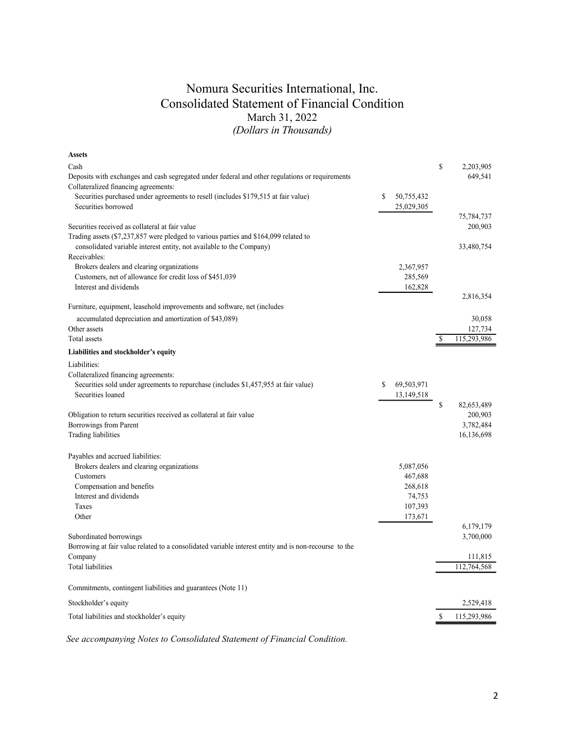# Nomura Securities International, Inc.
## Consolidated Statement of Financial Condition
### March 31, 2022
### *(Dollars in Thousands)*

| | | |
|---|---|---|
| **Assets** | | |
| Cash | | $ 2,203,905 |
| Deposits with exchanges and cash segregated under federal and other regulations or requirements | | 649,541 |
| Collateralized financing agreements: | | |
| Securities purchased under agreements to resell (includes $179,515 at fair value) | $ 50,755,432 | |
| Securities borrowed | 25,029,305 | |
| | | 75,784,737 |
| Securities received as collateral at fair value | | 200,903 |
| Trading assets ($7,237,857 were pledged to various parties and $164,099 related to consolidated variable interest entity, not available to the Company) | | 33,480,754 |
| Receivables: | | |
| Brokers dealers and clearing organizations | 2,367,957 | |
| Customers, net of allowance for credit loss of $451,039 | 285,569 | |
| Interest and dividends | 162,828 | |
| | | 2,816,354 |
| Furniture, equipment, leasehold improvements and software, net (includes accumulated depreciation and amortization of $43,089) | | 30,058 |
| Other assets | | 127,734 |
| Total assets | | $ 115,293,986 |
| **Liabilities and stockholder's equity** | | |
| Liabilities: | | |
| Collateralized financing agreements: | | |
| Securities sold under agreements to repurchase (includes $1,457,955 at fair value) | $ 69,503,971 | |
| Securities loaned | 13,149,518 | |
| | | $ 82,653,489 |
| Obligation to return securities received as collateral at fair value | | 200,903 |
| Borrowings from Parent | | 3,782,484 |
| Trading liabilities | | 16,136,698 |
| Payables and accrued liabilities: | | |
| Brokers dealers and clearing organizations | 5,087,056 | |
| Customers | 467,688 | |
| Compensation and benefits | 268,618 | |
| Interest and dividends | 74,753 | |
| Taxes | 107,393 | |
| Other | 173,671 | |
| | | 6,179,179 |
| Subordinated borrowings | | 3,700,000 |
| Borrowing at fair value related to a consolidated variable interest entity and is non-recourse to the Company | | 111,815 |
| Total liabilities | | 112,764,568 |
| Commitments, contingent liabilities and guarantees (Note 11) | | |
| Stockholder's equity | | 2,529,418 |
| Total liabilities and stockholder's equity | | $ 115,293,986 |

*See accompanying Notes to Consolidated Statement of Financial Condition.*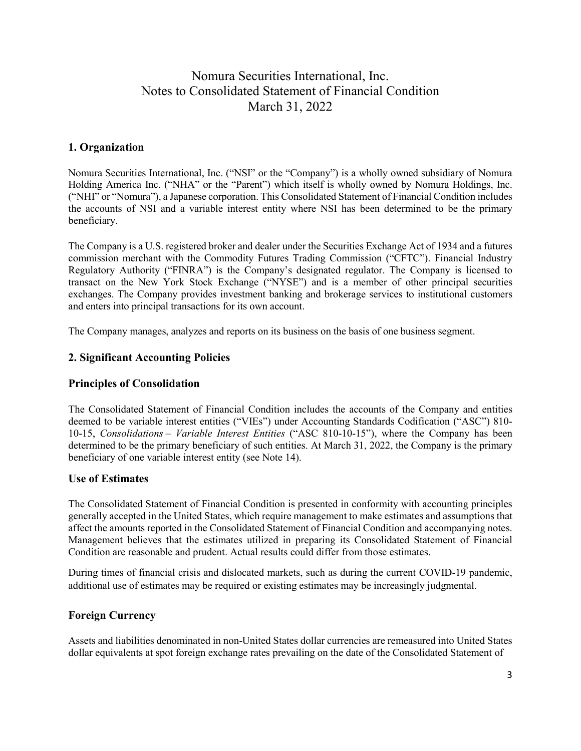# Nomura Securities International, Inc.
# Notes to Consolidated Statement of Financial Condition
# March 31, 2022

## 1. Organization

Nomura Securities International, Inc. ("NSI" or the "Company") is a wholly owned subsidiary of Nomura Holding America Inc. ("NHA" or the "Parent") which itself is wholly owned by Nomura Holdings, Inc. ("NHI" or "Nomura"), a Japanese corporation. This Consolidated Statement of Financial Condition includes the accounts of NSI and a variable interest entity where NSI has been determined to be the primary beneficiary.

The Company is a U.S. registered broker and dealer under the Securities Exchange Act of 1934 and a futures commission merchant with the Commodity Futures Trading Commission ("CFTC"). Financial Industry Regulatory Authority ("FINRA") is the Company's designated regulator. The Company is licensed to transact on the New York Stock Exchange ("NYSE") and is a member of other principal securities exchanges. The Company provides investment banking and brokerage services to institutional customers and enters into principal transactions for its own account.

The Company manages, analyzes and reports on its business on the basis of one business segment.

## 2. Significant Accounting Policies

### Principles of Consolidation

The Consolidated Statement of Financial Condition includes the accounts of the Company and entities deemed to be variable interest entities ("VIEs") under Accounting Standards Codification ("ASC") 810-10-15, *Consolidations – Variable Interest Entities* ("ASC 810-10-15"), where the Company has been determined to be the primary beneficiary of such entities. At March 31, 2022, the Company is the primary beneficiary of one variable interest entity (see Note 14).

### Use of Estimates

The Consolidated Statement of Financial Condition is presented in conformity with accounting principles generally accepted in the United States, which require management to make estimates and assumptions that affect the amounts reported in the Consolidated Statement of Financial Condition and accompanying notes. Management believes that the estimates utilized in preparing its Consolidated Statement of Financial Condition are reasonable and prudent. Actual results could differ from those estimates.

During times of financial crisis and dislocated markets, such as during the current COVID-19 pandemic, additional use of estimates may be required or existing estimates may be increasingly judgmental.

### Foreign Currency

Assets and liabilities denominated in non-United States dollar currencies are remeasured into United States dollar equivalents at spot foreign exchange rates prevailing on the date of the Consolidated Statement of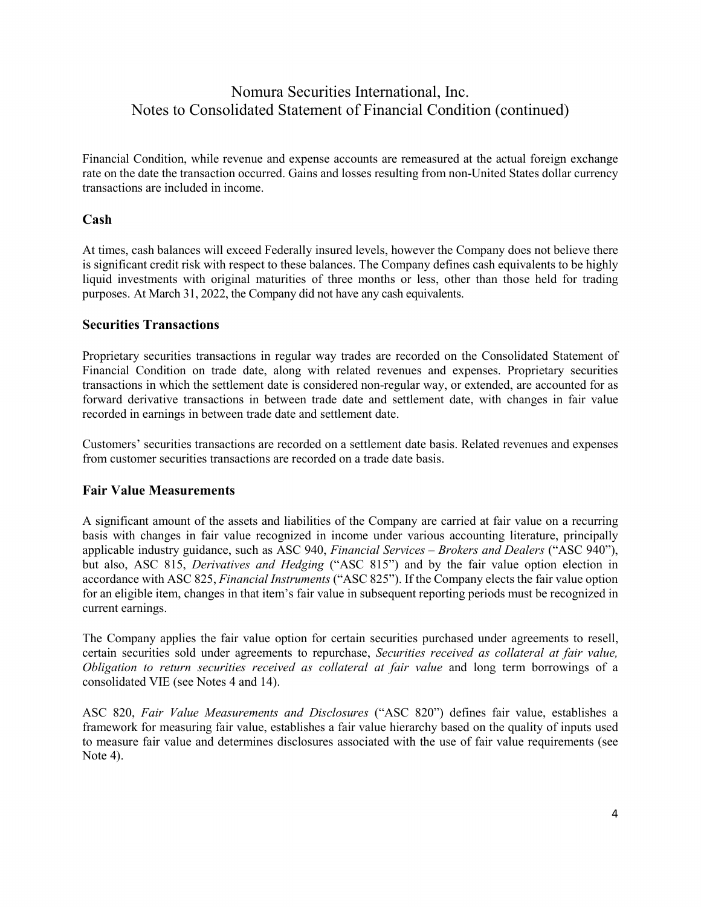Financial Condition, while revenue and expense accounts are remeasured at the actual foreign exchange rate on the date the transaction occurred. Gains and losses resulting from non-United States dollar currency transactions are included in income.

## Cash

At times, cash balances will exceed Federally insured levels, however the Company does not believe there is significant credit risk with respect to these balances. The Company defines cash equivalents to be highly liquid investments with original maturities of three months or less, other than those held for trading purposes. At March 31, 2022, the Company did not have any cash equivalents.

## Securities Transactions

Proprietary securities transactions in regular way trades are recorded on the Consolidated Statement of Financial Condition on trade date, along with related revenues and expenses. Proprietary securities transactions in which the settlement date is considered non-regular way, or extended, are accounted for as forward derivative transactions in between trade date and settlement date, with changes in fair value recorded in earnings in between trade date and settlement date.

Customers' securities transactions are recorded on a settlement date basis. Related revenues and expenses from customer securities transactions are recorded on a trade date basis.

## Fair Value Measurements

A significant amount of the assets and liabilities of the Company are carried at fair value on a recurring basis with changes in fair value recognized in income under various accounting literature, principally applicable industry guidance, such as ASC 940, *Financial Services – Brokers and Dealers* ("ASC 940"), but also, ASC 815, *Derivatives and Hedging* ("ASC 815") and by the fair value option election in accordance with ASC 825, *Financial Instruments* ("ASC 825"). If the Company elects the fair value option for an eligible item, changes in that item's fair value in subsequent reporting periods must be recognized in current earnings.

The Company applies the fair value option for certain securities purchased under agreements to resell, certain securities sold under agreements to repurchase, *Securities received as collateral at fair value, Obligation to return securities received as collateral at fair value* and long term borrowings of a consolidated VIE (see Notes 4 and 14).

ASC 820, *Fair Value Measurements and Disclosures* ("ASC 820") defines fair value, establishes a framework for measuring fair value, establishes a fair value hierarchy based on the quality of inputs used to measure fair value and determines disclosures associated with the use of fair value requirements (see Note 4).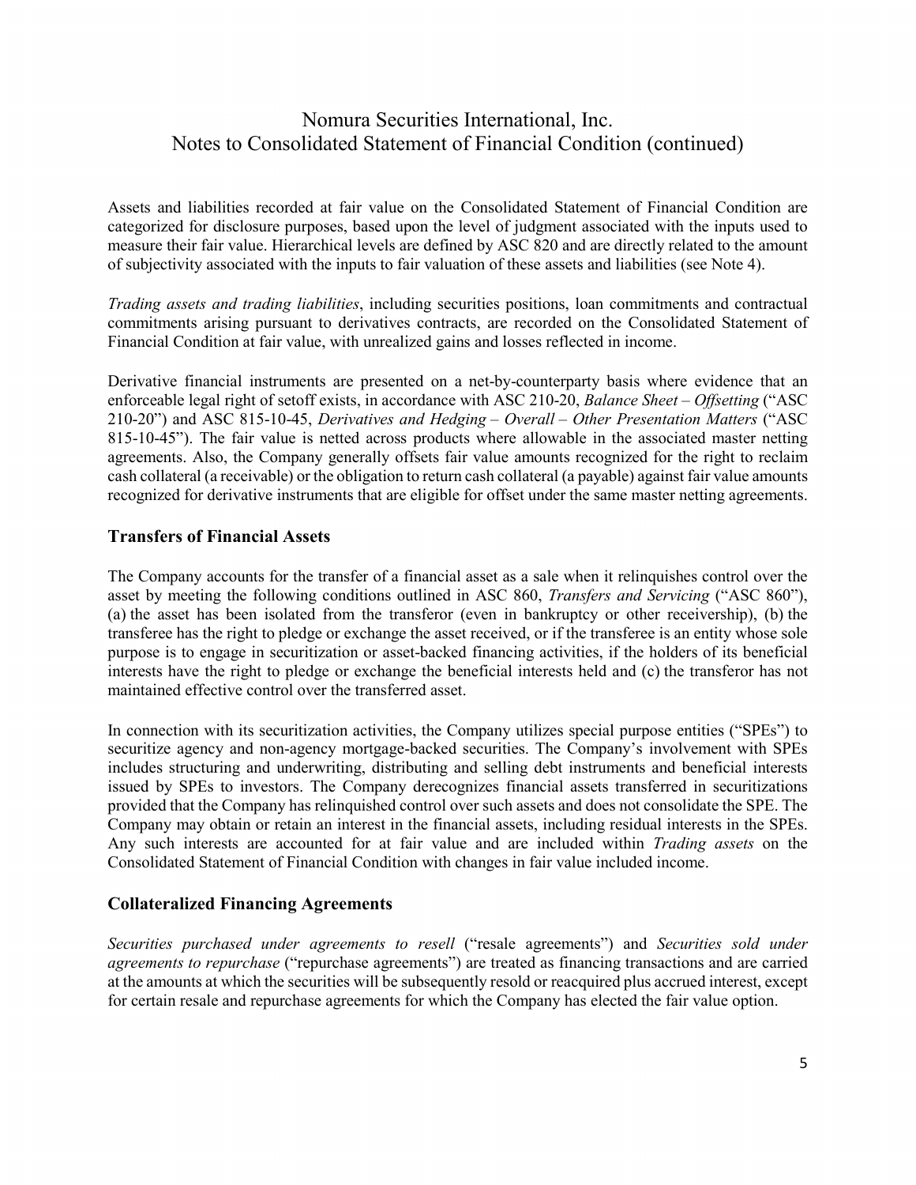Assets and liabilities recorded at fair value on the Consolidated Statement of Financial Condition are categorized for disclosure purposes, based upon the level of judgment associated with the inputs used to measure their fair value. Hierarchical levels are defined by ASC 820 and are directly related to the amount of subjectivity associated with the inputs to fair valuation of these assets and liabilities (see Note 4).

*Trading assets and trading liabilities*, including securities positions, loan commitments and contractual commitments arising pursuant to derivatives contracts, are recorded on the Consolidated Statement of Financial Condition at fair value, with unrealized gains and losses reflected in income.

Derivative financial instruments are presented on a net-by-counterparty basis where evidence that an enforceable legal right of setoff exists, in accordance with ASC 210-20, *Balance Sheet – Offsetting* ("ASC 210-20") and ASC 815-10-45, *Derivatives and Hedging – Overall – Other Presentation Matters* ("ASC 815-10-45"). The fair value is netted across products where allowable in the associated master netting agreements. Also, the Company generally offsets fair value amounts recognized for the right to reclaim cash collateral (a receivable) or the obligation to return cash collateral (a payable) against fair value amounts recognized for derivative instruments that are eligible for offset under the same master netting agreements.

## Transfers of Financial Assets

The Company accounts for the transfer of a financial asset as a sale when it relinquishes control over the asset by meeting the following conditions outlined in ASC 860, *Transfers and Servicing* ("ASC 860"), (a) the asset has been isolated from the transferor (even in bankruptcy or other receivership), (b) the transferee has the right to pledge or exchange the asset received, or if the transferee is an entity whose sole purpose is to engage in securitization or asset-backed financing activities, if the holders of its beneficial interests have the right to pledge or exchange the beneficial interests held and (c) the transferor has not maintained effective control over the transferred asset.

In connection with its securitization activities, the Company utilizes special purpose entities ("SPEs") to securitize agency and non-agency mortgage-backed securities. The Company's involvement with SPEs includes structuring and underwriting, distributing and selling debt instruments and beneficial interests issued by SPEs to investors. The Company derecognizes financial assets transferred in securitizations provided that the Company has relinquished control over such assets and does not consolidate the SPE. The Company may obtain or retain an interest in the financial assets, including residual interests in the SPEs. Any such interests are accounted for at fair value and are included within *Trading assets* on the Consolidated Statement of Financial Condition with changes in fair value included income.

## Collateralized Financing Agreements

*Securities purchased under agreements to resell* ("resale agreements") and *Securities sold under agreements to repurchase* ("repurchase agreements") are treated as financing transactions and are carried at the amounts at which the securities will be subsequently resold or reacquired plus accrued interest, except for certain resale and repurchase agreements for which the Company has elected the fair value option.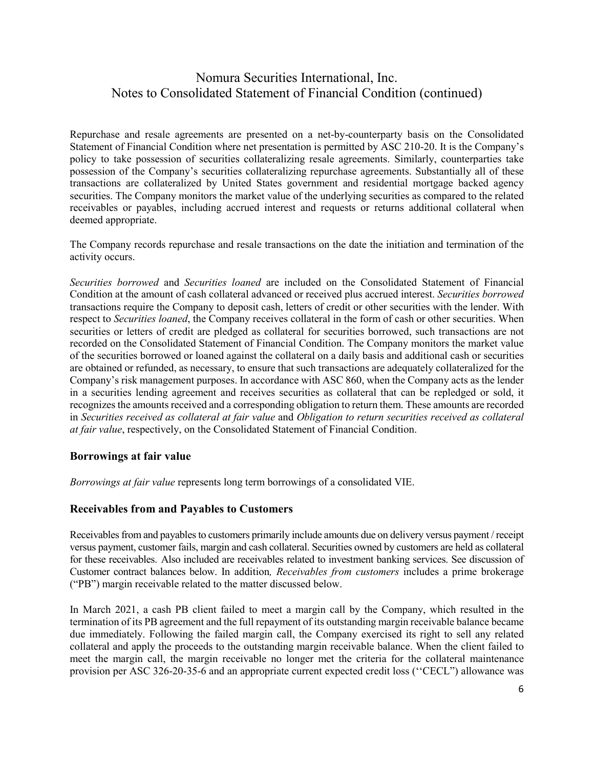Repurchase and resale agreements are presented on a net-by-counterparty basis on the Consolidated Statement of Financial Condition where net presentation is permitted by ASC 210-20. It is the Company's policy to take possession of securities collateralizing resale agreements. Similarly, counterparties take possession of the Company's securities collateralizing repurchase agreements. Substantially all of these transactions are collateralized by United States government and residential mortgage backed agency securities. The Company monitors the market value of the underlying securities as compared to the related receivables or payables, including accrued interest and requests or returns additional collateral when deemed appropriate.

The Company records repurchase and resale transactions on the date the initiation and termination of the activity occurs.

*Securities borrowed* and *Securities loaned* are included on the Consolidated Statement of Financial Condition at the amount of cash collateral advanced or received plus accrued interest. *Securities borrowed* transactions require the Company to deposit cash, letters of credit or other securities with the lender. With respect to *Securities loaned*, the Company receives collateral in the form of cash or other securities. When securities or letters of credit are pledged as collateral for securities borrowed, such transactions are not recorded on the Consolidated Statement of Financial Condition. The Company monitors the market value of the securities borrowed or loaned against the collateral on a daily basis and additional cash or securities are obtained or refunded, as necessary, to ensure that such transactions are adequately collateralized for the Company's risk management purposes. In accordance with ASC 860, when the Company acts as the lender in a securities lending agreement and receives securities as collateral that can be repledged or sold, it recognizes the amounts received and a corresponding obligation to return them. These amounts are recorded in *Securities received as collateral at fair value* and *Obligation to return securities received as collateral at fair value*, respectively, on the Consolidated Statement of Financial Condition.

## Borrowings at fair value

*Borrowings at fair value* represents long term borrowings of a consolidated VIE.

## Receivables from and Payables to Customers

Receivables from and payables to customers primarily include amounts due on delivery versus payment / receipt versus payment, customer fails, margin and cash collateral. Securities owned by customers are held as collateral for these receivables. Also included are receivables related to investment banking services. See discussion of Customer contract balances below. In addition*, Receivables from customers* includes a prime brokerage ("PB") margin receivable related to the matter discussed below.

In March 2021, a cash PB client failed to meet a margin call by the Company, which resulted in the termination of its PB agreement and the full repayment of its outstanding margin receivable balance became due immediately. Following the failed margin call, the Company exercised its right to sell any related collateral and apply the proceeds to the outstanding margin receivable balance. When the client failed to meet the margin call, the margin receivable no longer met the criteria for the collateral maintenance provision per ASC 326-20-35-6 and an appropriate current expected credit loss (''CECL") allowance was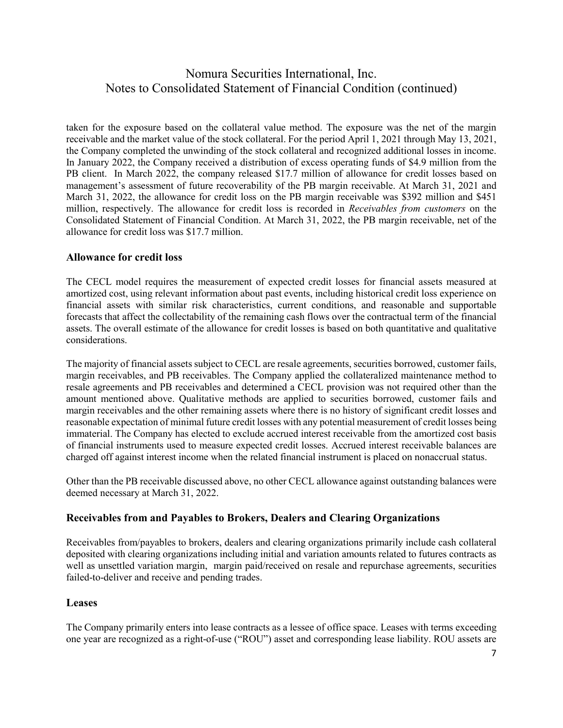taken for the exposure based on the collateral value method. The exposure was the net of the margin receivable and the market value of the stock collateral. For the period April 1, 2021 through May 13, 2021, the Company completed the unwinding of the stock collateral and recognized additional losses in income. In January 2022, the Company received a distribution of excess operating funds of $4.9 million from the PB client. In March 2022, the company released $17.7 million of allowance for credit losses based on management's assessment of future recoverability of the PB margin receivable. At March 31, 2021 and March 31, 2022, the allowance for credit loss on the PB margin receivable was $392 million and $451 million, respectively. The allowance for credit loss is recorded in *Receivables from customers* on the Consolidated Statement of Financial Condition. At March 31, 2022, the PB margin receivable, net of the allowance for credit loss was $17.7 million.

### Allowance for credit loss

The CECL model requires the measurement of expected credit losses for financial assets measured at amortized cost, using relevant information about past events, including historical credit loss experience on financial assets with similar risk characteristics, current conditions, and reasonable and supportable forecasts that affect the collectability of the remaining cash flows over the contractual term of the financial assets. The overall estimate of the allowance for credit losses is based on both quantitative and qualitative considerations.

The majority of financial assets subject to CECL are resale agreements, securities borrowed, customer fails, margin receivables, and PB receivables. The Company applied the collateralized maintenance method to resale agreements and PB receivables and determined a CECL provision was not required other than the amount mentioned above. Qualitative methods are applied to securities borrowed, customer fails and margin receivables and the other remaining assets where there is no history of significant credit losses and reasonable expectation of minimal future credit losses with any potential measurement of credit losses being immaterial. The Company has elected to exclude accrued interest receivable from the amortized cost basis of financial instruments used to measure expected credit losses. Accrued interest receivable balances are charged off against interest income when the related financial instrument is placed on nonaccrual status.

Other than the PB receivable discussed above, no other CECL allowance against outstanding balances were deemed necessary at March 31, 2022.

### Receivables from and Payables to Brokers, Dealers and Clearing Organizations

Receivables from/payables to brokers, dealers and clearing organizations primarily include cash collateral deposited with clearing organizations including initial and variation amounts related to futures contracts as well as unsettled variation margin, margin paid/received on resale and repurchase agreements, securities failed-to-deliver and receive and pending trades.

### Leases

The Company primarily enters into lease contracts as a lessee of office space. Leases with terms exceeding one year are recognized as a right-of-use ("ROU") asset and corresponding lease liability. ROU assets are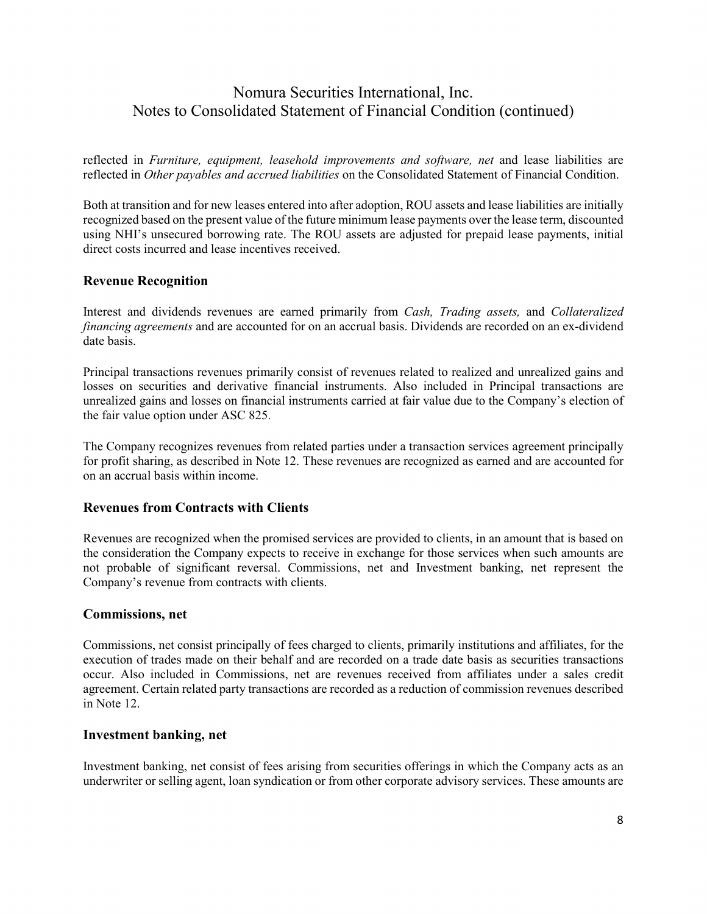reflected in *Furniture, equipment, leasehold improvements and software, net* and lease liabilities are reflected in *Other payables and accrued liabilities* on the Consolidated Statement of Financial Condition.

Both at transition and for new leases entered into after adoption, ROU assets and lease liabilities are initially recognized based on the present value of the future minimum lease payments over the lease term, discounted using NHI's unsecured borrowing rate. The ROU assets are adjusted for prepaid lease payments, initial direct costs incurred and lease incentives received.

## Revenue Recognition

Interest and dividends revenues are earned primarily from *Cash, Trading assets,* and *Collateralized financing agreements* and are accounted for on an accrual basis. Dividends are recorded on an ex-dividend date basis.

Principal transactions revenues primarily consist of revenues related to realized and unrealized gains and losses on securities and derivative financial instruments. Also included in Principal transactions are unrealized gains and losses on financial instruments carried at fair value due to the Company's election of the fair value option under ASC 825.

The Company recognizes revenues from related parties under a transaction services agreement principally for profit sharing, as described in Note 12. These revenues are recognized as earned and are accounted for on an accrual basis within income.

## Revenues from Contracts with Clients

Revenues are recognized when the promised services are provided to clients, in an amount that is based on the consideration the Company expects to receive in exchange for those services when such amounts are not probable of significant reversal. Commissions, net and Investment banking, net represent the Company's revenue from contracts with clients.

## Commissions, net

Commissions, net consist principally of fees charged to clients, primarily institutions and affiliates, for the execution of trades made on their behalf and are recorded on a trade date basis as securities transactions occur. Also included in Commissions, net are revenues received from affiliates under a sales credit agreement. Certain related party transactions are recorded as a reduction of commission revenues described in Note 12.

## Investment banking, net

Investment banking, net consist of fees arising from securities offerings in which the Company acts as an underwriter or selling agent, loan syndication or from other corporate advisory services. These amounts are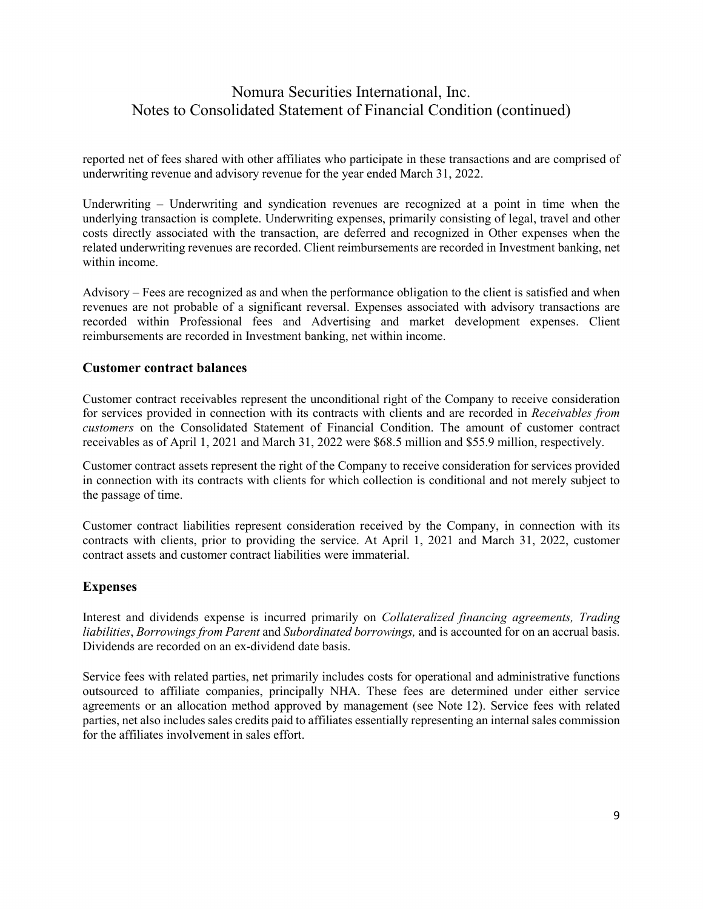reported net of fees shared with other affiliates who participate in these transactions and are comprised of underwriting revenue and advisory revenue for the year ended March 31, 2022.

Underwriting – Underwriting and syndication revenues are recognized at a point in time when the underlying transaction is complete. Underwriting expenses, primarily consisting of legal, travel and other costs directly associated with the transaction, are deferred and recognized in Other expenses when the related underwriting revenues are recorded. Client reimbursements are recorded in Investment banking, net within income.

Advisory – Fees are recognized as and when the performance obligation to the client is satisfied and when revenues are not probable of a significant reversal. Expenses associated with advisory transactions are recorded within Professional fees and Advertising and market development expenses. Client reimbursements are recorded in Investment banking, net within income.

## Customer contract balances

Customer contract receivables represent the unconditional right of the Company to receive consideration for services provided in connection with its contracts with clients and are recorded in *Receivables from customers* on the Consolidated Statement of Financial Condition. The amount of customer contract receivables as of April 1, 2021 and March 31, 2022 were $68.5 million and $55.9 million, respectively.

Customer contract assets represent the right of the Company to receive consideration for services provided in connection with its contracts with clients for which collection is conditional and not merely subject to the passage of time.

Customer contract liabilities represent consideration received by the Company, in connection with its contracts with clients, prior to providing the service. At April 1, 2021 and March 31, 2022, customer contract assets and customer contract liabilities were immaterial.

## Expenses

Interest and dividends expense is incurred primarily on *Collateralized financing agreements, Trading liabilities*, *Borrowings from Parent* and *Subordinated borrowings,* and is accounted for on an accrual basis. Dividends are recorded on an ex-dividend date basis.

Service fees with related parties, net primarily includes costs for operational and administrative functions outsourced to affiliate companies, principally NHA. These fees are determined under either service agreements or an allocation method approved by management (see Note 12). Service fees with related parties, net also includes sales credits paid to affiliates essentially representing an internal sales commission for the affiliates involvement in sales effort.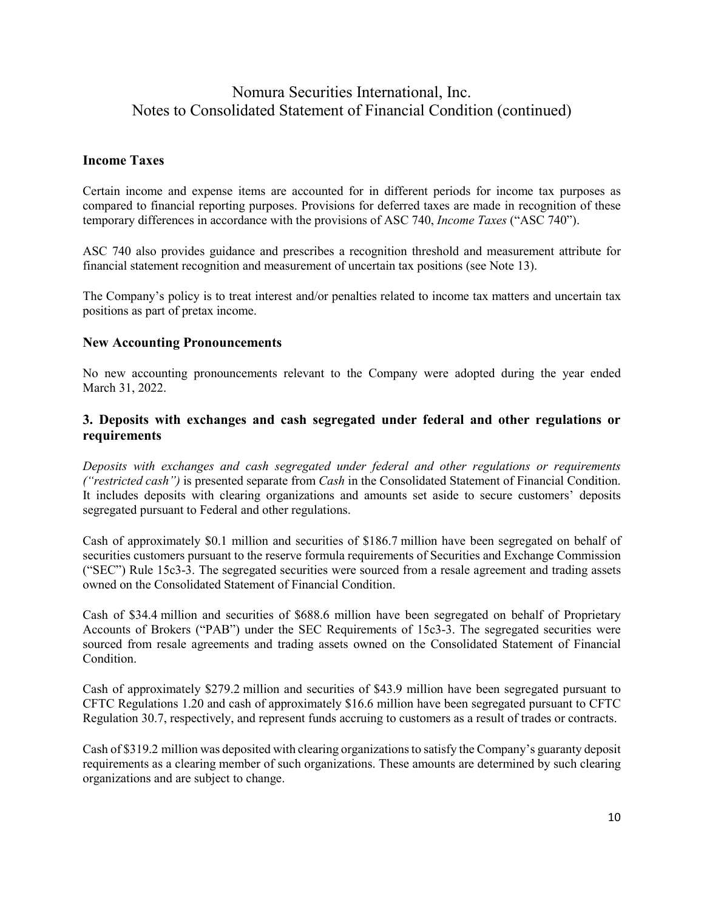## Income Taxes

Certain income and expense items are accounted for in different periods for income tax purposes as compared to financial reporting purposes. Provisions for deferred taxes are made in recognition of these temporary differences in accordance with the provisions of ASC 740, *Income Taxes* ("ASC 740").

ASC 740 also provides guidance and prescribes a recognition threshold and measurement attribute for financial statement recognition and measurement of uncertain tax positions (see Note 13).

The Company's policy is to treat interest and/or penalties related to income tax matters and uncertain tax positions as part of pretax income.

## New Accounting Pronouncements

No new accounting pronouncements relevant to the Company were adopted during the year ended March 31, 2022.

## 3. Deposits with exchanges and cash segregated under federal and other regulations or requirements

*Deposits with exchanges and cash segregated under federal and other regulations or requirements ("restricted cash")* is presented separate from *Cash* in the Consolidated Statement of Financial Condition. It includes deposits with clearing organizations and amounts set aside to secure customers' deposits segregated pursuant to Federal and other regulations.

Cash of approximately $0.1 million and securities of $186.7 million have been segregated on behalf of securities customers pursuant to the reserve formula requirements of Securities and Exchange Commission ("SEC") Rule 15c3-3. The segregated securities were sourced from a resale agreement and trading assets owned on the Consolidated Statement of Financial Condition.

Cash of $34.4 million and securities of $688.6 million have been segregated on behalf of Proprietary Accounts of Brokers ("PAB") under the SEC Requirements of 15c3-3. The segregated securities were sourced from resale agreements and trading assets owned on the Consolidated Statement of Financial Condition.

Cash of approximately $279.2 million and securities of $43.9 million have been segregated pursuant to CFTC Regulations 1.20 and cash of approximately $16.6 million have been segregated pursuant to CFTC Regulation 30.7, respectively, and represent funds accruing to customers as a result of trades or contracts.

Cash of $319.2 million was deposited with clearing organizations to satisfy the Company's guaranty deposit requirements as a clearing member of such organizations. These amounts are determined by such clearing organizations and are subject to change.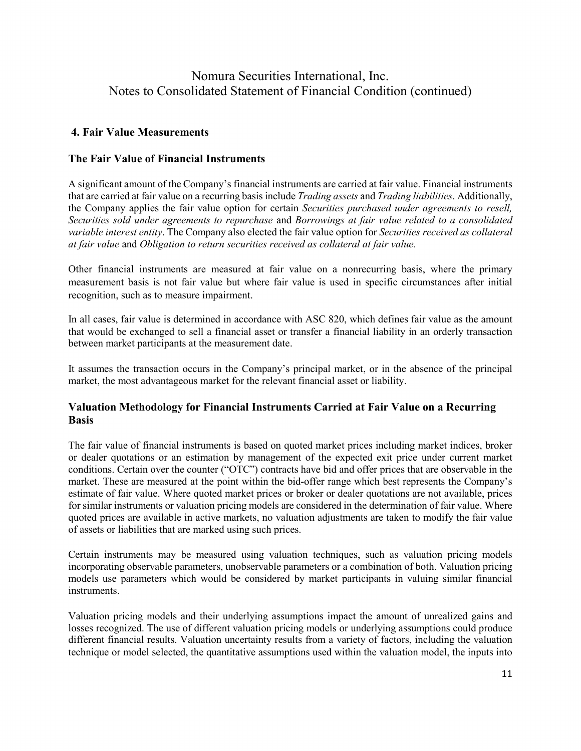## 4. Fair Value Measurements

### The Fair Value of Financial Instruments

A significant amount of the Company's financial instruments are carried at fair value. Financial instruments that are carried at fair value on a recurring basis include *Trading assets* and *Trading liabilities*. Additionally, the Company applies the fair value option for certain *Securities purchased under agreements to resell, Securities sold under agreements to repurchase* and *Borrowings at fair value related to a consolidated variable interest entity*. The Company also elected the fair value option for *Securities received as collateral at fair value* and *Obligation to return securities received as collateral at fair value.*

Other financial instruments are measured at fair value on a nonrecurring basis, where the primary measurement basis is not fair value but where fair value is used in specific circumstances after initial recognition, such as to measure impairment.

In all cases, fair value is determined in accordance with ASC 820, which defines fair value as the amount that would be exchanged to sell a financial asset or transfer a financial liability in an orderly transaction between market participants at the measurement date.

It assumes the transaction occurs in the Company's principal market, or in the absence of the principal market, the most advantageous market for the relevant financial asset or liability.

### Valuation Methodology for Financial Instruments Carried at Fair Value on a Recurring Basis

The fair value of financial instruments is based on quoted market prices including market indices, broker or dealer quotations or an estimation by management of the expected exit price under current market conditions. Certain over the counter ("OTC") contracts have bid and offer prices that are observable in the market. These are measured at the point within the bid-offer range which best represents the Company's estimate of fair value. Where quoted market prices or broker or dealer quotations are not available, prices for similar instruments or valuation pricing models are considered in the determination of fair value. Where quoted prices are available in active markets, no valuation adjustments are taken to modify the fair value of assets or liabilities that are marked using such prices.

Certain instruments may be measured using valuation techniques, such as valuation pricing models incorporating observable parameters, unobservable parameters or a combination of both. Valuation pricing models use parameters which would be considered by market participants in valuing similar financial instruments.

Valuation pricing models and their underlying assumptions impact the amount of unrealized gains and losses recognized. The use of different valuation pricing models or underlying assumptions could produce different financial results. Valuation uncertainty results from a variety of factors, including the valuation technique or model selected, the quantitative assumptions used within the valuation model, the inputs into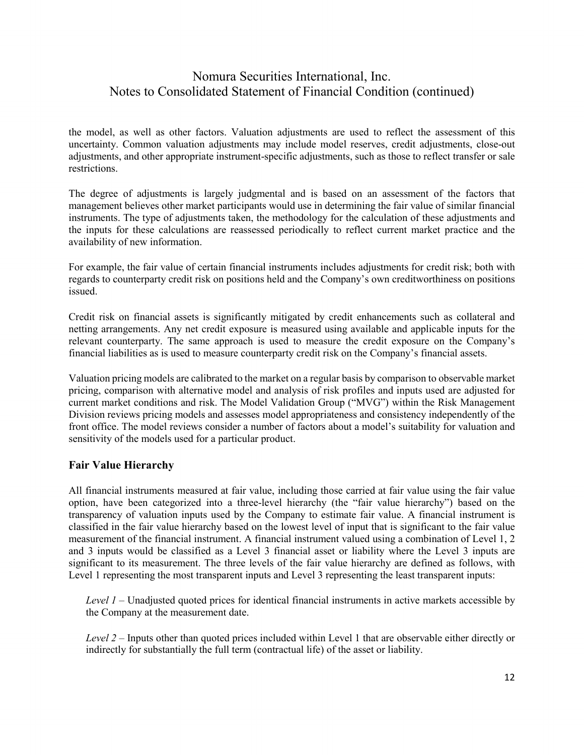the model, as well as other factors. Valuation adjustments are used to reflect the assessment of this uncertainty. Common valuation adjustments may include model reserves, credit adjustments, close-out adjustments, and other appropriate instrument-specific adjustments, such as those to reflect transfer or sale restrictions.

The degree of adjustments is largely judgmental and is based on an assessment of the factors that management believes other market participants would use in determining the fair value of similar financial instruments. The type of adjustments taken, the methodology for the calculation of these adjustments and the inputs for these calculations are reassessed periodically to reflect current market practice and the availability of new information.

For example, the fair value of certain financial instruments includes adjustments for credit risk; both with regards to counterparty credit risk on positions held and the Company's own creditworthiness on positions issued.

Credit risk on financial assets is significantly mitigated by credit enhancements such as collateral and netting arrangements. Any net credit exposure is measured using available and applicable inputs for the relevant counterparty. The same approach is used to measure the credit exposure on the Company's financial liabilities as is used to measure counterparty credit risk on the Company's financial assets.

Valuation pricing models are calibrated to the market on a regular basis by comparison to observable market pricing, comparison with alternative model and analysis of risk profiles and inputs used are adjusted for current market conditions and risk. The Model Validation Group ("MVG") within the Risk Management Division reviews pricing models and assesses model appropriateness and consistency independently of the front office. The model reviews consider a number of factors about a model's suitability for valuation and sensitivity of the models used for a particular product.

## Fair Value Hierarchy

All financial instruments measured at fair value, including those carried at fair value using the fair value option, have been categorized into a three-level hierarchy (the "fair value hierarchy") based on the transparency of valuation inputs used by the Company to estimate fair value. A financial instrument is classified in the fair value hierarchy based on the lowest level of input that is significant to the fair value measurement of the financial instrument. A financial instrument valued using a combination of Level 1, 2 and 3 inputs would be classified as a Level 3 financial asset or liability where the Level 3 inputs are significant to its measurement. The three levels of the fair value hierarchy are defined as follows, with Level 1 representing the most transparent inputs and Level 3 representing the least transparent inputs:

*Level 1* – Unadjusted quoted prices for identical financial instruments in active markets accessible by the Company at the measurement date.

*Level 2* – Inputs other than quoted prices included within Level 1 that are observable either directly or indirectly for substantially the full term (contractual life) of the asset or liability.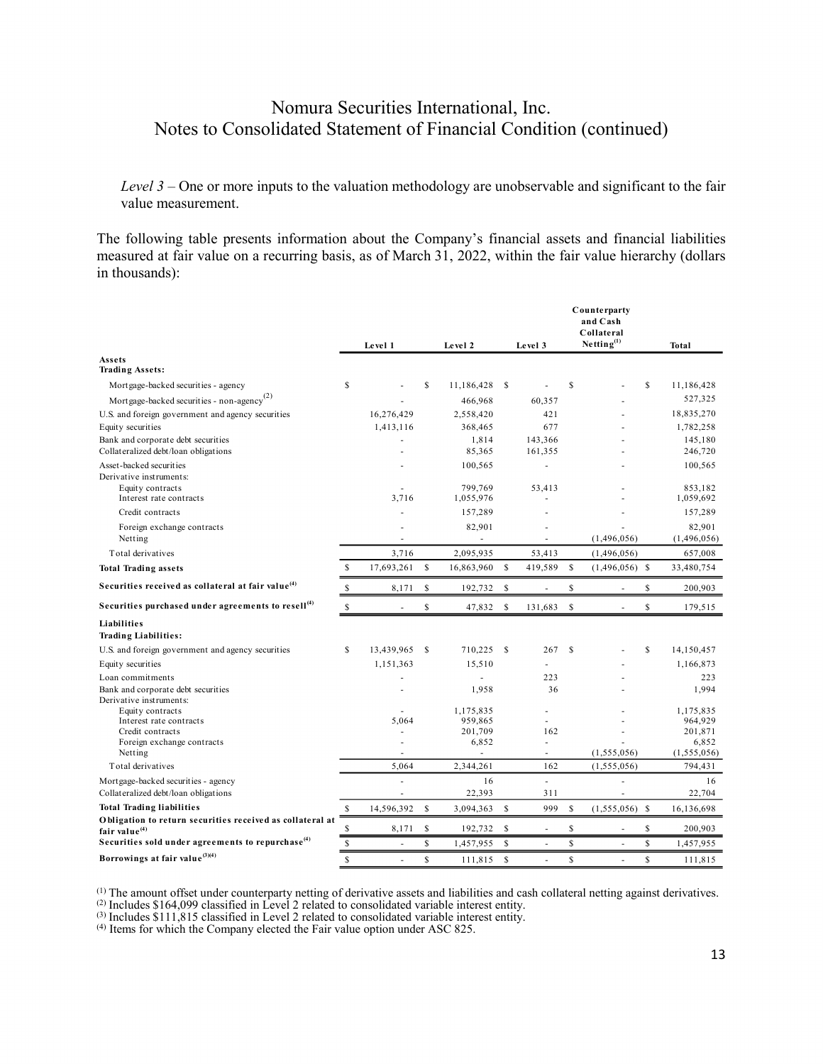*Level 3* – One or more inputs to the valuation methodology are unobservable and significant to the fair value measurement.

The following table presents information about the Company's financial assets and financial liabilities measured at fair value on a recurring basis, as of March 31, 2022, within the fair value hierarchy (dollars in thousands):

| | Level 1 | Level 2 | Level 3 | Counterparty and Cash Collateral Netting[(1)] | Total |
|---|---|---|---|---|---|
| **Assets** | | | | | |
| **Trading Assets:** | | | | | |
| Mortgage-backed securities - agency | $ - | $ 11,186,428 | $ - | $ - | $ 11,186,428 |
| Mortgage-backed securities - non-agency[(2)] | - | 466,968 | 60,357 | - | 527,325 |
| U.S. and foreign government and agency securities | 16,276,429 | 2,558,420 | 421 | - | 18,835,270 |
| Equity securities | 1,413,116 | 368,465 | 677 | - | 1,782,258 |
| Bank and corporate debt securities | - | 1,814 | 143,366 | - | 145,180 |
| Collateralized debt/loan obligations | - | 85,365 | 161,355 | - | 246,720 |
| Asset-backed securities | - | 100,565 | - | - | 100,565 |
| Derivative instruments: | | | | | |
| Equity contracts | - | 799,769 | 53,413 | - | 853,182 |
| Interest rate contracts | 3,716 | 1,055,976 | - | - | 1,059,692 |
| Credit contracts | - | 157,289 | - | - | 157,289 |
| Foreign exchange contracts | - | 82,901 | - | - | 82,901 |
| Netting | - | - | - | (1,496,056) | (1,496,056) |
| Total derivatives | 3,716 | 2,095,935 | 53,413 | (1,496,056) | 657,008 |
| **Total Trading assets** | $ 17,693,261 | $ 16,863,960 | $ 419,589 | $ (1,496,056) | $ 33,480,754 |
| **Securities received as collateral at fair value[(4)]** | $ 8,171 | $ 192,732 | $ - | $ - | $ 200,903 |
| **Securities purchased under agreements to resell[(4)]** | $ - | $ 47,832 | $ 131,683 | $ - | $ 179,515 |
| **Liabilities** | | | | | |
| **Trading Liabilities:** | | | | | |
| U.S. and foreign government and agency securities | $ 13,439,965 | $ 710,225 | $ 267 | $ - | $ 14,150,457 |
| Equity securities | 1,151,363 | 15,510 | - | - | 1,166,873 |
| Loan commitments | - | - | 223 | - | 223 |
| Bank and corporate debt securities | - | 1,958 | 36 | - | 1,994 |
| Derivative instruments: | | | | | |
| Equity contracts | - | 1,175,835 | - | - | 1,175,835 |
| Interest rate contracts | 5,064 | 959,865 | - | - | 964,929 |
| Credit contracts | - | 201,709 | 162 | - | 201,871 |
| Foreign exchange contracts | - | 6,852 | - | - | 6,852 |
| Netting | - | - | - | (1,555,056) | (1,555,056) |
| Total derivatives | 5,064 | 2,344,261 | 162 | (1,555,056) | 794,431 |
| Mortgage-backed securities - agency | - | 16 | - | - | 16 |
| Collateralized debt/loan obligations | - | 22,393 | 311 | - | 22,704 |
| **Total Trading liabilities** | $ 14,596,392 | $ 3,094,363 | $ 999 | $ (1,555,056) | $ 16,136,698 |
| **Obligation to return securities received as collateral at fair value[(4)]** | $ 8,171 | $ 192,732 | $ - | $ - | $ 200,903 |
| **Securities sold under agreements to repurchase[(4)]** | $ - | $ 1,457,955 | $ - | $ - | $ 1,457,955 |
| **Borrowings at fair value[(3)(4)]** | $ - | $ 111,815 | $ - | $ - | $ 111,815 |

(1) The amount offset under counterparty netting of derivative assets and liabilities and cash collateral netting against derivatives.
(2) Includes $164,099 classified in Level 2 related to consolidated variable interest entity.
(3) Includes $111,815 classified in Level 2 related to consolidated variable interest entity.
(4) Items for which the Company elected the Fair value option under ASC 825.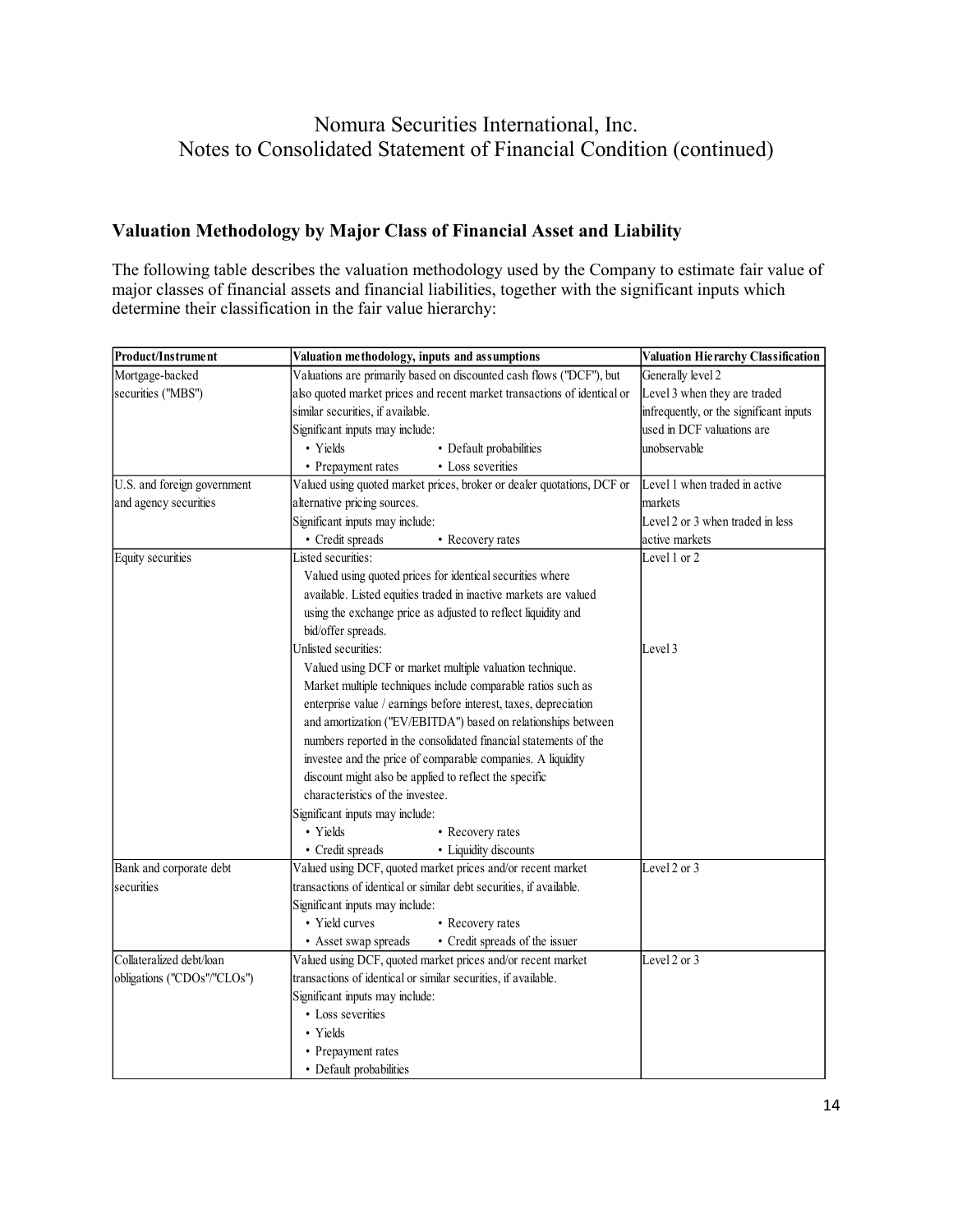## Valuation Methodology by Major Class of Financial Asset and Liability

The following table describes the valuation methodology used by the Company to estimate fair value of major classes of financial assets and financial liabilities, together with the significant inputs which determine their classification in the fair value hierarchy:

| Product/Instrument | Valuation methodology, inputs and assumptions | Valuation Hierarchy Classification |
|---|---|---|
| Mortgage-backed securities ("MBS") | Valuations are primarily based on discounted cash flows ("DCF"), but also quoted market prices and recent market transactions of identical or similar securities, if available.<br>Significant inputs may include:<br>• Yields • Default probabilities<br>• Prepayment rates • Loss severities | Generally level 2<br>Level 3 when they are traded infrequently, or the significant inputs used in DCF valuations are unobservable |
| U.S. and foreign government and agency securities | Valued using quoted market prices, broker or dealer quotations, DCF or alternative pricing sources.<br>Significant inputs may include:<br>• Credit spreads • Recovery rates | Level 1 when traded in active markets<br>Level 2 or 3 when traded in less active markets |
| Equity securities | Listed securities:<br>Valued using quoted prices for identical securities where available. Listed equities traded in inactive markets are valued using the exchange price as adjusted to reflect liquidity and bid/offer spreads. | Level 1 or 2 |
| | Unlisted securities:<br>Valued using DCF or market multiple valuation technique. Market multiple techniques include comparable ratios such as enterprise value / earnings before interest, taxes, depreciation and amortization ("EV/EBITDA") based on relationships between numbers reported in the consolidated financial statements of the investee and the price of comparable companies. A liquidity discount might also be applied to reflect the specific characteristics of the investee.<br>Significant inputs may include:<br>• Yields • Recovery rates<br>• Credit spreads • Liquidity discounts | Level 3 |
| Bank and corporate debt securities | Valued using DCF, quoted market prices and/or recent market transactions of identical or similar debt securities, if available.<br>Significant inputs may include:<br>• Yield curves • Recovery rates<br>• Asset swap spreads • Credit spreads of the issuer | Level 2 or 3 |
| Collateralized debt/loan obligations ("CDOs"/"CLOs") | Valued using DCF, quoted market prices and/or recent market transactions of identical or similar securities, if available.<br>Significant inputs may include:<br>• Loss severities<br>• Yields<br>• Prepayment rates<br>• Default probabilities | Level 2 or 3 |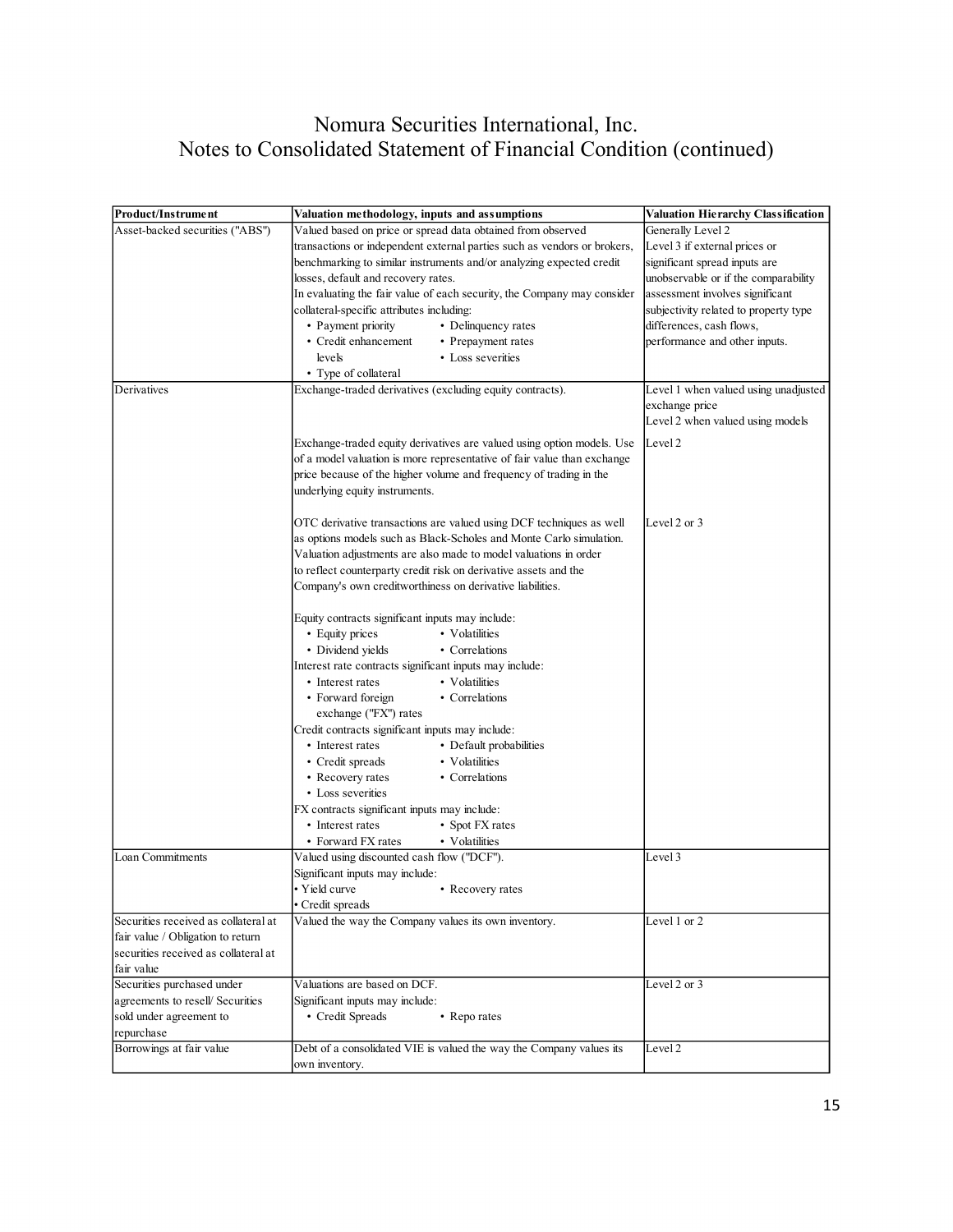# Nomura Securities International, Inc.
## Notes to Consolidated Statement of Financial Condition (continued)

| Product/Instrument | Valuation methodology, inputs and assumptions | Valuation Hierarchy Classification |
|---|---|---|
| Asset-backed securities ("ABS") | Valued based on price or spread data obtained from observed transactions or independent external parties such as vendors or brokers, benchmarking to similar instruments and/or analyzing expected credit losses, default and recovery rates.<br>In evaluating the fair value of each security, the Company may consider collateral-specific attributes including:<br>• Payment priority • Delinquency rates<br>• Credit enhancement levels • Prepayment rates<br>• Type of collateral • Loss severities | Generally Level 2<br>Level 3 if external prices or significant spread inputs are unobservable or if the comparability assessment involves significant subjectivity related to property type differences, cash flows, performance and other inputs. |
| Derivatives | Exchange-traded derivatives (excluding equity contracts). | Level 1 when valued using unadjusted exchange price<br>Level 2 when valued using models |
| | Exchange-traded equity derivatives are valued using option models. Use of a model valuation is more representative of fair value than exchange price because of the higher volume and frequency of trading in the underlying equity instruments. | Level 2 |
| | OTC derivative transactions are valued using DCF techniques as well as options models such as Black-Scholes and Monte Carlo simulation. Valuation adjustments are also made to model valuations in order to reflect counterparty credit risk on derivative assets and the Company's own creditworthiness on derivative liabilities.<br><br>Equity contracts significant inputs may include:<br>• Equity prices • Volatilities<br>• Dividend yields • Correlations<br>Interest rate contracts significant inputs may include:<br>• Interest rates • Volatilities<br>• Forward foreign exchange ("FX") rates • Correlations<br>Credit contracts significant inputs may include:<br>• Interest rates • Default probabilities<br>• Credit spreads • Volatilities<br>• Recovery rates • Correlations<br>• Loss severities<br>FX contracts significant inputs may include:<br>• Interest rates • Spot FX rates<br>• Forward FX rates • Volatilities | Level 2 or 3 |
| Loan Commitments | Valued using discounted cash flow ("DCF").<br>Significant inputs may include:<br>• Yield curve • Recovery rates<br>• Credit spreads | Level 3 |
| Securities received as collateral at fair value / Obligation to return securities received as collateral at fair value | Valued the way the Company values its own inventory. | Level 1 or 2 |
| Securities purchased under agreements to resell/ Securities sold under agreement to repurchase | Valuations are based on DCF.<br>Significant inputs may include:<br>• Credit Spreads • Repo rates | Level 2 or 3 |
| Borrowings at fair value | Debt of a consolidated VIE is valued the way the Company values its own inventory. | Level 2 |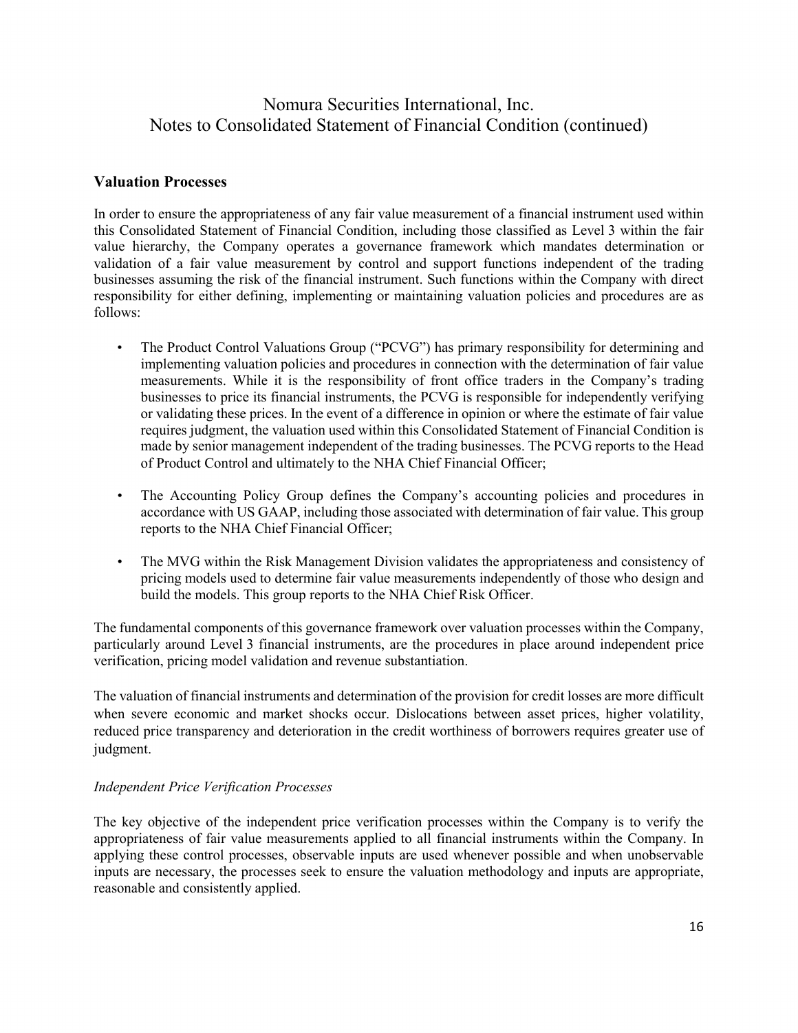## Valuation Processes

In order to ensure the appropriateness of any fair value measurement of a financial instrument used within this Consolidated Statement of Financial Condition, including those classified as Level 3 within the fair value hierarchy, the Company operates a governance framework which mandates determination or validation of a fair value measurement by control and support functions independent of the trading businesses assuming the risk of the financial instrument. Such functions within the Company with direct responsibility for either defining, implementing or maintaining valuation policies and procedures are as follows:

- The Product Control Valuations Group ("PCVG") has primary responsibility for determining and implementing valuation policies and procedures in connection with the determination of fair value measurements. While it is the responsibility of front office traders in the Company's trading businesses to price its financial instruments, the PCVG is responsible for independently verifying or validating these prices. In the event of a difference in opinion or where the estimate of fair value requires judgment, the valuation used within this Consolidated Statement of Financial Condition is made by senior management independent of the trading businesses. The PCVG reports to the Head of Product Control and ultimately to the NHA Chief Financial Officer;

- The Accounting Policy Group defines the Company's accounting policies and procedures in accordance with US GAAP, including those associated with determination of fair value. This group reports to the NHA Chief Financial Officer;

- The MVG within the Risk Management Division validates the appropriateness and consistency of pricing models used to determine fair value measurements independently of those who design and build the models. This group reports to the NHA Chief Risk Officer.

The fundamental components of this governance framework over valuation processes within the Company, particularly around Level 3 financial instruments, are the procedures in place around independent price verification, pricing model validation and revenue substantiation.

The valuation of financial instruments and determination of the provision for credit losses are more difficult when severe economic and market shocks occur. Dislocations between asset prices, higher volatility, reduced price transparency and deterioration in the credit worthiness of borrowers requires greater use of judgment.

*Independent Price Verification Processes*

The key objective of the independent price verification processes within the Company is to verify the appropriateness of fair value measurements applied to all financial instruments within the Company. In applying these control processes, observable inputs are used whenever possible and when unobservable inputs are necessary, the processes seek to ensure the valuation methodology and inputs are appropriate, reasonable and consistently applied.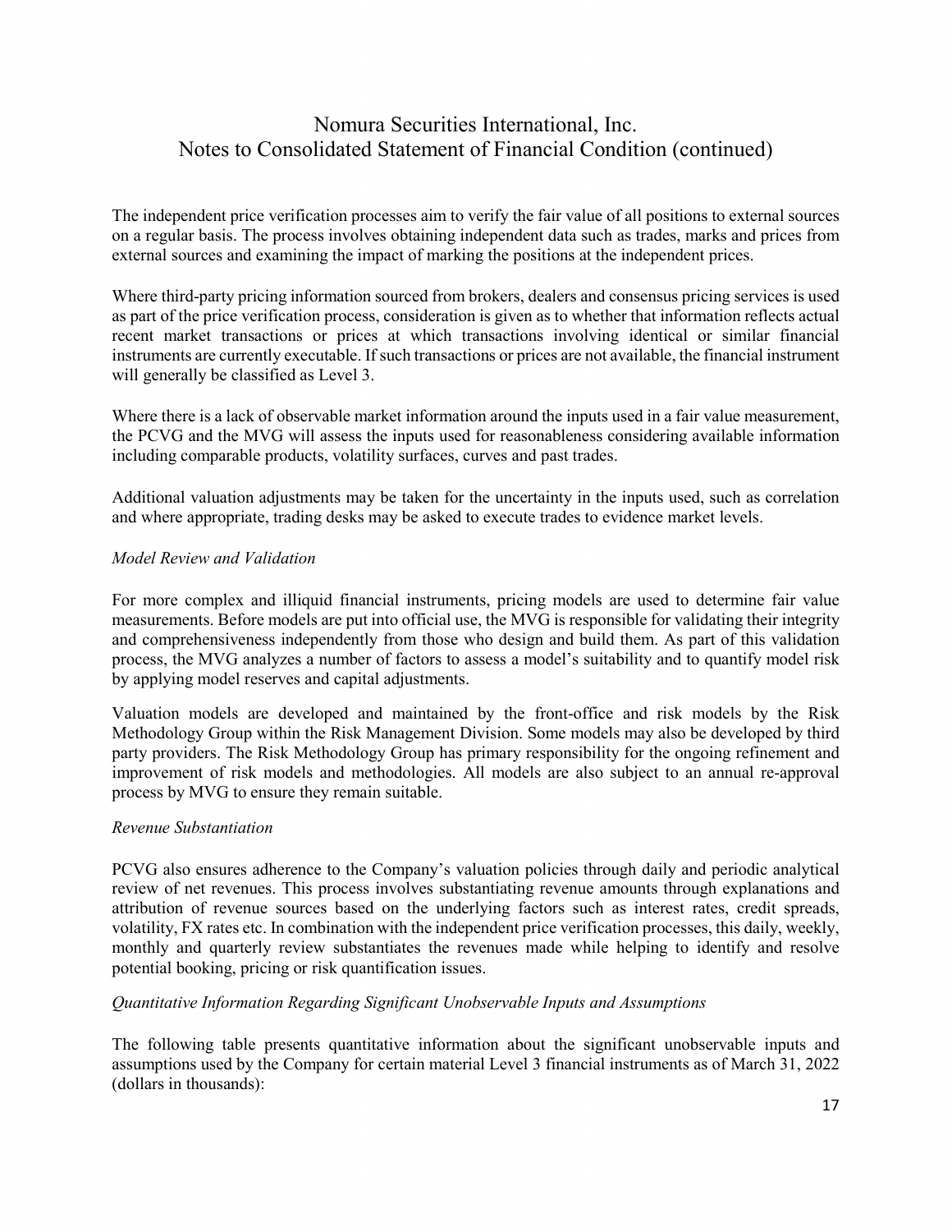The independent price verification processes aim to verify the fair value of all positions to external sources on a regular basis. The process involves obtaining independent data such as trades, marks and prices from external sources and examining the impact of marking the positions at the independent prices.

Where third-party pricing information sourced from brokers, dealers and consensus pricing services is used as part of the price verification process, consideration is given as to whether that information reflects actual recent market transactions or prices at which transactions involving identical or similar financial instruments are currently executable. If such transactions or prices are not available, the financial instrument will generally be classified as Level 3.

Where there is a lack of observable market information around the inputs used in a fair value measurement, the PCVG and the MVG will assess the inputs used for reasonableness considering available information including comparable products, volatility surfaces, curves and past trades.

Additional valuation adjustments may be taken for the uncertainty in the inputs used, such as correlation and where appropriate, trading desks may be asked to execute trades to evidence market levels.

*Model Review and Validation*

For more complex and illiquid financial instruments, pricing models are used to determine fair value measurements. Before models are put into official use, the MVG is responsible for validating their integrity and comprehensiveness independently from those who design and build them. As part of this validation process, the MVG analyzes a number of factors to assess a model's suitability and to quantify model risk by applying model reserves and capital adjustments.

Valuation models are developed and maintained by the front-office and risk models by the Risk Methodology Group within the Risk Management Division. Some models may also be developed by third party providers. The Risk Methodology Group has primary responsibility for the ongoing refinement and improvement of risk models and methodologies. All models are also subject to an annual re-approval process by MVG to ensure they remain suitable.

*Revenue Substantiation*

PCVG also ensures adherence to the Company's valuation policies through daily and periodic analytical review of net revenues. This process involves substantiating revenue amounts through explanations and attribution of revenue sources based on the underlying factors such as interest rates, credit spreads, volatility, FX rates etc. In combination with the independent price verification processes, this daily, weekly, monthly and quarterly review substantiates the revenues made while helping to identify and resolve potential booking, pricing or risk quantification issues.

*Quantitative Information Regarding Significant Unobservable Inputs and Assumptions*

The following table presents quantitative information about the significant unobservable inputs and assumptions used by the Company for certain material Level 3 financial instruments as of March 31, 2022 (dollars in thousands):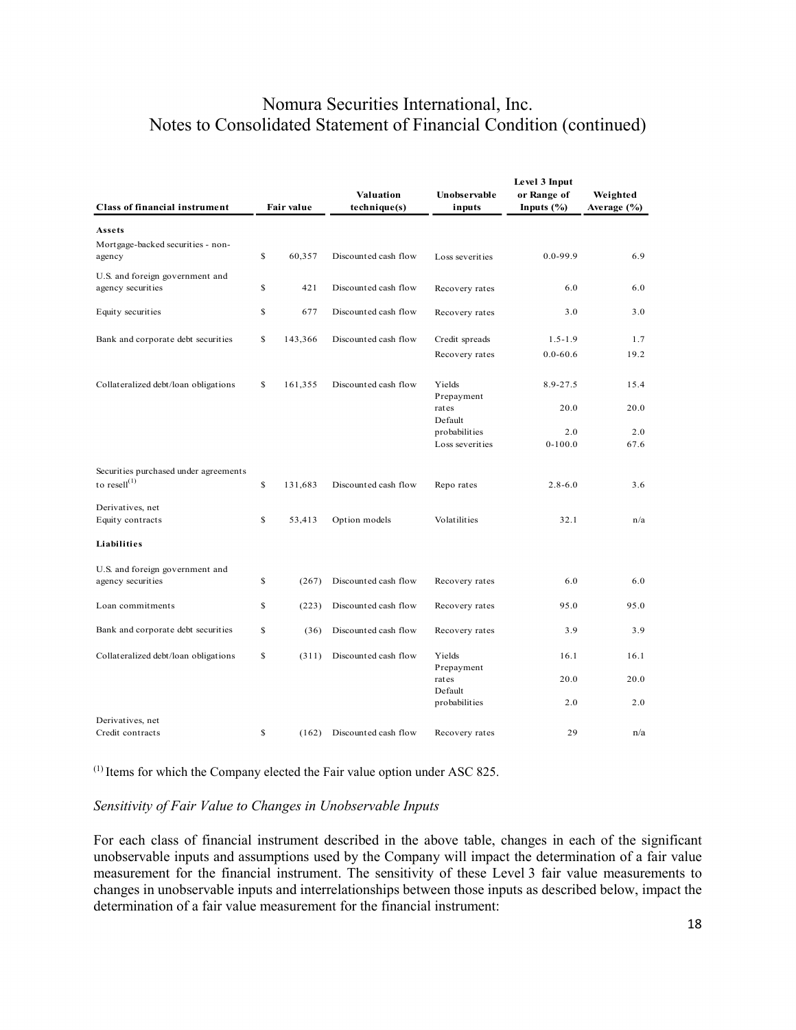| Class of financial instrument | Fair value | Valuation technique(s) | Unobservable inputs | Level 3 Input or Range of Inputs (%) | Weighted Average (%) |
|---|---|---|---|---|---|
| **Assets** | | | | | |
| Mortgage-backed securities - non-agency | $ 60,357 | Discounted cash flow | Loss severities | 0.0-99.9 | 6.9 |
| U.S. and foreign government and agency securities | $ 421 | Discounted cash flow | Recovery rates | 6.0 | 6.0 |
| Equity securities | $ 677 | Discounted cash flow | Recovery rates | 3.0 | 3.0 |
| Bank and corporate debt securities | $ 143,366 | Discounted cash flow | Credit spreads | 1.5-1.9 | 1.7 |
| | | | Recovery rates | 0.0-60.6 | 19.2 |
| Collateralized debt/loan obligations | $ 161,355 | Discounted cash flow | Yields | 8.9-27.5 | 15.4 |
| | | | Prepayment rates | 20.0 | 20.0 |
| | | | Default probabilities | 2.0 | 2.0 |
| | | | Loss severities | 0-100.0 | 67.6 |
| Securities purchased under agreements to resell[(1)] | $ 131,683 | Discounted cash flow | Repo rates | 2.8-6.0 | 3.6 |
| Derivatives, net<br>Equity contracts | $ 53,413 | Option models | Volatilities | 32.1 | n/a |
| **Liabilities** | | | | | |
| U.S. and foreign government and agency securities | $ (267) | Discounted cash flow | Recovery rates | 6.0 | 6.0 |
| Loan commitments | $ (223) | Discounted cash flow | Recovery rates | 95.0 | 95.0 |
| Bank and corporate debt securities | $ (36) | Discounted cash flow | Recovery rates | 3.9 | 3.9 |
| Collateralized debt/loan obligations | $ (311) | Discounted cash flow | Yields | 16.1 | 16.1 |
| | | | Prepayment rates | 20.0 | 20.0 |
| | | | Default probabilities | 2.0 | 2.0 |
| Derivatives, net<br>Credit contracts | $ (162) | Discounted cash flow | Recovery rates | 29 | n/a |

[(1)] Items for which the Company elected the Fair value option under ASC 825.

*Sensitivity of Fair Value to Changes in Unobservable Inputs*

For each class of financial instrument described in the above table, changes in each of the significant unobservable inputs and assumptions used by the Company will impact the determination of a fair value measurement for the financial instrument. The sensitivity of these Level 3 fair value measurements to changes in unobservable inputs and interrelationships between those inputs as described below, impact the determination of a fair value measurement for the financial instrument: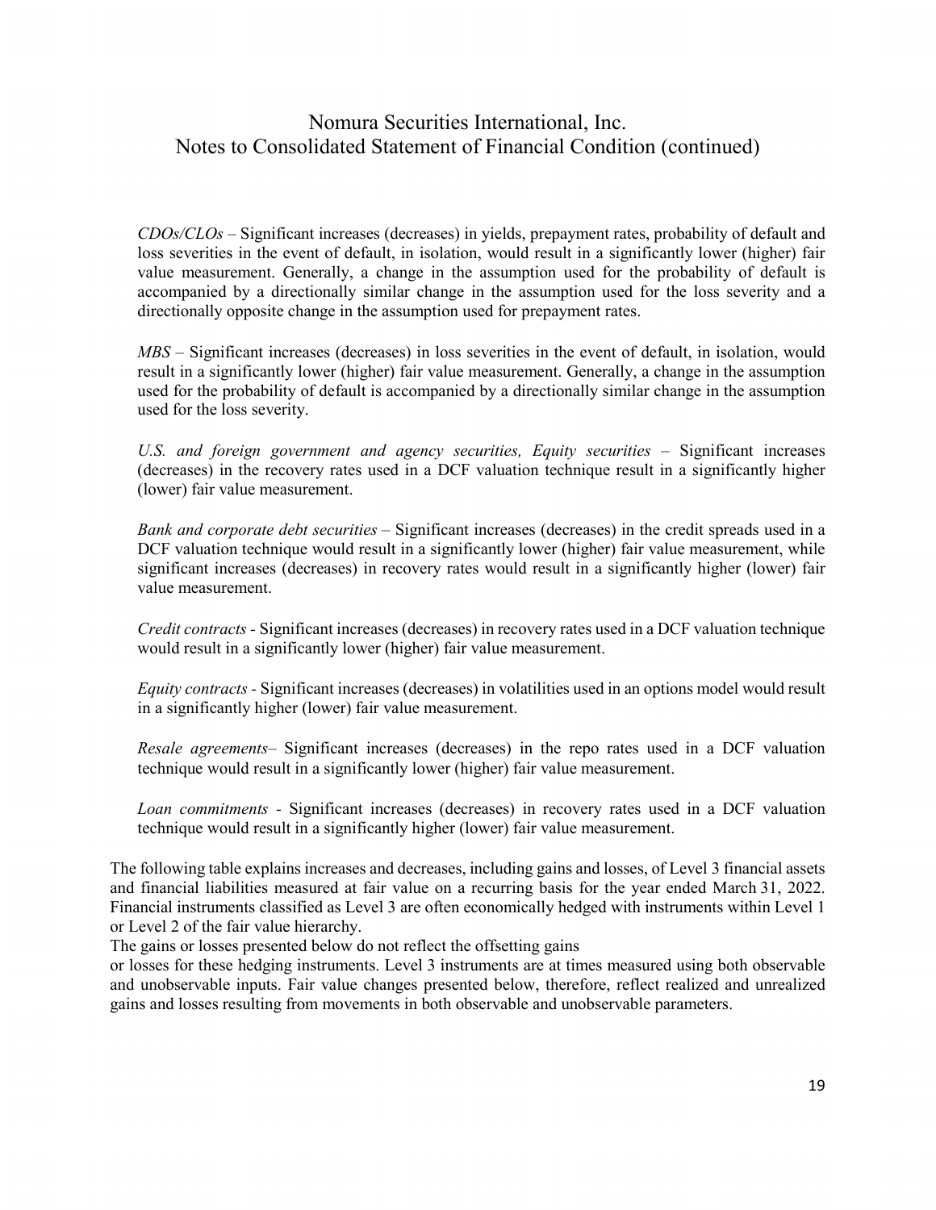*CDOs/CLOs* – Significant increases (decreases) in yields, prepayment rates, probability of default and loss severities in the event of default, in isolation, would result in a significantly lower (higher) fair value measurement. Generally, a change in the assumption used for the probability of default is accompanied by a directionally similar change in the assumption used for the loss severity and a directionally opposite change in the assumption used for prepayment rates.

*MBS* – Significant increases (decreases) in loss severities in the event of default, in isolation, would result in a significantly lower (higher) fair value measurement. Generally, a change in the assumption used for the probability of default is accompanied by a directionally similar change in the assumption used for the loss severity.

*U.S. and foreign government and agency securities, Equity securities* – Significant increases (decreases) in the recovery rates used in a DCF valuation technique result in a significantly higher (lower) fair value measurement.

*Bank and corporate debt securities* – Significant increases (decreases) in the credit spreads used in a DCF valuation technique would result in a significantly lower (higher) fair value measurement, while significant increases (decreases) in recovery rates would result in a significantly higher (lower) fair value measurement.

*Credit contracts* - Significant increases (decreases) in recovery rates used in a DCF valuation technique would result in a significantly lower (higher) fair value measurement.

*Equity contracts* - Significant increases (decreases) in volatilities used in an options model would result in a significantly higher (lower) fair value measurement.

*Resale agreements*– Significant increases (decreases) in the repo rates used in a DCF valuation technique would result in a significantly lower (higher) fair value measurement.

*Loan commitments* - Significant increases (decreases) in recovery rates used in a DCF valuation technique would result in a significantly higher (lower) fair value measurement.

The following table explains increases and decreases, including gains and losses, of Level 3 financial assets and financial liabilities measured at fair value on a recurring basis for the year ended March 31, 2022. Financial instruments classified as Level 3 are often economically hedged with instruments within Level 1 or Level 2 of the fair value hierarchy.
The gains or losses presented below do not reflect the offsetting gains
or losses for these hedging instruments. Level 3 instruments are at times measured using both observable and unobservable inputs. Fair value changes presented below, therefore, reflect realized and unrealized gains and losses resulting from movements in both observable and unobservable parameters.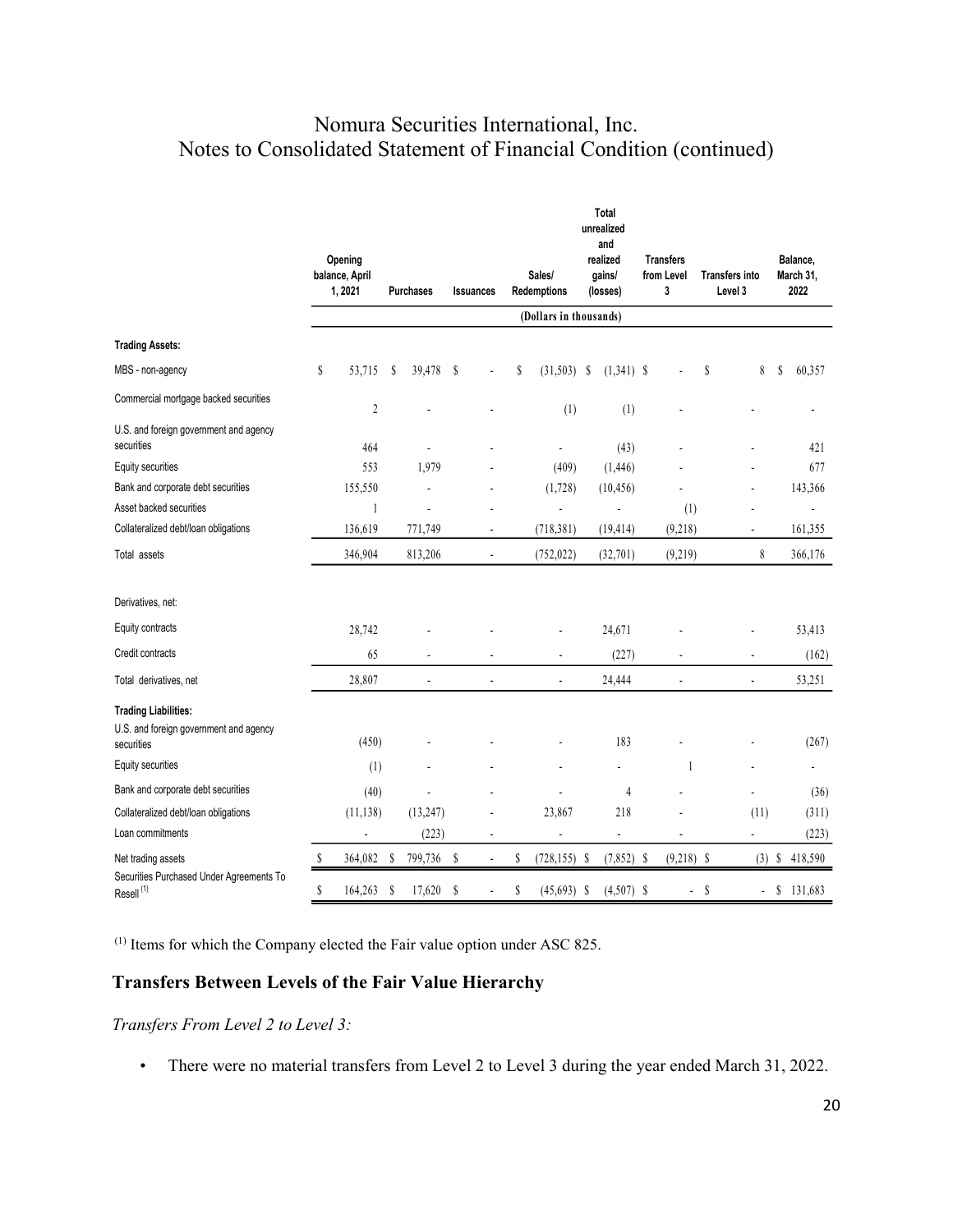# Nomura Securities International, Inc.
# Notes to Consolidated Statement of Financial Condition (continued)

| | Opening balance, April 1, 2021 | Purchases | Issuances | Sales/ Redemptions | Total unrealized and realized gains/ (losses) | Transfers from Level 3 | Transfers into Level 3 | Balance, March 31, 2022 |
|---|---|---|---|---|---|---|---|---|
| | (Dollars in thousands) | | | | | | | |
| **Trading Assets:** | | | | | | | | |
| MBS - non-agency | $ 53,715 | $ 39,478 | $ - | $ (31,503) | $ (1,341) | $ - | $ 8 | $ 60,357 |
| Commercial mortgage backed securities | 2 | - | - | (1) | (1) | - | - | - |
| U.S. and foreign government and agency securities | 464 | - | - | - | (43) | - | - | 421 |
| Equity securities | 553 | 1,979 | - | (409) | (1,446) | - | - | 677 |
| Bank and corporate debt securities | 155,550 | - | - | (1,728) | (10,456) | - | - | 143,366 |
| Asset backed securities | 1 | - | - | - | - | (1) | - | - |
| Collateralized debt/loan obligations | 136,619 | 771,749 | - | (718,381) | (19,414) | (9,218) | - | 161,355 |
| Total assets | 346,904 | 813,206 | - | (752,022) | (32,701) | (9,219) | 8 | 366,176 |
| Derivatives, net: | | | | | | | | |
| Equity contracts | 28,742 | - | - | - | 24,671 | - | - | 53,413 |
| Credit contracts | 65 | - | - | - | (227) | - | - | (162) |
| Total derivatives, net | 28,807 | - | - | - | 24,444 | - | - | 53,251 |
| **Trading Liabilities:** | | | | | | | | |
| U.S. and foreign government and agency securities | (450) | - | - | - | 183 | - | - | (267) |
| Equity securities | (1) | - | - | - | - | 1 | - | - |
| Bank and corporate debt securities | (40) | - | - | - | 4 | - | - | (36) |
| Collateralized debt/loan obligations | (11,138) | (13,247) | - | 23,867 | 218 | - | (11) | (311) |
| Loan commitments | - | (223) | - | - | - | - | - | (223) |
| Net trading assets | $ 364,082 | $ 799,736 | $ - | $ (728,155) | $ (7,852) | $ (9,218) | $ (3) | $ 418,590 |
| Securities Purchased Under Agreements To Resell [(1)] | $ 164,263 | $ 17,620 | $ - | $ (45,693) | $ (4,507) | $ - | $ - | $ 131,683 |

[(1)] Items for which the Company elected the Fair value option under ASC 825.

## Transfers Between Levels of the Fair Value Hierarchy

*Transfers From Level 2 to Level 3:*

- There were no material transfers from Level 2 to Level 3 during the year ended March 31, 2022.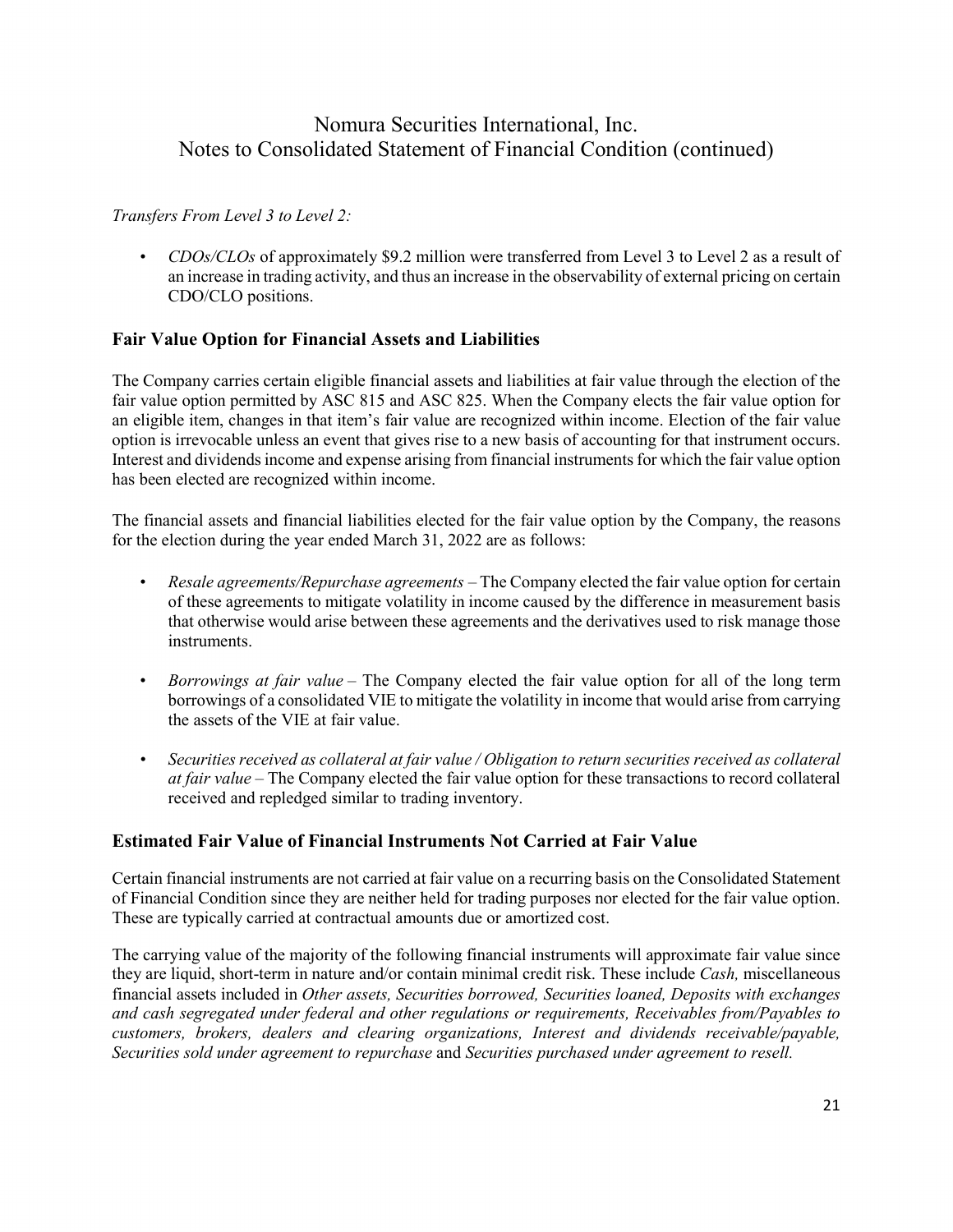*Transfers From Level 3 to Level 2:*

- *CDOs/CLOs* of approximately $9.2 million were transferred from Level 3 to Level 2 as a result of an increase in trading activity, and thus an increase in the observability of external pricing on certain CDO/CLO positions.

## Fair Value Option for Financial Assets and Liabilities

The Company carries certain eligible financial assets and liabilities at fair value through the election of the fair value option permitted by ASC 815 and ASC 825. When the Company elects the fair value option for an eligible item, changes in that item's fair value are recognized within income. Election of the fair value option is irrevocable unless an event that gives rise to a new basis of accounting for that instrument occurs. Interest and dividends income and expense arising from financial instruments for which the fair value option has been elected are recognized within income.

The financial assets and financial liabilities elected for the fair value option by the Company, the reasons for the election during the year ended March 31, 2022 are as follows:

- *Resale agreements/Repurchase agreements* – The Company elected the fair value option for certain of these agreements to mitigate volatility in income caused by the difference in measurement basis that otherwise would arise between these agreements and the derivatives used to risk manage those instruments.

- *Borrowings at fair value* – The Company elected the fair value option for all of the long term borrowings of a consolidated VIE to mitigate the volatility in income that would arise from carrying the assets of the VIE at fair value.

- *Securities received as collateral at fair value / Obligation to return securities received as collateral at fair value* – The Company elected the fair value option for these transactions to record collateral received and repledged similar to trading inventory.

## Estimated Fair Value of Financial Instruments Not Carried at Fair Value

Certain financial instruments are not carried at fair value on a recurring basis on the Consolidated Statement of Financial Condition since they are neither held for trading purposes nor elected for the fair value option. These are typically carried at contractual amounts due or amortized cost.

The carrying value of the majority of the following financial instruments will approximate fair value since they are liquid, short-term in nature and/or contain minimal credit risk. These include *Cash,* miscellaneous financial assets included in *Other assets, Securities borrowed, Securities loaned, Deposits with exchanges and cash segregated under federal and other regulations or requirements, Receivables from/Payables to customers, brokers, dealers and clearing organizations, Interest and dividends receivable/payable, Securities sold under agreement to repurchase* and *Securities purchased under agreement to resell.*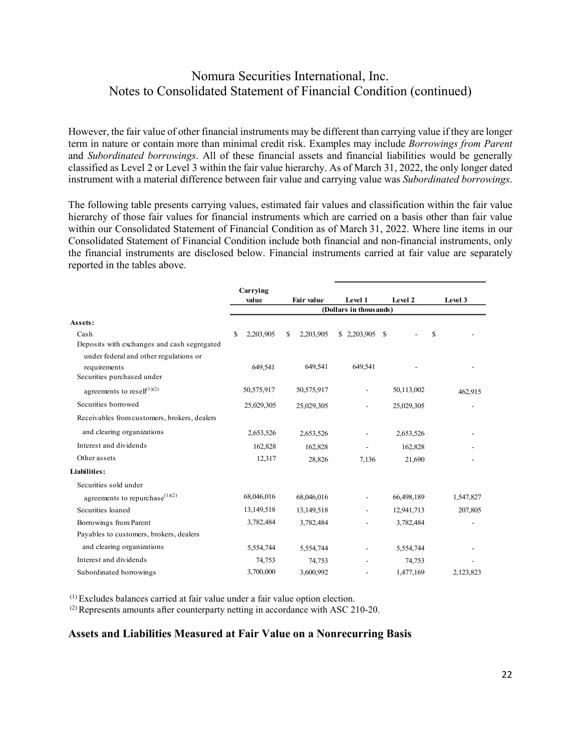However, the fair value of other financial instruments may be different than carrying value if they are longer term in nature or contain more than minimal credit risk. Examples may include *Borrowings from Parent* and *Subordinated borrowings*. All of these financial assets and financial liabilities would be generally classified as Level 2 or Level 3 within the fair value hierarchy. As of March 31, 2022, the only longer dated instrument with a material difference between fair value and carrying value was *Subordinated borrowings*.

The following table presents carrying values, estimated fair values and classification within the fair value hierarchy of those fair values for financial instruments which are carried on a basis other than fair value within our Consolidated Statement of Financial Condition as of March 31, 2022. Where line items in our Consolidated Statement of Financial Condition include both financial and non-financial instruments, only the financial instruments are disclosed below. Financial instruments carried at fair value are separately reported in the tables above.

| | Carrying value | Fair value | Level 1 | Level 2 | Level 3 |
|---|---|---|---|---|---|
| | (Dollars in thousands) | | | | |
| **Assets:** | | | | | |
| Cash | $ 2,203,905 | $ 2,203,905 | $ 2,203,905 | $ - | $ - |
| Deposits with exchanges and cash segregated under federal and other regulations or requirements | 649,541 | 649,541 | 649,541 | - | - |
| Securities purchased under agreements to resell[(1)(2)] | 50,575,917 | 50,575,917 | - | 50,113,002 | 462,915 |
| Securities borrowed | 25,029,305 | 25,029,305 | - | 25,029,305 | - |
| Receivables from customers, brokers, dealers and clearing organizations | 2,653,526 | 2,653,526 | - | 2,653,526 | - |
| Interest and dividends | 162,828 | 162,828 | - | 162,828 | - |
| Other assets | 12,317 | 28,826 | 7,136 | 21,690 | - |
| **Liabilities:** | | | | | |
| Securities sold under agreements to repurchase[(1)(2)] | 68,046,016 | 68,046,016 | - | 66,498,189 | 1,547,827 |
| Securities loaned | 13,149,518 | 13,149,518 | - | 12,941,713 | 207,805 |
| Borrowings from Parent | 3,782,484 | 3,782,484 | - | 3,782,484 | - |
| Payables to customers, brokers, dealers and clearing organizations | 5,554,744 | 5,554,744 | - | 5,554,744 | - |
| Interest and dividends | 74,753 | 74,753 | - | 74,753 | - |
| Subordinated borrowings | 3,700,000 | 3,600,992 | - | 1,477,169 | 2,123,823 |

(1) Excludes balances carried at fair value under a fair value option election.
(2) Represents amounts after counterparty netting in accordance with ASC 210-20.

## Assets and Liabilities Measured at Fair Value on a Nonrecurring Basis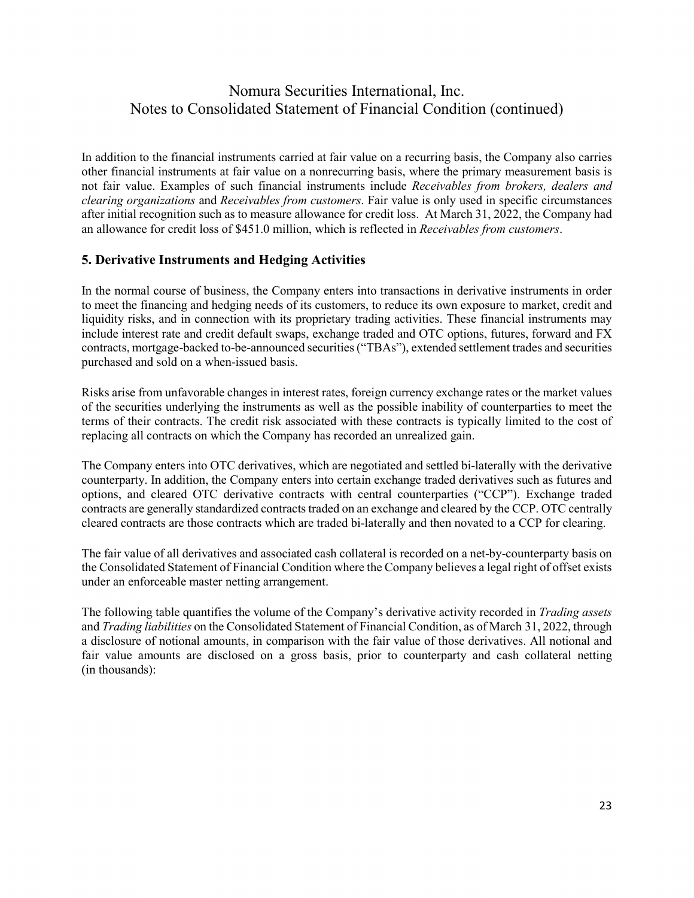In addition to the financial instruments carried at fair value on a recurring basis, the Company also carries other financial instruments at fair value on a nonrecurring basis, where the primary measurement basis is not fair value. Examples of such financial instruments include *Receivables from brokers, dealers and clearing organizations* and *Receivables from customers*. Fair value is only used in specific circumstances after initial recognition such as to measure allowance for credit loss. At March 31, 2022, the Company had an allowance for credit loss of $451.0 million, which is reflected in *Receivables from customers*.

## 5. Derivative Instruments and Hedging Activities

In the normal course of business, the Company enters into transactions in derivative instruments in order to meet the financing and hedging needs of its customers, to reduce its own exposure to market, credit and liquidity risks, and in connection with its proprietary trading activities. These financial instruments may include interest rate and credit default swaps, exchange traded and OTC options, futures, forward and FX contracts, mortgage-backed to-be-announced securities ("TBAs"), extended settlement trades and securities purchased and sold on a when-issued basis.

Risks arise from unfavorable changes in interest rates, foreign currency exchange rates or the market values of the securities underlying the instruments as well as the possible inability of counterparties to meet the terms of their contracts. The credit risk associated with these contracts is typically limited to the cost of replacing all contracts on which the Company has recorded an unrealized gain.

The Company enters into OTC derivatives, which are negotiated and settled bi-laterally with the derivative counterparty. In addition, the Company enters into certain exchange traded derivatives such as futures and options, and cleared OTC derivative contracts with central counterparties ("CCP"). Exchange traded contracts are generally standardized contracts traded on an exchange and cleared by the CCP. OTC centrally cleared contracts are those contracts which are traded bi-laterally and then novated to a CCP for clearing.

The fair value of all derivatives and associated cash collateral is recorded on a net-by-counterparty basis on the Consolidated Statement of Financial Condition where the Company believes a legal right of offset exists under an enforceable master netting arrangement.

The following table quantifies the volume of the Company's derivative activity recorded in *Trading assets* and *Trading liabilities* on the Consolidated Statement of Financial Condition, as of March 31, 2022, through a disclosure of notional amounts, in comparison with the fair value of those derivatives. All notional and fair value amounts are disclosed on a gross basis, prior to counterparty and cash collateral netting (in thousands):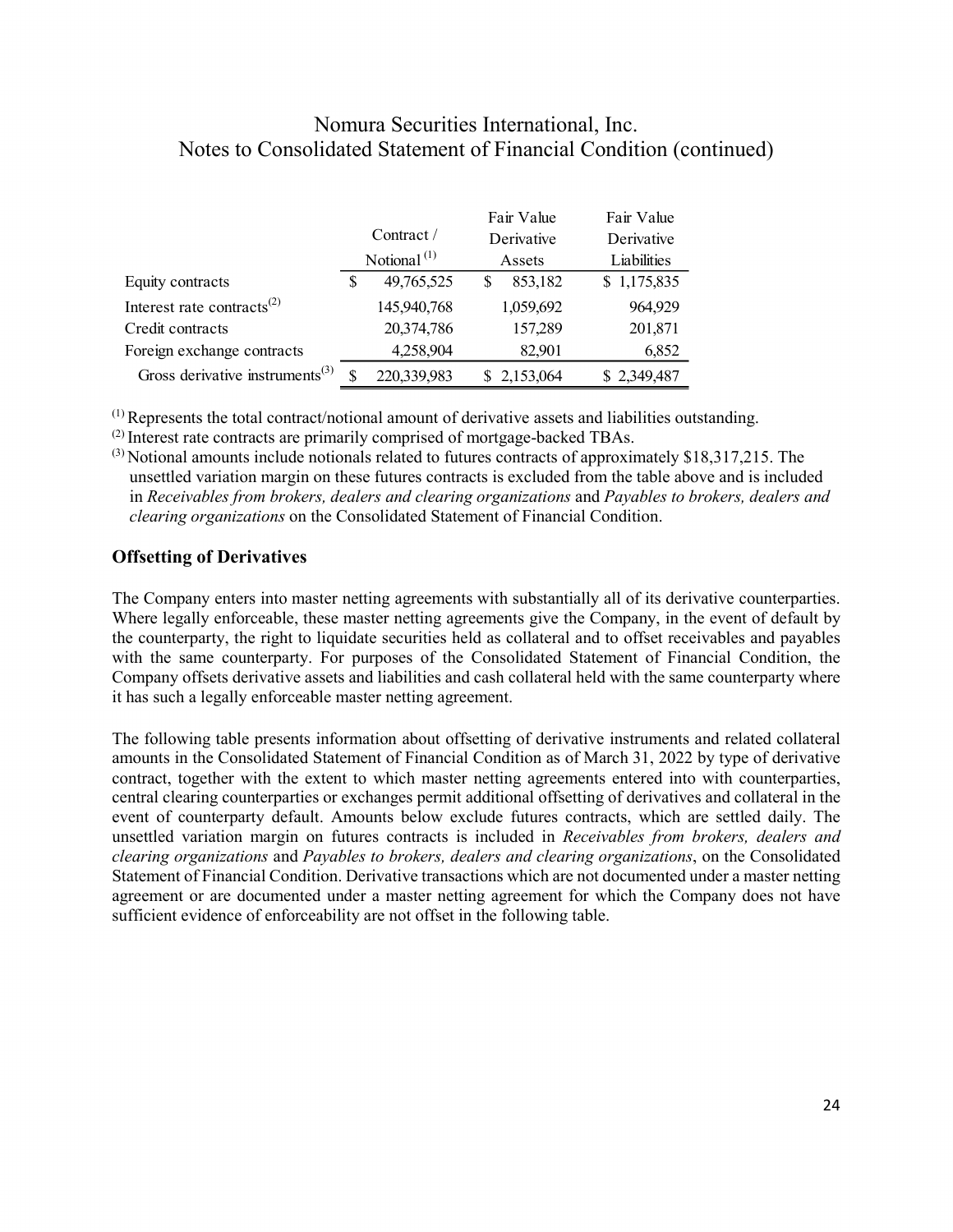| | Contract / Notional [(1)] | Fair Value Derivative Assets | Fair Value Derivative Liabilities |
|---|---|---|---|
| Equity contracts | $ 49,765,525 | $ 853,182 | $ 1,175,835 |
| Interest rate contracts[(2)] | 145,940,768 | 1,059,692 | 964,929 |
| Credit contracts | 20,374,786 | 157,289 | 201,871 |
| Foreign exchange contracts | 4,258,904 | 82,901 | 6,852 |
| Gross derivative instruments[(3)] | $ 220,339,983 | $ 2,153,064 | $ 2,349,487 |

[(1)] Represents the total contract/notional amount of derivative assets and liabilities outstanding.

[(2)] Interest rate contracts are primarily comprised of mortgage-backed TBAs.

[(3)] Notional amounts include notionals related to futures contracts of approximately $18,317,215. The unsettled variation margin on these futures contracts is excluded from the table above and is included in *Receivables from brokers, dealers and clearing organizations* and *Payables to brokers, dealers and clearing organizations* on the Consolidated Statement of Financial Condition.

## Offsetting of Derivatives

The Company enters into master netting agreements with substantially all of its derivative counterparties. Where legally enforceable, these master netting agreements give the Company, in the event of default by the counterparty, the right to liquidate securities held as collateral and to offset receivables and payables with the same counterparty. For purposes of the Consolidated Statement of Financial Condition, the Company offsets derivative assets and liabilities and cash collateral held with the same counterparty where it has such a legally enforceable master netting agreement.

The following table presents information about offsetting of derivative instruments and related collateral amounts in the Consolidated Statement of Financial Condition as of March 31, 2022 by type of derivative contract, together with the extent to which master netting agreements entered into with counterparties, central clearing counterparties or exchanges permit additional offsetting of derivatives and collateral in the event of counterparty default. Amounts below exclude futures contracts, which are settled daily. The unsettled variation margin on futures contracts is included in *Receivables from brokers, dealers and clearing organizations* and *Payables to brokers, dealers and clearing organizations*, on the Consolidated Statement of Financial Condition. Derivative transactions which are not documented under a master netting agreement or are documented under a master netting agreement for which the Company does not have sufficient evidence of enforceability are not offset in the following table.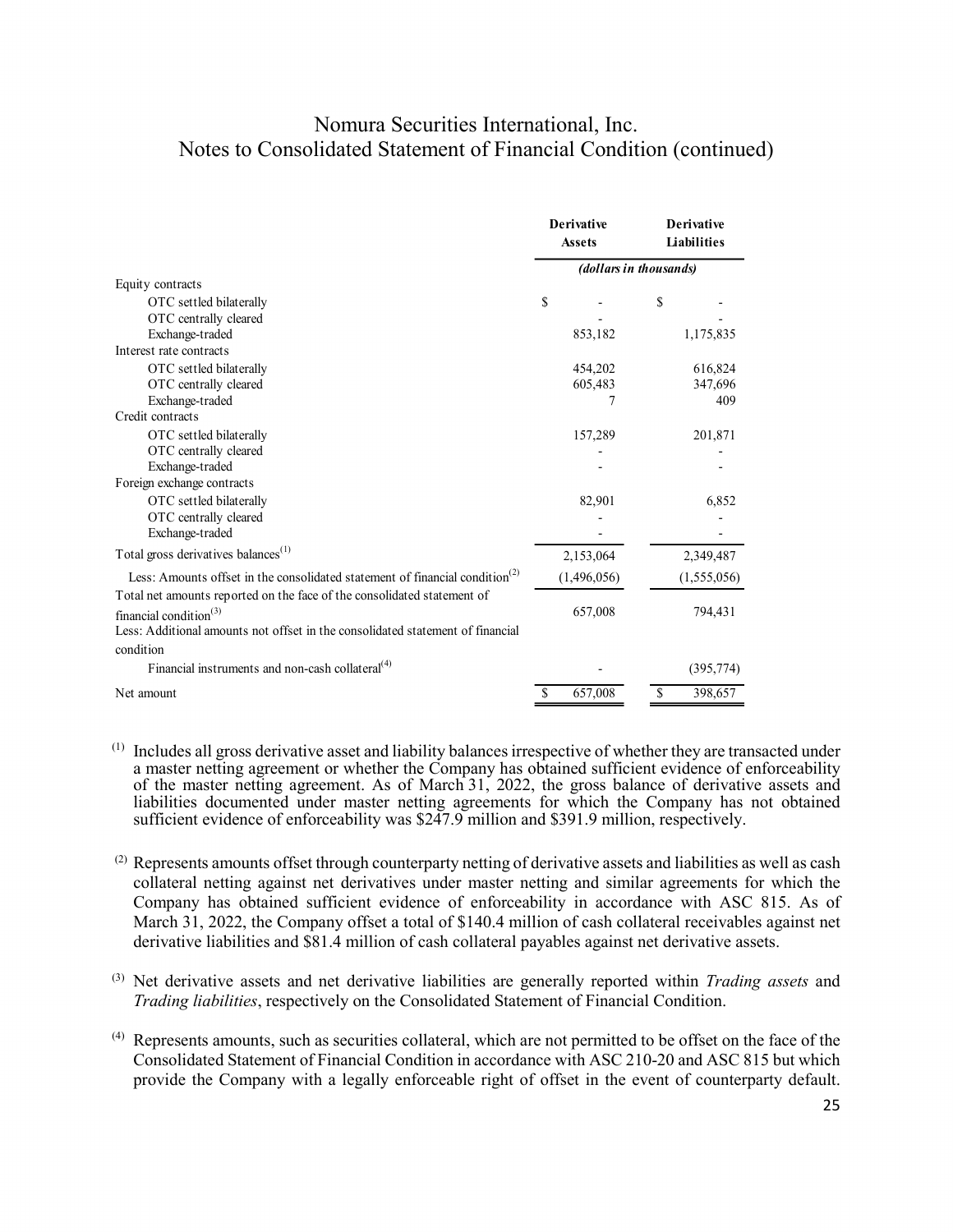# Nomura Securities International, Inc.
## Notes to Consolidated Statement of Financial Condition (continued)

| | Derivative Assets | Derivative Liabilities |
|---|---|---|
| | *(dollars in thousands)* | |
| Equity contracts | | |
| OTC settled bilaterally | $ - | $ - |
| OTC centrally cleared | - | - |
| Exchange-traded | 853,182 | 1,175,835 |
| Interest rate contracts | | |
| OTC settled bilaterally | 454,202 | 616,824 |
| OTC centrally cleared | 605,483 | 347,696 |
| Exchange-traded | 7 | 409 |
| Credit contracts | | |
| OTC settled bilaterally | 157,289 | 201,871 |
| OTC centrally cleared | - | - |
| Exchange-traded | - | - |
| Foreign exchange contracts | | |
| OTC settled bilaterally | 82,901 | 6,852 |
| OTC centrally cleared | - | - |
| Exchange-traded | - | - |
| Total gross derivatives balances[1] | 2,153,064 | 2,349,487 |
| Less: Amounts offset in the consolidated statement of financial condition[2] | (1,496,056) | (1,555,056) |
| Total net amounts reported on the face of the consolidated statement of financial condition[3] | 657,008 | 794,431 |
| Less: Additional amounts not offset in the consolidated statement of financial condition | | |
| Financial instruments and non-cash collateral[4] | - | (395,774) |
| Net amount | $ 657,008 | $ 398,657 |

[1] Includes all gross derivative asset and liability balances irrespective of whether they are transacted under a master netting agreement or whether the Company has obtained sufficient evidence of enforceability of the master netting agreement. As of March 31, 2022, the gross balance of derivative assets and liabilities documented under master netting agreements for which the Company has not obtained sufficient evidence of enforceability was $247.9 million and $391.9 million, respectively.

[2] Represents amounts offset through counterparty netting of derivative assets and liabilities as well as cash collateral netting against net derivatives under master netting and similar agreements for which the Company has obtained sufficient evidence of enforceability in accordance with ASC 815. As of March 31, 2022, the Company offset a total of $140.4 million of cash collateral receivables against net derivative liabilities and $81.4 million of cash collateral payables against net derivative assets.

[3] Net derivative assets and net derivative liabilities are generally reported within *Trading assets* and *Trading liabilities*, respectively on the Consolidated Statement of Financial Condition.

[4] Represents amounts, such as securities collateral, which are not permitted to be offset on the face of the Consolidated Statement of Financial Condition in accordance with ASC 210-20 and ASC 815 but which provide the Company with a legally enforceable right of offset in the event of counterparty default.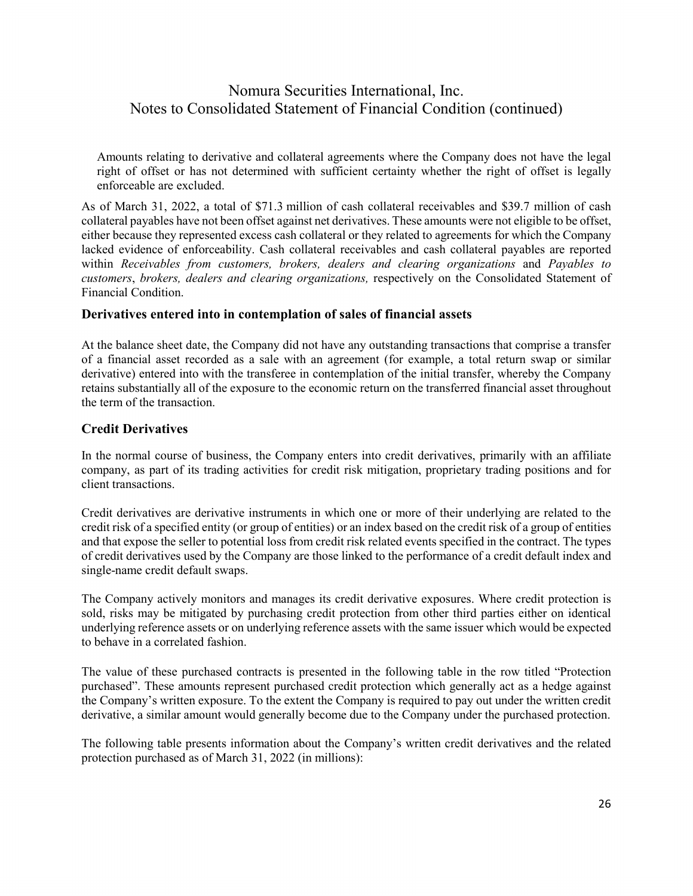Amounts relating to derivative and collateral agreements where the Company does not have the legal right of offset or has not determined with sufficient certainty whether the right of offset is legally enforceable are excluded.

As of March 31, 2022, a total of $71.3 million of cash collateral receivables and $39.7 million of cash collateral payables have not been offset against net derivatives. These amounts were not eligible to be offset, either because they represented excess cash collateral or they related to agreements for which the Company lacked evidence of enforceability. Cash collateral receivables and cash collateral payables are reported within *Receivables from customers, brokers, dealers and clearing organizations* and *Payables to customers*, *brokers, dealers and clearing organizations,* respectively on the Consolidated Statement of Financial Condition.

### Derivatives entered into in contemplation of sales of financial assets

At the balance sheet date, the Company did not have any outstanding transactions that comprise a transfer of a financial asset recorded as a sale with an agreement (for example, a total return swap or similar derivative) entered into with the transferee in contemplation of the initial transfer, whereby the Company retains substantially all of the exposure to the economic return on the transferred financial asset throughout the term of the transaction.

## Credit Derivatives

In the normal course of business, the Company enters into credit derivatives, primarily with an affiliate company, as part of its trading activities for credit risk mitigation, proprietary trading positions and for client transactions.

Credit derivatives are derivative instruments in which one or more of their underlying are related to the credit risk of a specified entity (or group of entities) or an index based on the credit risk of a group of entities and that expose the seller to potential loss from credit risk related events specified in the contract. The types of credit derivatives used by the Company are those linked to the performance of a credit default index and single-name credit default swaps.

The Company actively monitors and manages its credit derivative exposures. Where credit protection is sold, risks may be mitigated by purchasing credit protection from other third parties either on identical underlying reference assets or on underlying reference assets with the same issuer which would be expected to behave in a correlated fashion.

The value of these purchased contracts is presented in the following table in the row titled "Protection purchased". These amounts represent purchased credit protection which generally act as a hedge against the Company's written exposure. To the extent the Company is required to pay out under the written credit derivative, a similar amount would generally become due to the Company under the purchased protection.

The following table presents information about the Company's written credit derivatives and the related protection purchased as of March 31, 2022 (in millions):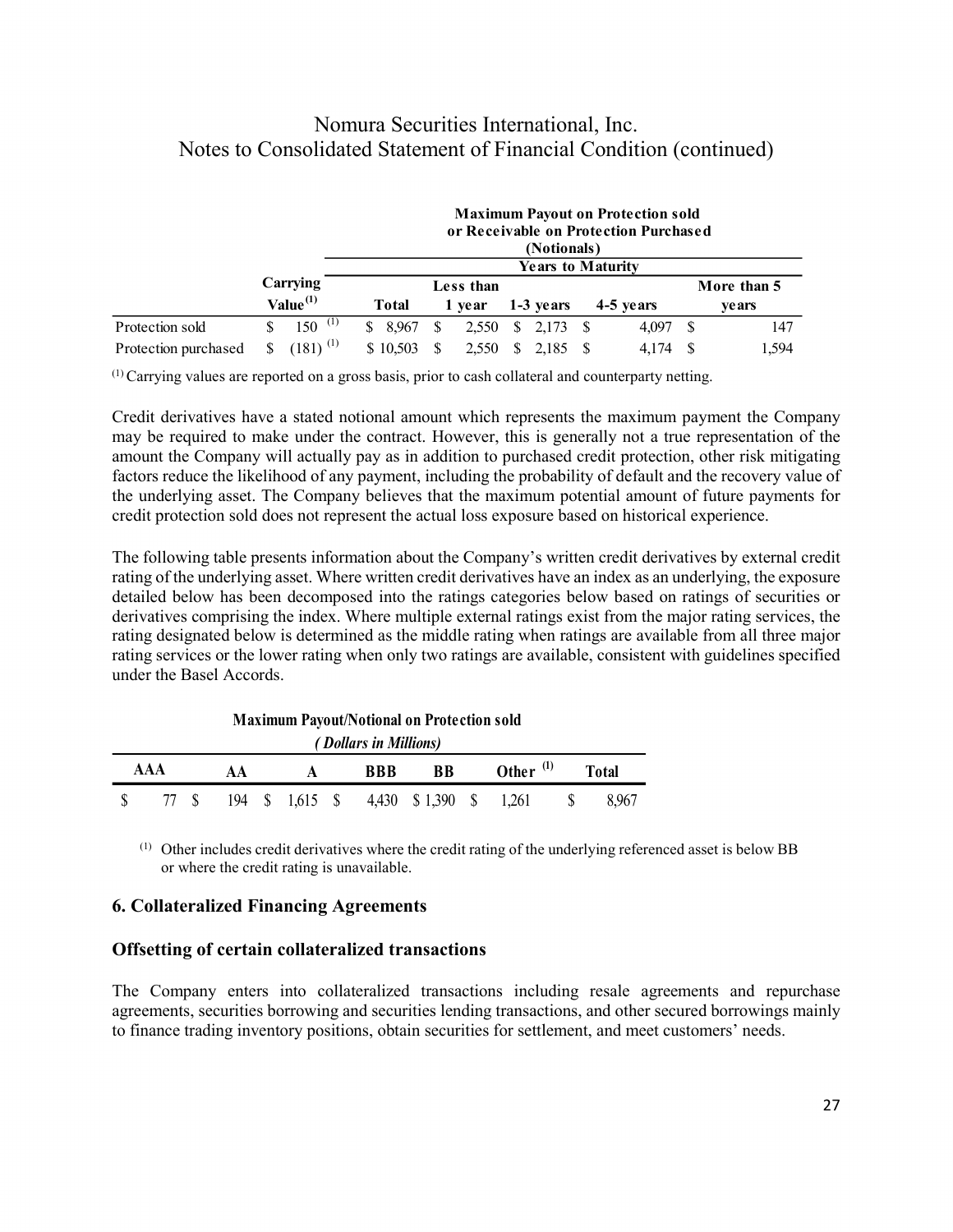|  | Carrying Value[(1)] | Maximum Payout on Protection sold or Receivable on Protection Purchased (Notionals) | | | | |
|---|---|---|---|---|---|---|
|  |  | Years to Maturity | | | | |
|  |  | Total | Less than 1 year | 1-3 years | 4-5 years | More than 5 years |
| Protection sold | $ 150 [(1)] | $ 8,967 | $ 2,550 | $ 2,173 | $ 4,097 | $ 147 |
| Protection purchased | $ (181) [(1)] | $ 10,503 | $ 2,550 | $ 2,185 | $ 4,174 | $ 1,594 |

(1) Carrying values are reported on a gross basis, prior to cash collateral and counterparty netting.

Credit derivatives have a stated notional amount which represents the maximum payment the Company may be required to make under the contract. However, this is generally not a true representation of the amount the Company will actually pay as in addition to purchased credit protection, other risk mitigating factors reduce the likelihood of any payment, including the probability of default and the recovery value of the underlying asset. The Company believes that the maximum potential amount of future payments for credit protection sold does not represent the actual loss exposure based on historical experience.

The following table presents information about the Company's written credit derivatives by external credit rating of the underlying asset. Where written credit derivatives have an index as an underlying, the exposure detailed below has been decomposed into the ratings categories below based on ratings of securities or derivatives comprising the index. Where multiple external ratings exist from the major rating services, the rating designated below is determined as the middle rating when ratings are available from all three major rating services or the lower rating when only two ratings are available, consistent with guidelines specified under the Basel Accords.

| Maximum Payout/Notional on Protection sold *(Dollars in Millions)* | | | | | | |
|---|---|---|---|---|---|---|
| AAA | AA | A | BBB | BB | Other [(1)] | Total |
| $ 77 | $ 194 | $ 1,615 | $ 4,430 | $ 1,390 | $ 1,261 | $ 8,967 |

(1) Other includes credit derivatives where the credit rating of the underlying referenced asset is below BB or where the credit rating is unavailable.

## 6. Collateralized Financing Agreements

### Offsetting of certain collateralized transactions

The Company enters into collateralized transactions including resale agreements and repurchase agreements, securities borrowing and securities lending transactions, and other secured borrowings mainly to finance trading inventory positions, obtain securities for settlement, and meet customers' needs.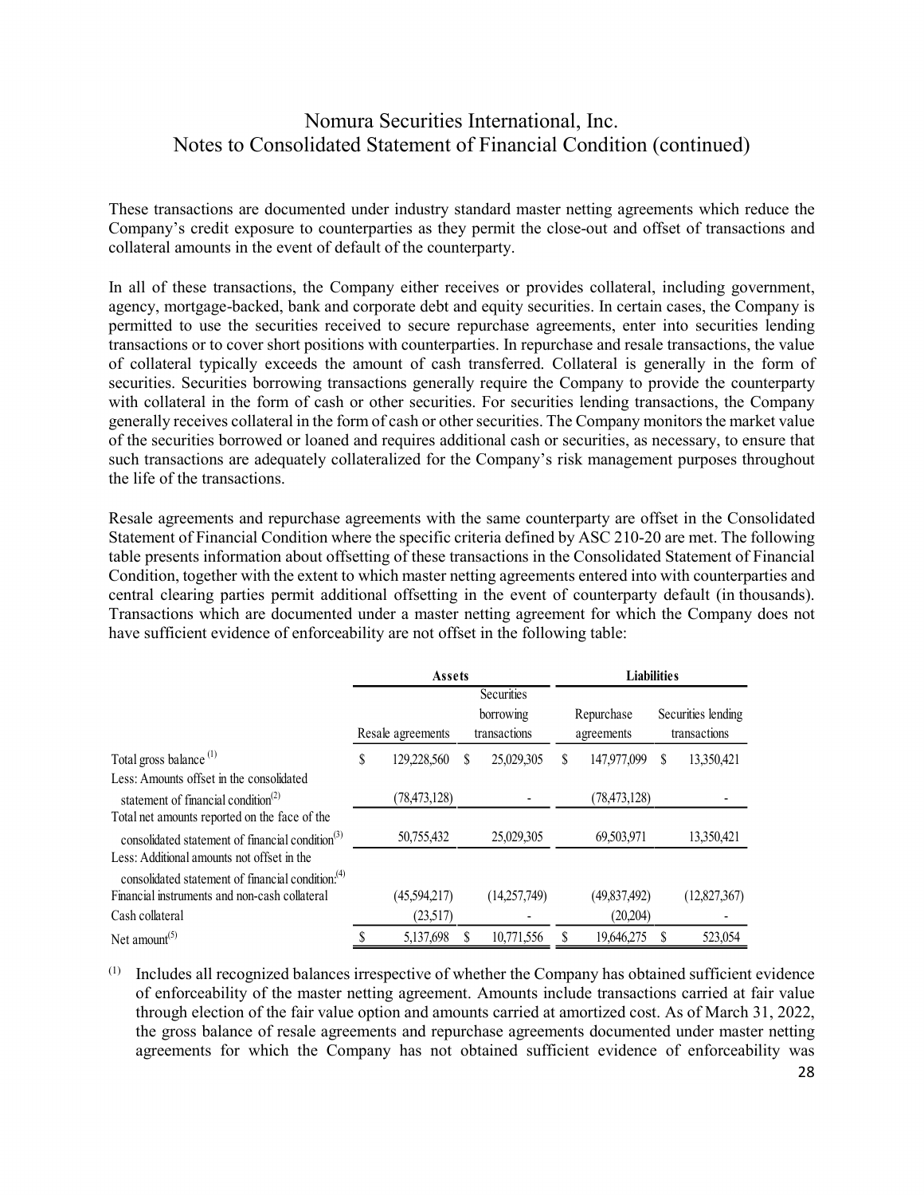These transactions are documented under industry standard master netting agreements which reduce the Company's credit exposure to counterparties as they permit the close-out and offset of transactions and collateral amounts in the event of default of the counterparty.

In all of these transactions, the Company either receives or provides collateral, including government, agency, mortgage-backed, bank and corporate debt and equity securities. In certain cases, the Company is permitted to use the securities received to secure repurchase agreements, enter into securities lending transactions or to cover short positions with counterparties. In repurchase and resale transactions, the value of collateral typically exceeds the amount of cash transferred. Collateral is generally in the form of securities. Securities borrowing transactions generally require the Company to provide the counterparty with collateral in the form of cash or other securities. For securities lending transactions, the Company generally receives collateral in the form of cash or other securities. The Company monitors the market value of the securities borrowed or loaned and requires additional cash or securities, as necessary, to ensure that such transactions are adequately collateralized for the Company's risk management purposes throughout the life of the transactions.

Resale agreements and repurchase agreements with the same counterparty are offset in the Consolidated Statement of Financial Condition where the specific criteria defined by ASC 210-20 are met. The following table presents information about offsetting of these transactions in the Consolidated Statement of Financial Condition, together with the extent to which master netting agreements entered into with counterparties and central clearing parties permit additional offsetting in the event of counterparty default (in thousands). Transactions which are documented under a master netting agreement for which the Company does not have sufficient evidence of enforceability are not offset in the following table:

| | **Assets** | | **Liabilities** | |
|---|---|---|---|---|
| | Resale agreements | Securities borrowing transactions | Repurchase agreements | Securities lending transactions |
| Total gross balance [1] | $ 129,228,560 | $ 25,029,305 | $ 147,977,099 | $ 13,350,421 |
| Less: Amounts offset in the consolidated statement of financial condition[2] | (78,473,128) | - | (78,473,128) | - |
| Total net amounts reported on the face of the consolidated statement of financial condition[3] | 50,755,432 | 25,029,305 | 69,503,971 | 13,350,421 |
| Less: Additional amounts not offset in the consolidated statement of financial condition:[4] | | | | |
| Financial instruments and non-cash collateral | (45,594,217) | (14,257,749) | (49,837,492) | (12,827,367) |
| Cash collateral | (23,517) | - | (20,204) | - |
| Net amount[5] | $ 5,137,698 | $ 10,771,556 | $ 19,646,275 | $ 523,054 |

[1] Includes all recognized balances irrespective of whether the Company has obtained sufficient evidence of enforceability of the master netting agreement. Amounts include transactions carried at fair value through election of the fair value option and amounts carried at amortized cost. As of March 31, 2022, the gross balance of resale agreements and repurchase agreements documented under master netting agreements for which the Company has not obtained sufficient evidence of enforceability was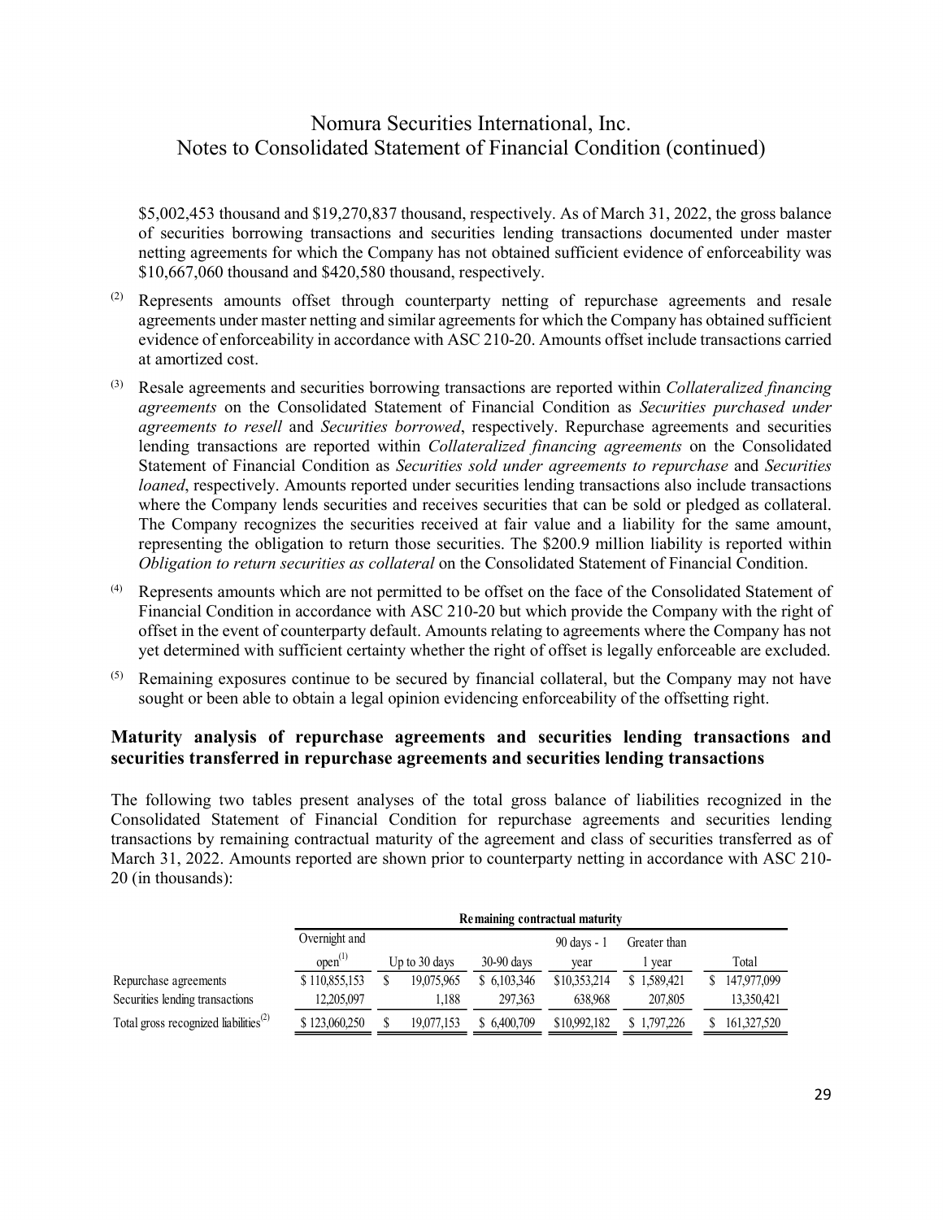$5,002,453 thousand and $19,270,837 thousand, respectively. As of March 31, 2022, the gross balance of securities borrowing transactions and securities lending transactions documented under master netting agreements for which the Company has not obtained sufficient evidence of enforceability was $10,667,060 thousand and $420,580 thousand, respectively.

(2) Represents amounts offset through counterparty netting of repurchase agreements and resale agreements under master netting and similar agreements for which the Company has obtained sufficient evidence of enforceability in accordance with ASC 210-20. Amounts offset include transactions carried at amortized cost.

(3) Resale agreements and securities borrowing transactions are reported within *Collateralized financing agreements* on the Consolidated Statement of Financial Condition as *Securities purchased under agreements to resell* and *Securities borrowed*, respectively. Repurchase agreements and securities lending transactions are reported within *Collateralized financing agreements* on the Consolidated Statement of Financial Condition as *Securities sold under agreements to repurchase* and *Securities loaned*, respectively. Amounts reported under securities lending transactions also include transactions where the Company lends securities and receives securities that can be sold or pledged as collateral. The Company recognizes the securities received at fair value and a liability for the same amount, representing the obligation to return those securities. The $200.9 million liability is reported within *Obligation to return securities as collateral* on the Consolidated Statement of Financial Condition.

(4) Represents amounts which are not permitted to be offset on the face of the Consolidated Statement of Financial Condition in accordance with ASC 210-20 but which provide the Company with the right of offset in the event of counterparty default. Amounts relating to agreements where the Company has not yet determined with sufficient certainty whether the right of offset is legally enforceable are excluded.

(5) Remaining exposures continue to be secured by financial collateral, but the Company may not have sought or been able to obtain a legal opinion evidencing enforceability of the offsetting right.

## Maturity analysis of repurchase agreements and securities lending transactions and securities transferred in repurchase agreements and securities lending transactions

The following two tables present analyses of the total gross balance of liabilities recognized in the Consolidated Statement of Financial Condition for repurchase agreements and securities lending transactions by remaining contractual maturity of the agreement and class of securities transferred as of March 31, 2022. Amounts reported are shown prior to counterparty netting in accordance with ASC 210-20 (in thousands):

| | Remaining contractual maturity | | | | | |
|---|---|---|---|---|---|---|
| | Overnight and open[1] | Up to 30 days | 30-90 days | 90 days - 1 year | Greater than 1 year | Total |
| Repurchase agreements | $ 110,855,153 | $ 19,075,965 | $ 6,103,346 | $10,353,214 | $ 1,589,421 | $ 147,977,099 |
| Securities lending transactions | 12,205,097 | 1,188 | 297,363 | 638,968 | 207,805 | 13,350,421 |
| Total gross recognized liabilities[2] | $ 123,060,250 | $ 19,077,153 | $ 6,400,709 | $10,992,182 | $ 1,797,226 | $ 161,327,520 |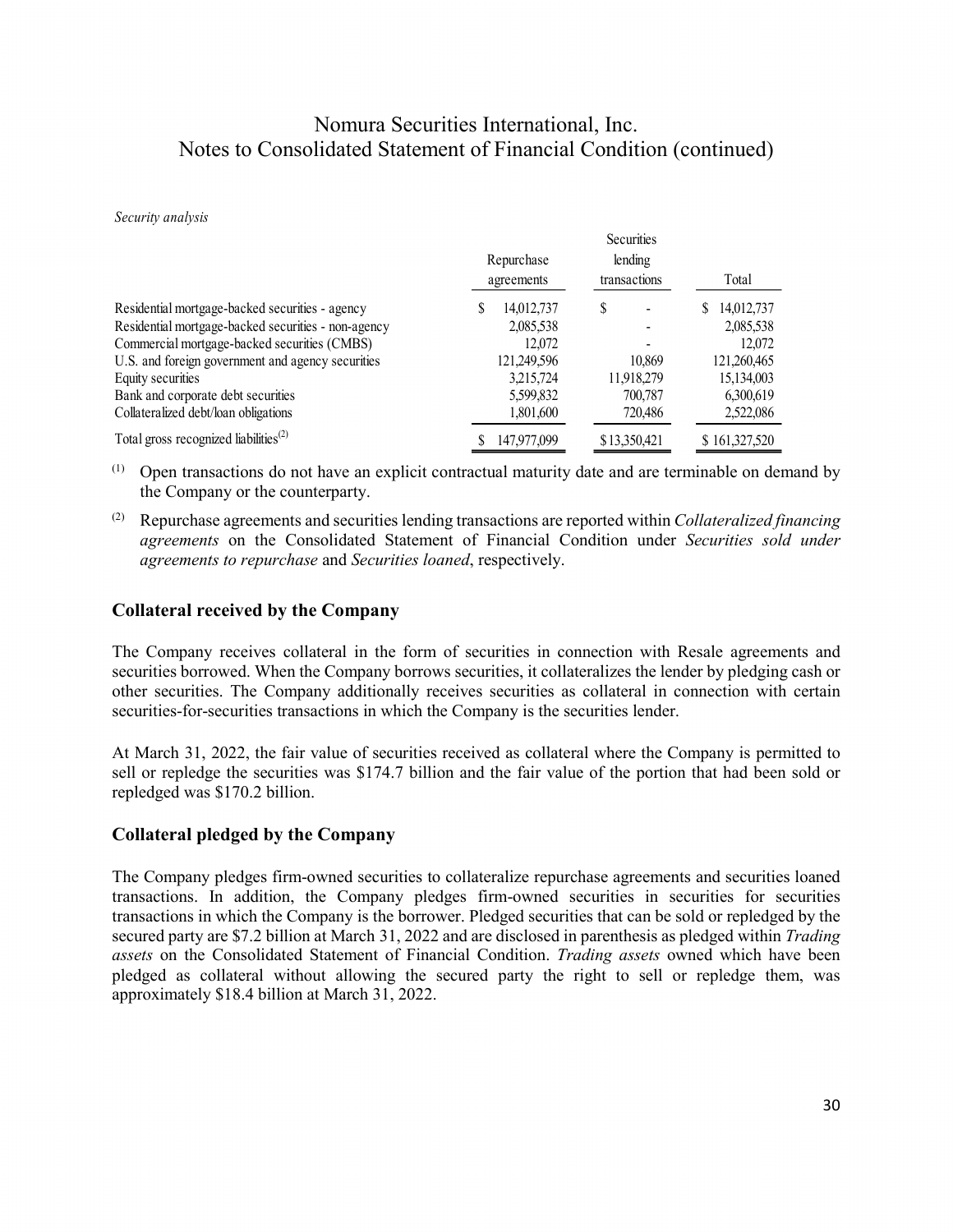*Security analysis*

| | Repurchase agreements | Securities lending transactions | Total |
|---|---|---|---|
| Residential mortgage-backed securities - agency | $ 14,012,737 | $ - | $ 14,012,737 |
| Residential mortgage-backed securities - non-agency | 2,085,538 | - | 2,085,538 |
| Commercial mortgage-backed securities (CMBS) | 12,072 | - | 12,072 |
| U.S. and foreign government and agency securities | 121,249,596 | 10,869 | 121,260,465 |
| Equity securities | 3,215,724 | 11,918,279 | 15,134,003 |
| Bank and corporate debt securities | 5,599,832 | 700,787 | 6,300,619 |
| Collateralized debt/loan obligations | 1,801,600 | 720,486 | 2,522,086 |
| Total gross recognized liabilities[(2)] | $ 147,977,099 | $ 13,350,421 | $ 161,327,520 |

[(1)] Open transactions do not have an explicit contractual maturity date and are terminable on demand by the Company or the counterparty.

[(2)] Repurchase agreements and securities lending transactions are reported within *Collateralized financing agreements* on the Consolidated Statement of Financial Condition under *Securities sold under agreements to repurchase* and *Securities loaned*, respectively.

## Collateral received by the Company

The Company receives collateral in the form of securities in connection with Resale agreements and securities borrowed. When the Company borrows securities, it collateralizes the lender by pledging cash or other securities. The Company additionally receives securities as collateral in connection with certain securities-for-securities transactions in which the Company is the securities lender.

At March 31, 2022, the fair value of securities received as collateral where the Company is permitted to sell or repledge the securities was $174.7 billion and the fair value of the portion that had been sold or repledged was $170.2 billion.

## Collateral pledged by the Company

The Company pledges firm-owned securities to collateralize repurchase agreements and securities loaned transactions. In addition, the Company pledges firm-owned securities in securities for securities transactions in which the Company is the borrower. Pledged securities that can be sold or repledged by the secured party are $7.2 billion at March 31, 2022 and are disclosed in parenthesis as pledged within *Trading assets* on the Consolidated Statement of Financial Condition. *Trading assets* owned which have been pledged as collateral without allowing the secured party the right to sell or repledge them, was approximately $18.4 billion at March 31, 2022.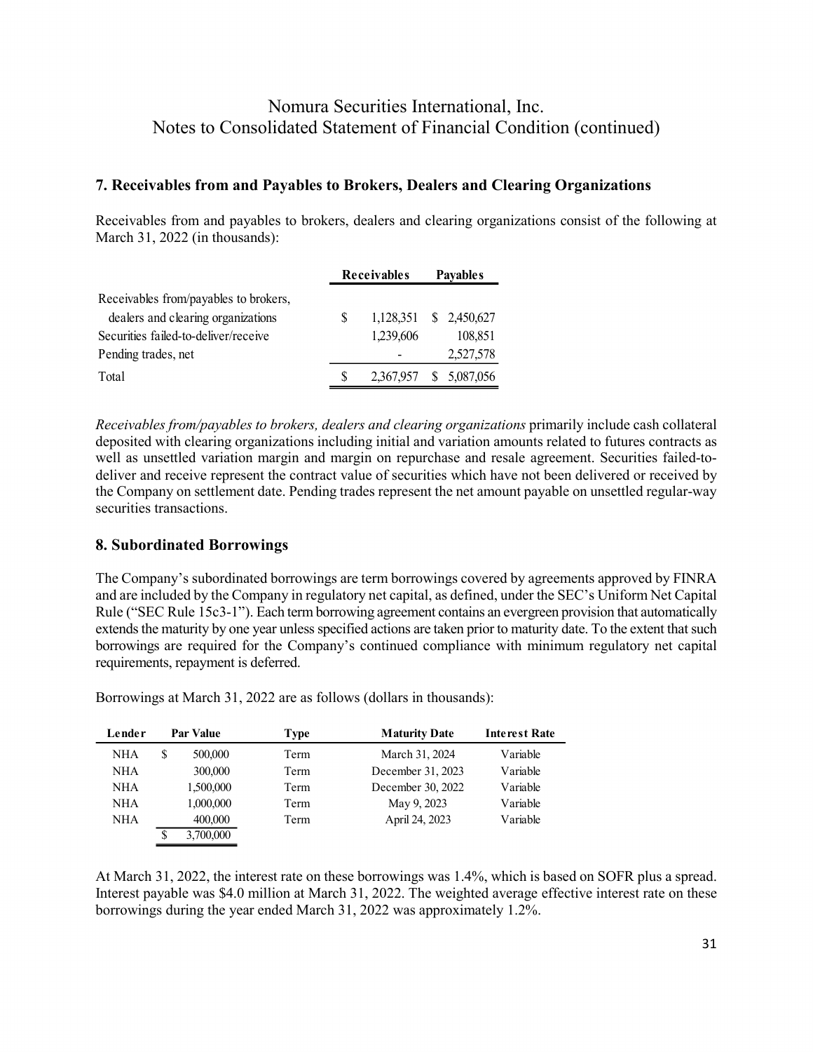## 7. Receivables from and Payables to Brokers, Dealers and Clearing Organizations

Receivables from and payables to brokers, dealers and clearing organizations consist of the following at March 31, 2022 (in thousands):

| | Receivables | Payables |
|---|---|---|
| Receivables from/payables to brokers, dealers and clearing organizations | $ 1,128,351 | $ 2,450,627 |
| Securities failed-to-deliver/receive | 1,239,606 | 108,851 |
| Pending trades, net | - | 2,527,578 |
| Total | $ 2,367,957 | $ 5,087,056 |

*Receivables from/payables to brokers, dealers and clearing organizations* primarily include cash collateral deposited with clearing organizations including initial and variation amounts related to futures contracts as well as unsettled variation margin and margin on repurchase and resale agreement. Securities failed-to-deliver and receive represent the contract value of securities which have not been delivered or received by the Company on settlement date. Pending trades represent the net amount payable on unsettled regular-way securities transactions.

## 8. Subordinated Borrowings

The Company's subordinated borrowings are term borrowings covered by agreements approved by FINRA and are included by the Company in regulatory net capital, as defined, under the SEC's Uniform Net Capital Rule ("SEC Rule 15c3-1"). Each term borrowing agreement contains an evergreen provision that automatically extends the maturity by one year unless specified actions are taken prior to maturity date. To the extent that such borrowings are required for the Company's continued compliance with minimum regulatory net capital requirements, repayment is deferred.

Borrowings at March 31, 2022 are as follows (dollars in thousands):

| Lender | Par Value | Type | Maturity Date | Interest Rate |
|---|---|---|---|---|
| NHA | $ 500,000 | Term | March 31, 2024 | Variable |
| NHA | 300,000 | Term | December 31, 2023 | Variable |
| NHA | 1,500,000 | Term | December 30, 2022 | Variable |
| NHA | 1,000,000 | Term | May 9, 2023 | Variable |
| NHA | 400,000 | Term | April 24, 2023 | Variable |
| | $ 3,700,000 | | | |

At March 31, 2022, the interest rate on these borrowings was 1.4%, which is based on SOFR plus a spread. Interest payable was $4.0 million at March 31, 2022. The weighted average effective interest rate on these borrowings during the year ended March 31, 2022 was approximately 1.2%.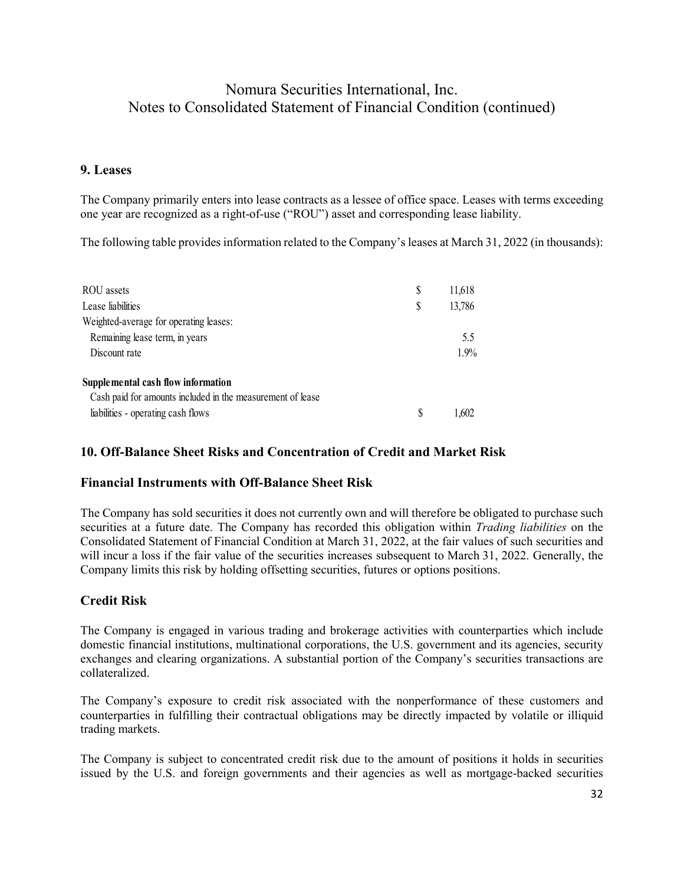## 9. Leases

The Company primarily enters into lease contracts as a lessee of office space. Leases with terms exceeding one year are recognized as a right-of-use ("ROU") asset and corresponding lease liability.

The following table provides information related to the Company's leases at March 31, 2022 (in thousands):

| | | |
|---|---|---|
| ROU assets | $ | 11,618 |
| Lease liabilities | $ | 13,786 |
| Weighted-average for operating leases: | | |
| Remaining lease term, in years | | 5.5 |
| Discount rate | | 1.9% |
| **Supplemental cash flow information** | | |
| Cash paid for amounts included in the measurement of lease liabilities - operating cash flows | $ | 1,602 |

## 10. Off-Balance Sheet Risks and Concentration of Credit and Market Risk

### Financial Instruments with Off-Balance Sheet Risk

The Company has sold securities it does not currently own and will therefore be obligated to purchase such securities at a future date. The Company has recorded this obligation within *Trading liabilities* on the Consolidated Statement of Financial Condition at March 31, 2022, at the fair values of such securities and will incur a loss if the fair value of the securities increases subsequent to March 31, 2022. Generally, the Company limits this risk by holding offsetting securities, futures or options positions.

### Credit Risk

The Company is engaged in various trading and brokerage activities with counterparties which include domestic financial institutions, multinational corporations, the U.S. government and its agencies, security exchanges and clearing organizations. A substantial portion of the Company's securities transactions are collateralized.

The Company's exposure to credit risk associated with the nonperformance of these customers and counterparties in fulfilling their contractual obligations may be directly impacted by volatile or illiquid trading markets.

The Company is subject to concentrated credit risk due to the amount of positions it holds in securities issued by the U.S. and foreign governments and their agencies as well as mortgage-backed securities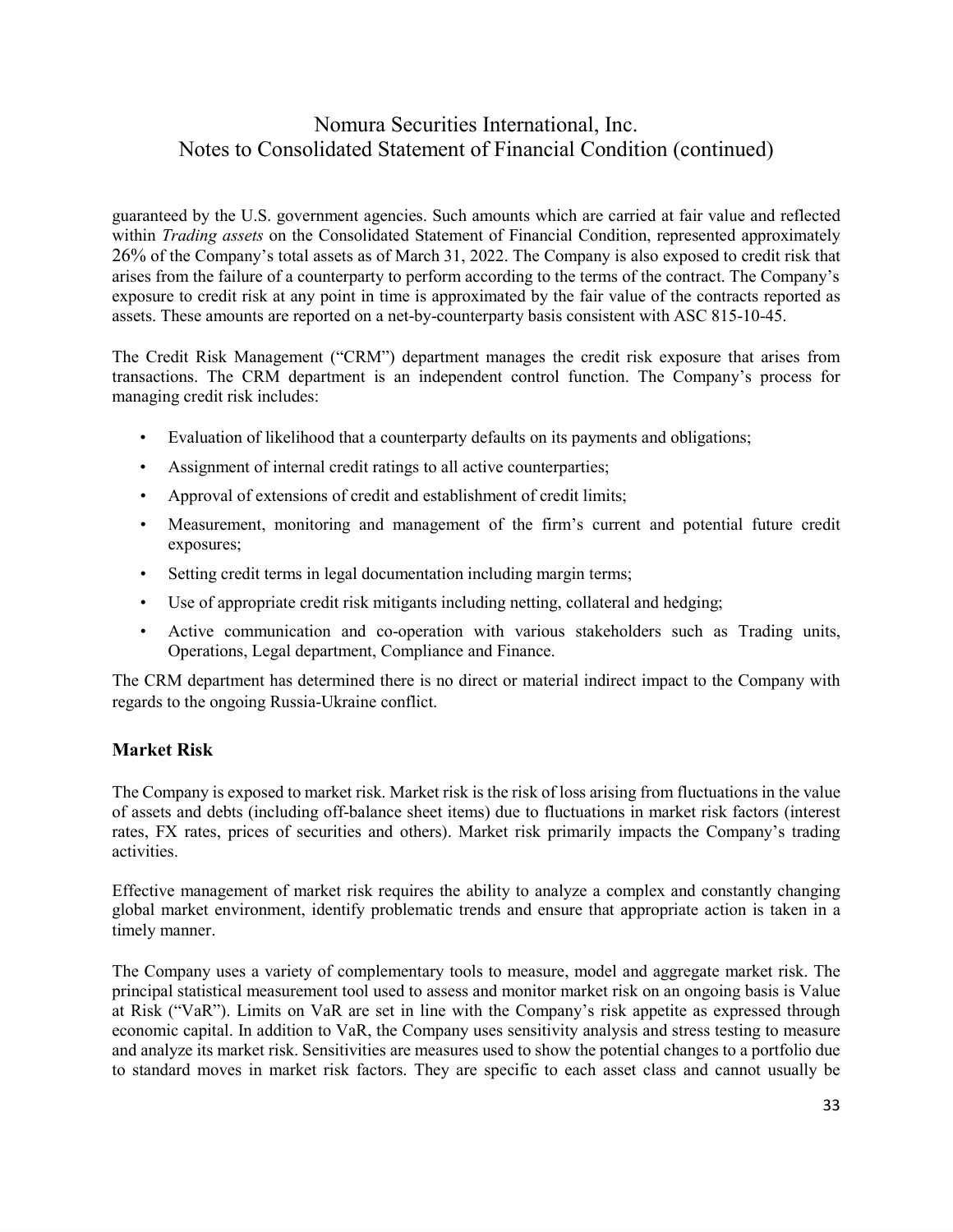guaranteed by the U.S. government agencies. Such amounts which are carried at fair value and reflected within *Trading assets* on the Consolidated Statement of Financial Condition, represented approximately 26% of the Company's total assets as of March 31, 2022. The Company is also exposed to credit risk that arises from the failure of a counterparty to perform according to the terms of the contract. The Company's exposure to credit risk at any point in time is approximated by the fair value of the contracts reported as assets. These amounts are reported on a net-by-counterparty basis consistent with ASC 815-10-45.

The Credit Risk Management ("CRM") department manages the credit risk exposure that arises from transactions. The CRM department is an independent control function. The Company's process for managing credit risk includes:

- Evaluation of likelihood that a counterparty defaults on its payments and obligations;
- Assignment of internal credit ratings to all active counterparties;
- Approval of extensions of credit and establishment of credit limits;
- Measurement, monitoring and management of the firm's current and potential future credit exposures;
- Setting credit terms in legal documentation including margin terms;
- Use of appropriate credit risk mitigants including netting, collateral and hedging;
- Active communication and co-operation with various stakeholders such as Trading units, Operations, Legal department, Compliance and Finance.

The CRM department has determined there is no direct or material indirect impact to the Company with regards to the ongoing Russia-Ukraine conflict.

## Market Risk

The Company is exposed to market risk. Market risk is the risk of loss arising from fluctuations in the value of assets and debts (including off-balance sheet items) due to fluctuations in market risk factors (interest rates, FX rates, prices of securities and others). Market risk primarily impacts the Company's trading activities.

Effective management of market risk requires the ability to analyze a complex and constantly changing global market environment, identify problematic trends and ensure that appropriate action is taken in a timely manner.

The Company uses a variety of complementary tools to measure, model and aggregate market risk. The principal statistical measurement tool used to assess and monitor market risk on an ongoing basis is Value at Risk ("VaR"). Limits on VaR are set in line with the Company's risk appetite as expressed through economic capital. In addition to VaR, the Company uses sensitivity analysis and stress testing to measure and analyze its market risk. Sensitivities are measures used to show the potential changes to a portfolio due to standard moves in market risk factors. They are specific to each asset class and cannot usually be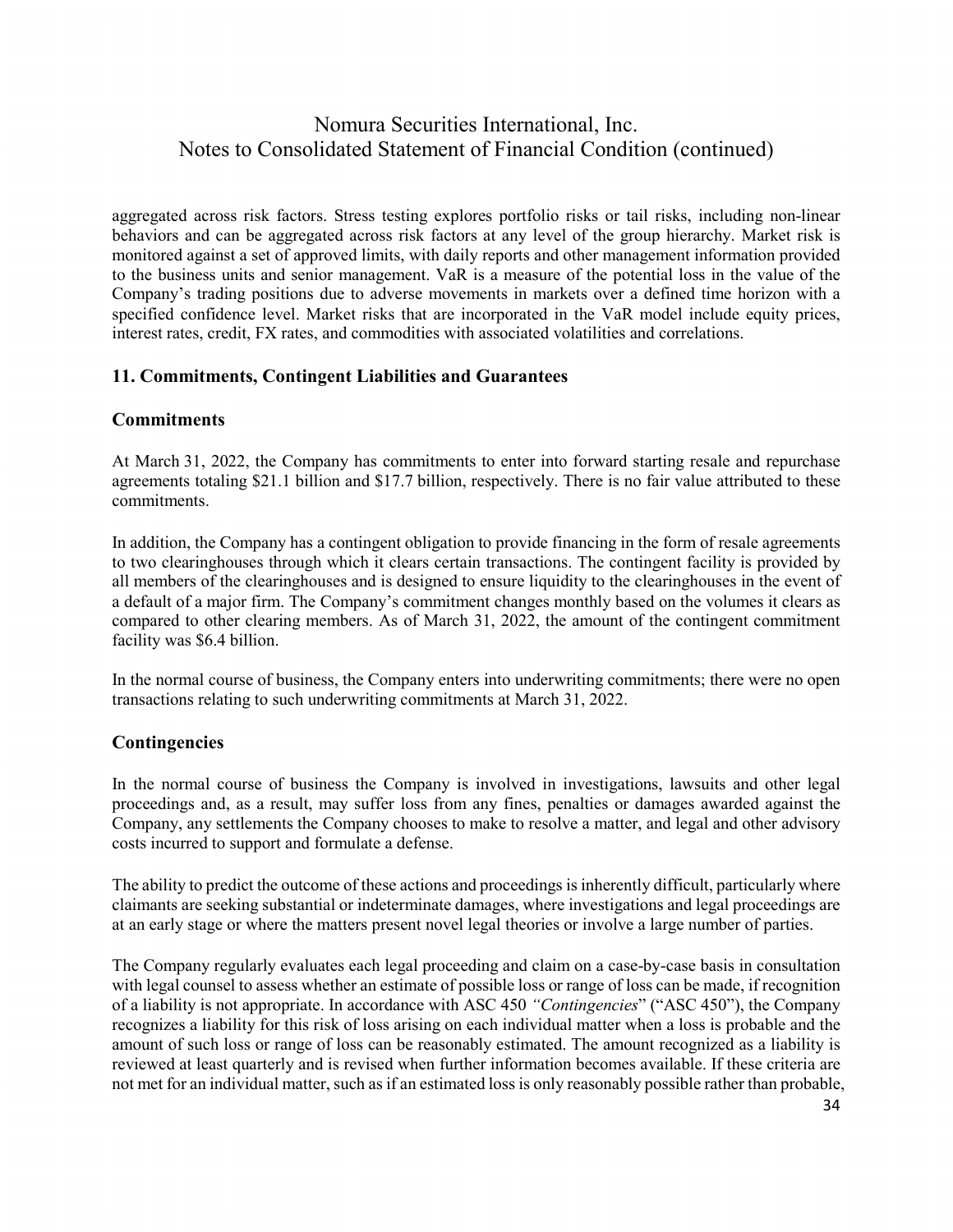aggregated across risk factors. Stress testing explores portfolio risks or tail risks, including non-linear behaviors and can be aggregated across risk factors at any level of the group hierarchy. Market risk is monitored against a set of approved limits, with daily reports and other management information provided to the business units and senior management. VaR is a measure of the potential loss in the value of the Company's trading positions due to adverse movements in markets over a defined time horizon with a specified confidence level. Market risks that are incorporated in the VaR model include equity prices, interest rates, credit, FX rates, and commodities with associated volatilities and correlations.

## 11. Commitments, Contingent Liabilities and Guarantees

### Commitments

At March 31, 2022, the Company has commitments to enter into forward starting resale and repurchase agreements totaling $21.1 billion and $17.7 billion, respectively. There is no fair value attributed to these commitments.

In addition, the Company has a contingent obligation to provide financing in the form of resale agreements to two clearinghouses through which it clears certain transactions. The contingent facility is provided by all members of the clearinghouses and is designed to ensure liquidity to the clearinghouses in the event of a default of a major firm. The Company's commitment changes monthly based on the volumes it clears as compared to other clearing members. As of March 31, 2022, the amount of the contingent commitment facility was $6.4 billion.

In the normal course of business, the Company enters into underwriting commitments; there were no open transactions relating to such underwriting commitments at March 31, 2022.

### Contingencies

In the normal course of business the Company is involved in investigations, lawsuits and other legal proceedings and, as a result, may suffer loss from any fines, penalties or damages awarded against the Company, any settlements the Company chooses to make to resolve a matter, and legal and other advisory costs incurred to support and formulate a defense.

The ability to predict the outcome of these actions and proceedings is inherently difficult, particularly where claimants are seeking substantial or indeterminate damages, where investigations and legal proceedings are at an early stage or where the matters present novel legal theories or involve a large number of parties.

The Company regularly evaluates each legal proceeding and claim on a case-by-case basis in consultation with legal counsel to assess whether an estimate of possible loss or range of loss can be made, if recognition of a liability is not appropriate. In accordance with ASC 450 *"Contingencies"* ("ASC 450"), the Company recognizes a liability for this risk of loss arising on each individual matter when a loss is probable and the amount of such loss or range of loss can be reasonably estimated. The amount recognized as a liability is reviewed at least quarterly and is revised when further information becomes available. If these criteria are not met for an individual matter, such as if an estimated loss is only reasonably possible rather than probable,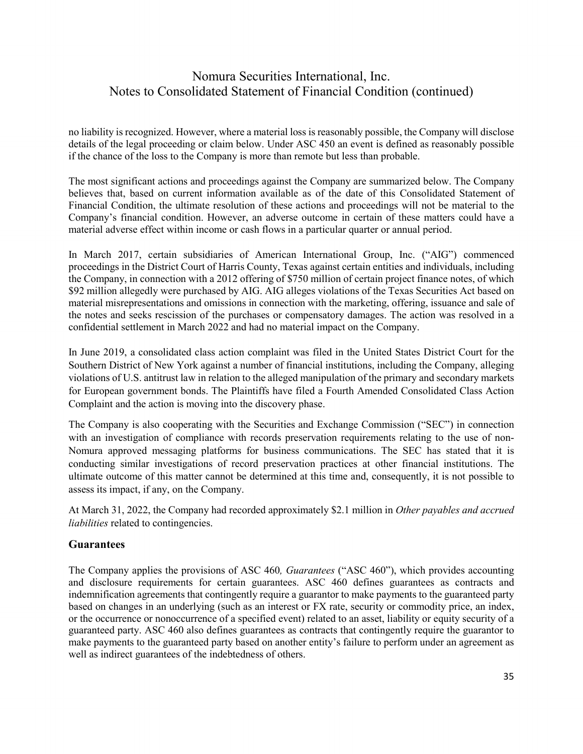no liability is recognized. However, where a material loss is reasonably possible, the Company will disclose details of the legal proceeding or claim below. Under ASC 450 an event is defined as reasonably possible if the chance of the loss to the Company is more than remote but less than probable.

The most significant actions and proceedings against the Company are summarized below. The Company believes that, based on current information available as of the date of this Consolidated Statement of Financial Condition, the ultimate resolution of these actions and proceedings will not be material to the Company's financial condition. However, an adverse outcome in certain of these matters could have a material adverse effect within income or cash flows in a particular quarter or annual period.

In March 2017, certain subsidiaries of American International Group, Inc. ("AIG") commenced proceedings in the District Court of Harris County, Texas against certain entities and individuals, including the Company, in connection with a 2012 offering of $750 million of certain project finance notes, of which $92 million allegedly were purchased by AIG. AIG alleges violations of the Texas Securities Act based on material misrepresentations and omissions in connection with the marketing, offering, issuance and sale of the notes and seeks rescission of the purchases or compensatory damages. The action was resolved in a confidential settlement in March 2022 and had no material impact on the Company.

In June 2019, a consolidated class action complaint was filed in the United States District Court for the Southern District of New York against a number of financial institutions, including the Company, alleging violations of U.S. antitrust law in relation to the alleged manipulation of the primary and secondary markets for European government bonds. The Plaintiffs have filed a Fourth Amended Consolidated Class Action Complaint and the action is moving into the discovery phase.

The Company is also cooperating with the Securities and Exchange Commission ("SEC") in connection with an investigation of compliance with records preservation requirements relating to the use of non-Nomura approved messaging platforms for business communications. The SEC has stated that it is conducting similar investigations of record preservation practices at other financial institutions. The ultimate outcome of this matter cannot be determined at this time and, consequently, it is not possible to assess its impact, if any, on the Company.

At March 31, 2022, the Company had recorded approximately $2.1 million in *Other payables and accrued liabilities* related to contingencies.

## Guarantees

The Company applies the provisions of ASC 460*, Guarantees* ("ASC 460"), which provides accounting and disclosure requirements for certain guarantees. ASC 460 defines guarantees as contracts and indemnification agreements that contingently require a guarantor to make payments to the guaranteed party based on changes in an underlying (such as an interest or FX rate, security or commodity price, an index, or the occurrence or nonoccurrence of a specified event) related to an asset, liability or equity security of a guaranteed party. ASC 460 also defines guarantees as contracts that contingently require the guarantor to make payments to the guaranteed party based on another entity's failure to perform under an agreement as well as indirect guarantees of the indebtedness of others.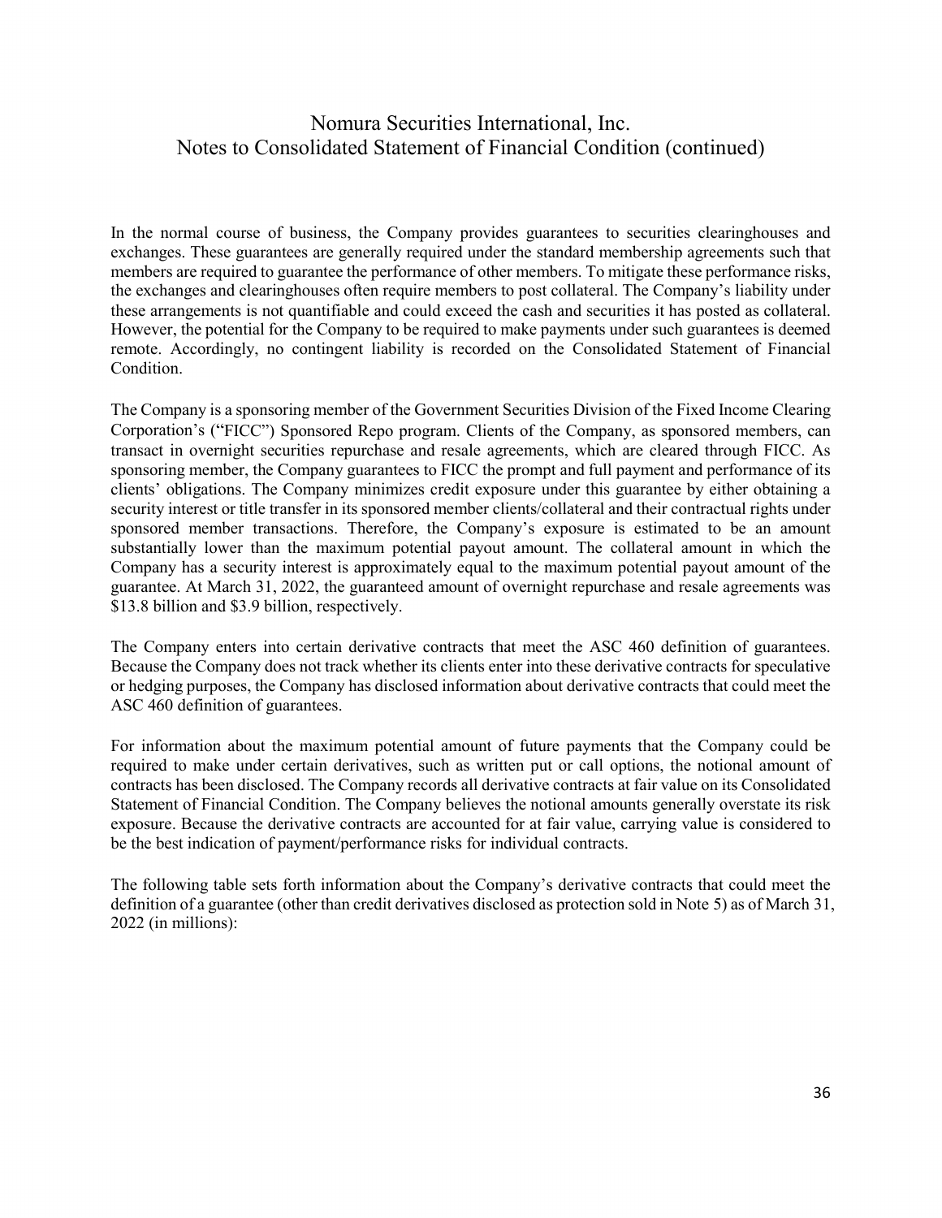In the normal course of business, the Company provides guarantees to securities clearinghouses and exchanges. These guarantees are generally required under the standard membership agreements such that members are required to guarantee the performance of other members. To mitigate these performance risks, the exchanges and clearinghouses often require members to post collateral. The Company's liability under these arrangements is not quantifiable and could exceed the cash and securities it has posted as collateral. However, the potential for the Company to be required to make payments under such guarantees is deemed remote. Accordingly, no contingent liability is recorded on the Consolidated Statement of Financial Condition.

The Company is a sponsoring member of the Government Securities Division of the Fixed Income Clearing Corporation's ("FICC") Sponsored Repo program. Clients of the Company, as sponsored members, can transact in overnight securities repurchase and resale agreements, which are cleared through FICC. As sponsoring member, the Company guarantees to FICC the prompt and full payment and performance of its clients' obligations. The Company minimizes credit exposure under this guarantee by either obtaining a security interest or title transfer in its sponsored member clients/collateral and their contractual rights under sponsored member transactions. Therefore, the Company's exposure is estimated to be an amount substantially lower than the maximum potential payout amount. The collateral amount in which the Company has a security interest is approximately equal to the maximum potential payout amount of the guarantee. At March 31, 2022, the guaranteed amount of overnight repurchase and resale agreements was \$13.8 billion and \$3.9 billion, respectively.

The Company enters into certain derivative contracts that meet the ASC 460 definition of guarantees. Because the Company does not track whether its clients enter into these derivative contracts for speculative or hedging purposes, the Company has disclosed information about derivative contracts that could meet the ASC 460 definition of guarantees.

For information about the maximum potential amount of future payments that the Company could be required to make under certain derivatives, such as written put or call options, the notional amount of contracts has been disclosed. The Company records all derivative contracts at fair value on its Consolidated Statement of Financial Condition. The Company believes the notional amounts generally overstate its risk exposure. Because the derivative contracts are accounted for at fair value, carrying value is considered to be the best indication of payment/performance risks for individual contracts.

The following table sets forth information about the Company's derivative contracts that could meet the definition of a guarantee (other than credit derivatives disclosed as protection sold in Note 5) as of March 31, 2022 (in millions):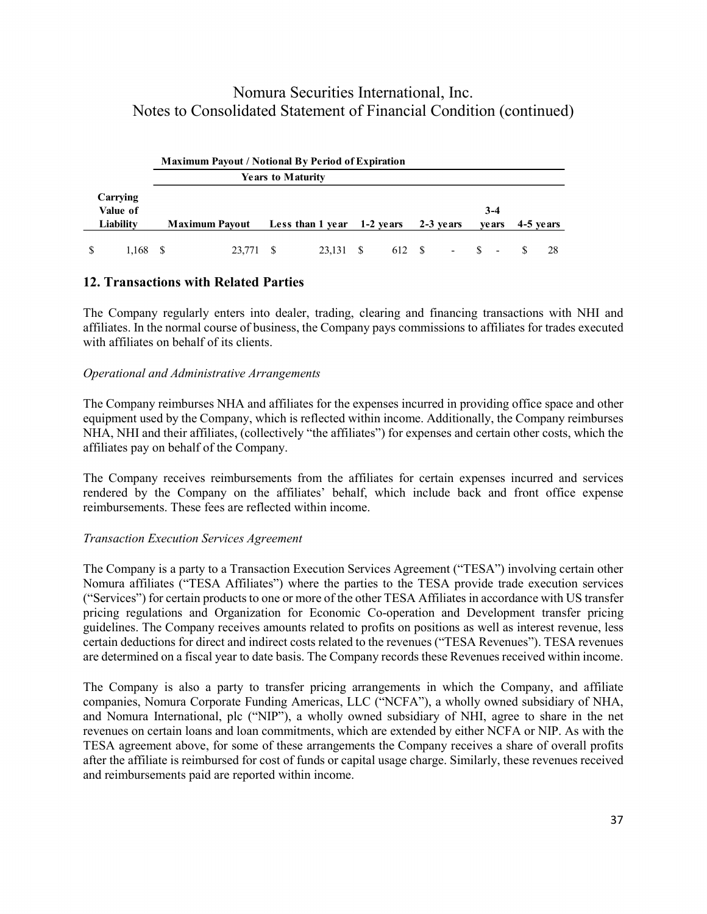| Carrying Value of Liability | Maximum Payout / Notional By Period of Expiration | | | | | |
|---|---|---|---|---|---|---|
| | Years to Maturity | | | | | |
| | Maximum Payout | Less than 1 year | 1-2 years | 2-3 years | 3-4 years | 4-5 years |
| $ 1,168 | $ 23,771 | $ 23,131 | $ 612 | $ - | $ - | $ 28 |

## 12. Transactions with Related Parties

The Company regularly enters into dealer, trading, clearing and financing transactions with NHI and affiliates. In the normal course of business, the Company pays commissions to affiliates for trades executed with affiliates on behalf of its clients.

*Operational and Administrative Arrangements*

The Company reimburses NHA and affiliates for the expenses incurred in providing office space and other equipment used by the Company, which is reflected within income. Additionally, the Company reimburses NHA, NHI and their affiliates, (collectively "the affiliates") for expenses and certain other costs, which the affiliates pay on behalf of the Company.

The Company receives reimbursements from the affiliates for certain expenses incurred and services rendered by the Company on the affiliates' behalf, which include back and front office expense reimbursements. These fees are reflected within income.

*Transaction Execution Services Agreement*

The Company is a party to a Transaction Execution Services Agreement ("TESA") involving certain other Nomura affiliates ("TESA Affiliates") where the parties to the TESA provide trade execution services ("Services") for certain products to one or more of the other TESA Affiliates in accordance with US transfer pricing regulations and Organization for Economic Co-operation and Development transfer pricing guidelines. The Company receives amounts related to profits on positions as well as interest revenue, less certain deductions for direct and indirect costs related to the revenues ("TESA Revenues"). TESA revenues are determined on a fiscal year to date basis. The Company records these Revenues received within income.

The Company is also a party to transfer pricing arrangements in which the Company, and affiliate companies, Nomura Corporate Funding Americas, LLC ("NCFA"), a wholly owned subsidiary of NHA, and Nomura International, plc ("NIP"), a wholly owned subsidiary of NHI, agree to share in the net revenues on certain loans and loan commitments, which are extended by either NCFA or NIP. As with the TESA agreement above, for some of these arrangements the Company receives a share of overall profits after the affiliate is reimbursed for cost of funds or capital usage charge. Similarly, these revenues received and reimbursements paid are reported within income.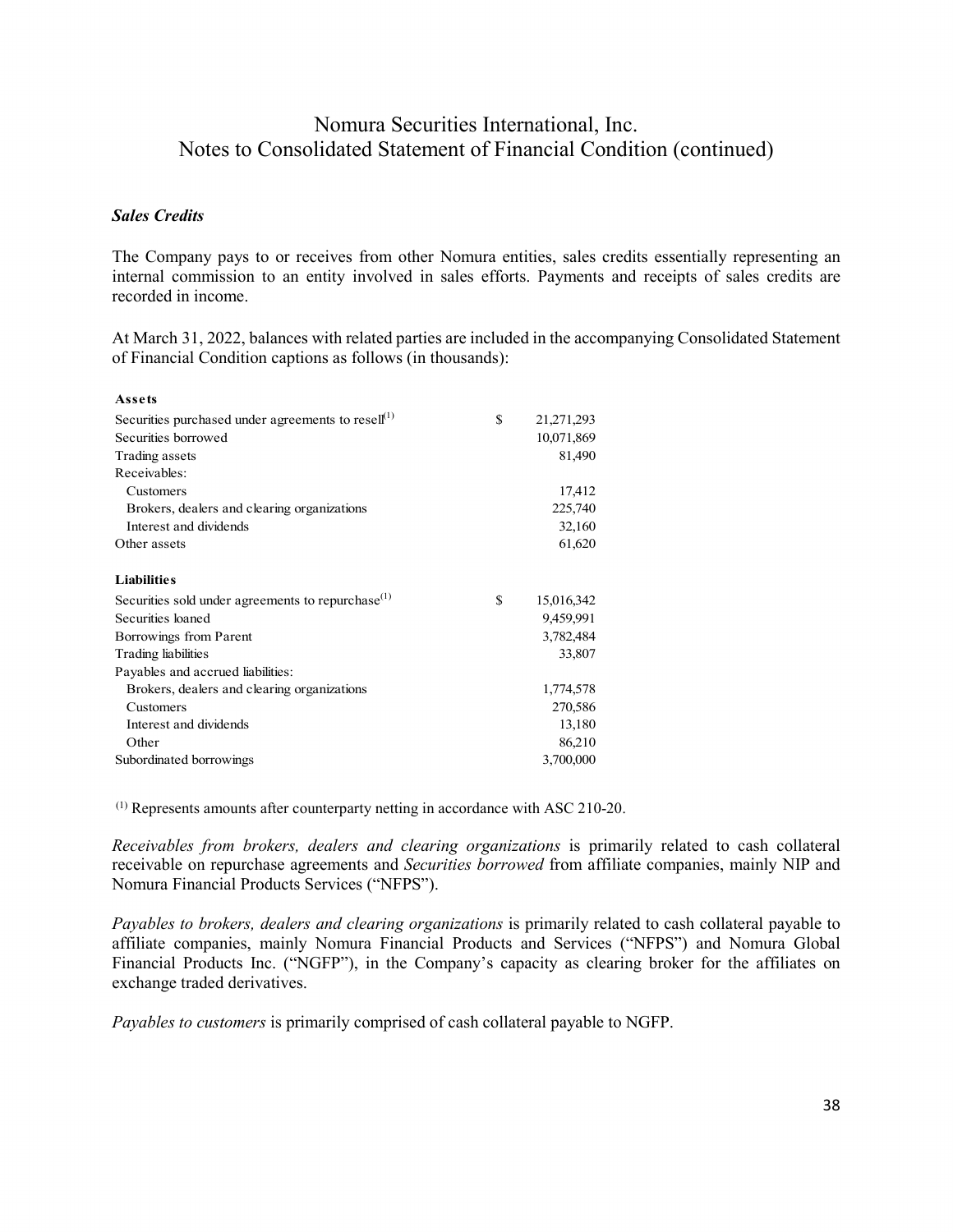### *Sales Credits*

The Company pays to or receives from other Nomura entities, sales credits essentially representing an internal commission to an entity involved in sales efforts. Payments and receipts of sales credits are recorded in income.

At March 31, 2022, balances with related parties are included in the accompanying Consolidated Statement of Financial Condition captions as follows (in thousands):

| | | |
|---|---|---|
| **Assets** | | |
| Securities purchased under agreements to resell[(1)] | $ | 21,271,293 |
| Securities borrowed | | 10,071,869 |
| Trading assets | | 81,490 |
| Receivables: | | |
| Customers | | 17,412 |
| Brokers, dealers and clearing organizations | | 225,740 |
| Interest and dividends | | 32,160 |
| Other assets | | 61,620 |
| **Liabilities** | | |
| Securities sold under agreements to repurchase[(1)] | $ | 15,016,342 |
| Securities loaned | | 9,459,991 |
| Borrowings from Parent | | 3,782,484 |
| Trading liabilities | | 33,807 |
| Payables and accrued liabilities: | | |
| Brokers, dealers and clearing organizations | | 1,774,578 |
| Customers | | 270,586 |
| Interest and dividends | | 13,180 |
| Other | | 86,210 |
| Subordinated borrowings | | 3,700,000 |

[(1)] Represents amounts after counterparty netting in accordance with ASC 210-20.

*Receivables from brokers, dealers and clearing organizations* is primarily related to cash collateral receivable on repurchase agreements and *Securities borrowed* from affiliate companies, mainly NIP and Nomura Financial Products Services ("NFPS").

*Payables to brokers, dealers and clearing organizations* is primarily related to cash collateral payable to affiliate companies, mainly Nomura Financial Products and Services ("NFPS") and Nomura Global Financial Products Inc. ("NGFP"), in the Company's capacity as clearing broker for the affiliates on exchange traded derivatives.

*Payables to customers* is primarily comprised of cash collateral payable to NGFP.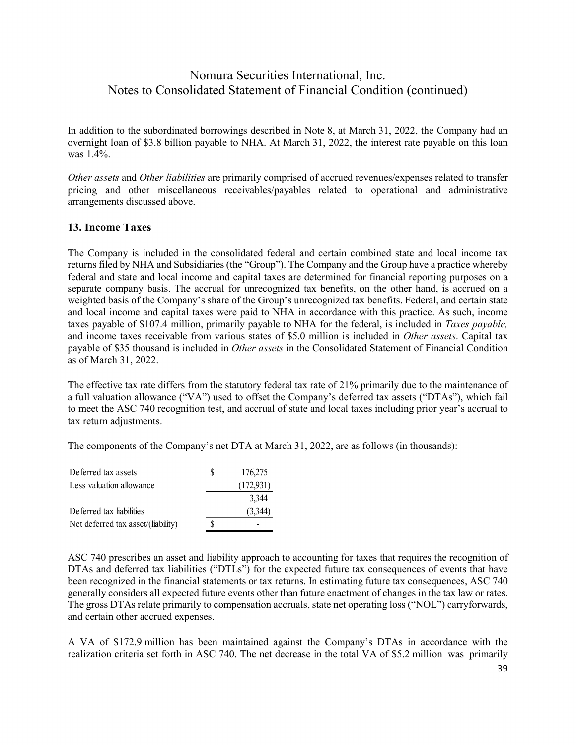In addition to the subordinated borrowings described in Note 8, at March 31, 2022, the Company had an overnight loan of $3.8 billion payable to NHA. At March 31, 2022, the interest rate payable on this loan was 1.4%.

*Other assets* and *Other liabilities* are primarily comprised of accrued revenues/expenses related to transfer pricing and other miscellaneous receivables/payables related to operational and administrative arrangements discussed above.

## 13. Income Taxes

The Company is included in the consolidated federal and certain combined state and local income tax returns filed by NHA and Subsidiaries (the "Group"). The Company and the Group have a practice whereby federal and state and local income and capital taxes are determined for financial reporting purposes on a separate company basis. The accrual for unrecognized tax benefits, on the other hand, is accrued on a weighted basis of the Company's share of the Group's unrecognized tax benefits. Federal, and certain state and local income and capital taxes were paid to NHA in accordance with this practice. As such, income taxes payable of $107.4 million, primarily payable to NHA for the federal, is included in *Taxes payable,* and income taxes receivable from various states of $5.0 million is included in *Other assets*. Capital tax payable of $35 thousand is included in *Other assets* in the Consolidated Statement of Financial Condition as of March 31, 2022.

The effective tax rate differs from the statutory federal tax rate of 21% primarily due to the maintenance of a full valuation allowance ("VA") used to offset the Company's deferred tax assets ("DTAs"), which fail to meet the ASC 740 recognition test, and accrual of state and local taxes including prior year's accrual to tax return adjustments.

The components of the Company's net DTA at March 31, 2022, are as follows (in thousands):

| | | |
|---|---|---|
| Deferred tax assets | $ | 176,275 |
| Less valuation allowance | | (172,931) |
| | | 3,344 |
| Deferred tax liabilities | | (3,344) |
| Net deferred tax asset/(liability) | $ | - |

ASC 740 prescribes an asset and liability approach to accounting for taxes that requires the recognition of DTAs and deferred tax liabilities ("DTLs") for the expected future tax consequences of events that have been recognized in the financial statements or tax returns. In estimating future tax consequences, ASC 740 generally considers all expected future events other than future enactment of changes in the tax law or rates. The gross DTAs relate primarily to compensation accruals, state net operating loss ("NOL") carryforwards, and certain other accrued expenses.

A VA of $172.9 million has been maintained against the Company's DTAs in accordance with the realization criteria set forth in ASC 740. The net decrease in the total VA of $5.2 million was primarily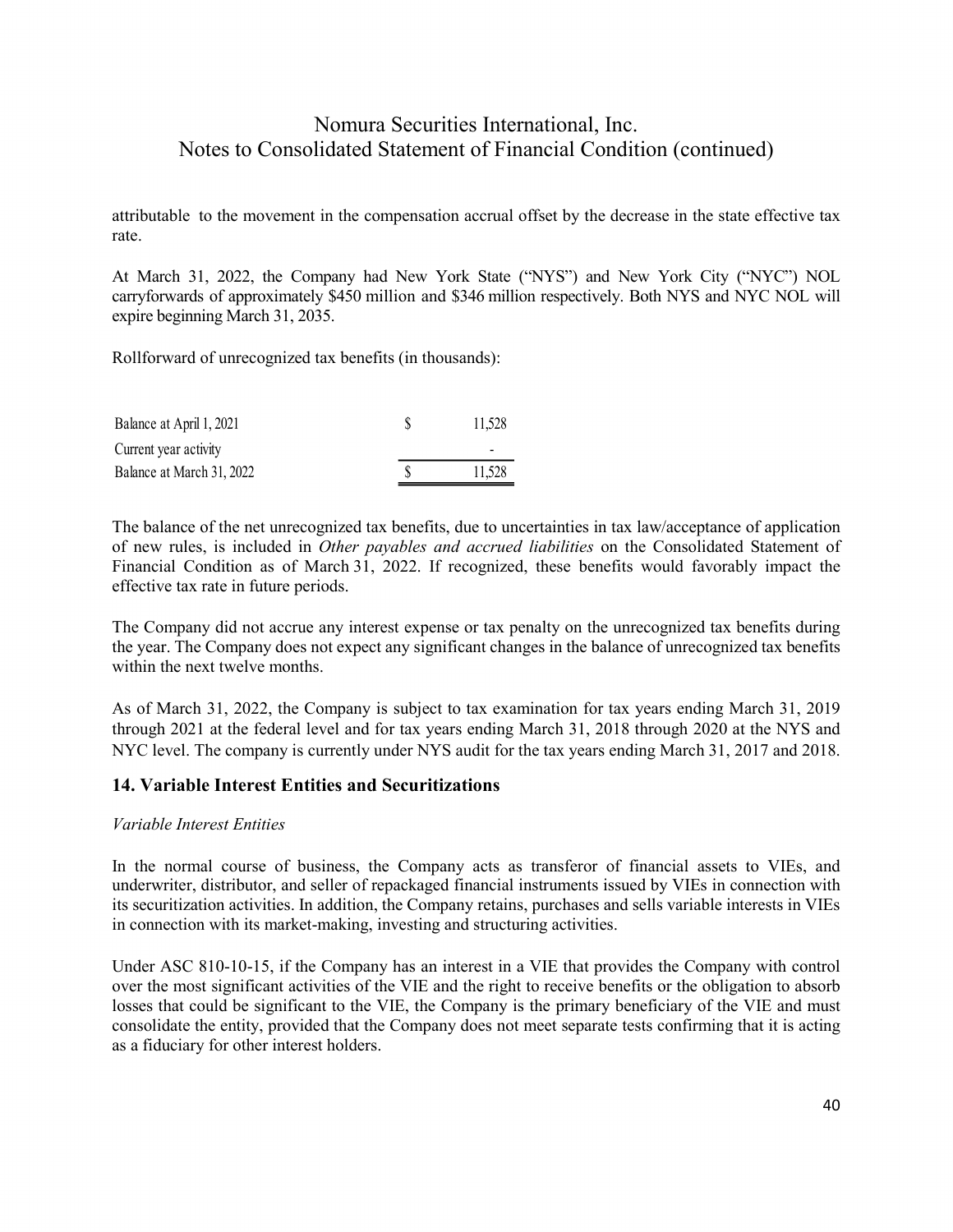attributable to the movement in the compensation accrual offset by the decrease in the state effective tax rate.

At March 31, 2022, the Company had New York State ("NYS") and New York City ("NYC") NOL carryforwards of approximately $450 million and $346 million respectively. Both NYS and NYC NOL will expire beginning March 31, 2035.

Rollforward of unrecognized tax benefits (in thousands):

| | | |
|---|---|---|
| Balance at April 1, 2021 | $ | 11,528 |
| Current year activity | | - |
| Balance at March 31, 2022 | $ | 11,528 |

The balance of the net unrecognized tax benefits, due to uncertainties in tax law/acceptance of application of new rules, is included in *Other payables and accrued liabilities* on the Consolidated Statement of Financial Condition as of March 31, 2022. If recognized, these benefits would favorably impact the effective tax rate in future periods.

The Company did not accrue any interest expense or tax penalty on the unrecognized tax benefits during the year. The Company does not expect any significant changes in the balance of unrecognized tax benefits within the next twelve months.

As of March 31, 2022, the Company is subject to tax examination for tax years ending March 31, 2019 through 2021 at the federal level and for tax years ending March 31, 2018 through 2020 at the NYS and NYC level. The company is currently under NYS audit for the tax years ending March 31, 2017 and 2018.

## 14. Variable Interest Entities and Securitizations

*Variable Interest Entities*

In the normal course of business, the Company acts as transferor of financial assets to VIEs, and underwriter, distributor, and seller of repackaged financial instruments issued by VIEs in connection with its securitization activities. In addition, the Company retains, purchases and sells variable interests in VIEs in connection with its market-making, investing and structuring activities.

Under ASC 810-10-15, if the Company has an interest in a VIE that provides the Company with control over the most significant activities of the VIE and the right to receive benefits or the obligation to absorb losses that could be significant to the VIE, the Company is the primary beneficiary of the VIE and must consolidate the entity, provided that the Company does not meet separate tests confirming that it is acting as a fiduciary for other interest holders.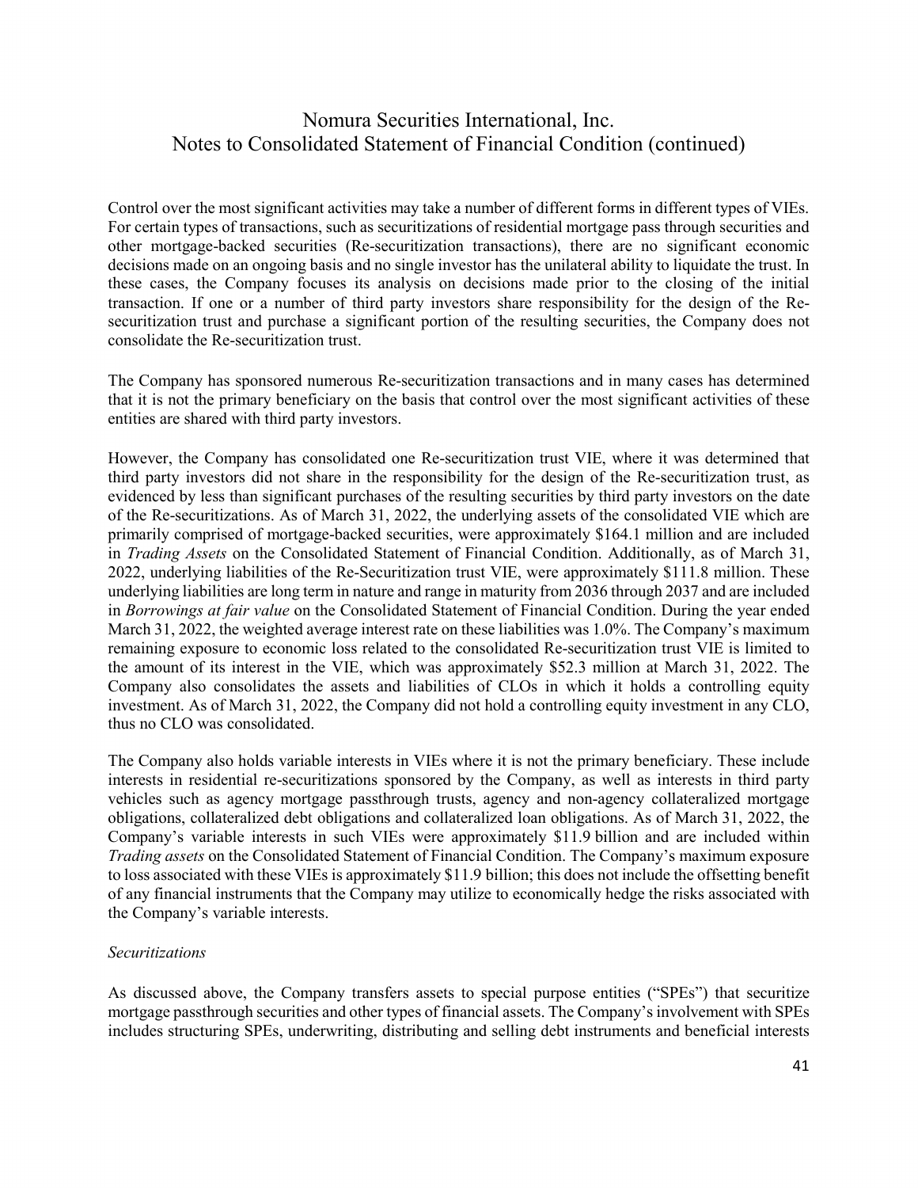Control over the most significant activities may take a number of different forms in different types of VIEs. For certain types of transactions, such as securitizations of residential mortgage pass through securities and other mortgage-backed securities (Re-securitization transactions), there are no significant economic decisions made on an ongoing basis and no single investor has the unilateral ability to liquidate the trust. In these cases, the Company focuses its analysis on decisions made prior to the closing of the initial transaction. If one or a number of third party investors share responsibility for the design of the Re-securitization trust and purchase a significant portion of the resulting securities, the Company does not consolidate the Re-securitization trust.

The Company has sponsored numerous Re-securitization transactions and in many cases has determined that it is not the primary beneficiary on the basis that control over the most significant activities of these entities are shared with third party investors.

However, the Company has consolidated one Re-securitization trust VIE, where it was determined that third party investors did not share in the responsibility for the design of the Re-securitization trust, as evidenced by less than significant purchases of the resulting securities by third party investors on the date of the Re-securitizations. As of March 31, 2022, the underlying assets of the consolidated VIE which are primarily comprised of mortgage-backed securities, were approximately $164.1 million and are included in *Trading Assets* on the Consolidated Statement of Financial Condition. Additionally, as of March 31, 2022, underlying liabilities of the Re-Securitization trust VIE, were approximately $111.8 million. These underlying liabilities are long term in nature and range in maturity from 2036 through 2037 and are included in *Borrowings at fair value* on the Consolidated Statement of Financial Condition. During the year ended March 31, 2022, the weighted average interest rate on these liabilities was 1.0%. The Company's maximum remaining exposure to economic loss related to the consolidated Re-securitization trust VIE is limited to the amount of its interest in the VIE, which was approximately $52.3 million at March 31, 2022. The Company also consolidates the assets and liabilities of CLOs in which it holds a controlling equity investment. As of March 31, 2022, the Company did not hold a controlling equity investment in any CLO, thus no CLO was consolidated.

The Company also holds variable interests in VIEs where it is not the primary beneficiary. These include interests in residential re-securitizations sponsored by the Company, as well as interests in third party vehicles such as agency mortgage passthrough trusts, agency and non-agency collateralized mortgage obligations, collateralized debt obligations and collateralized loan obligations. As of March 31, 2022, the Company's variable interests in such VIEs were approximately $11.9 billion and are included within *Trading assets* on the Consolidated Statement of Financial Condition. The Company's maximum exposure to loss associated with these VIEs is approximately $11.9 billion; this does not include the offsetting benefit of any financial instruments that the Company may utilize to economically hedge the risks associated with the Company's variable interests.

*Securitizations*

As discussed above, the Company transfers assets to special purpose entities ("SPEs") that securitize mortgage passthrough securities and other types of financial assets. The Company's involvement with SPEs includes structuring SPEs, underwriting, distributing and selling debt instruments and beneficial interests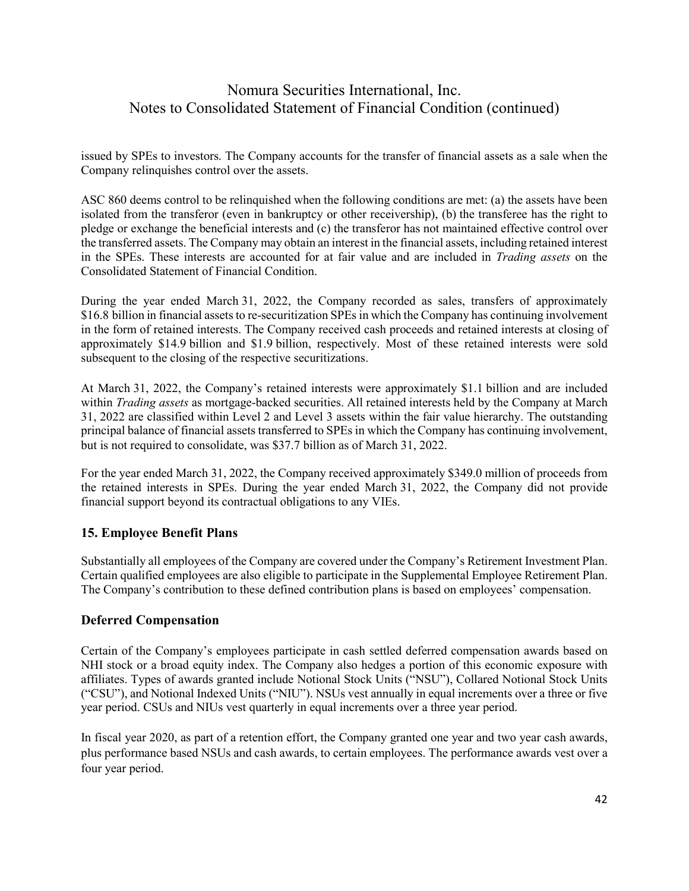issued by SPEs to investors. The Company accounts for the transfer of financial assets as a sale when the Company relinquishes control over the assets.

ASC 860 deems control to be relinquished when the following conditions are met: (a) the assets have been isolated from the transferor (even in bankruptcy or other receivership), (b) the transferee has the right to pledge or exchange the beneficial interests and (c) the transferor has not maintained effective control over the transferred assets. The Company may obtain an interest in the financial assets, including retained interest in the SPEs. These interests are accounted for at fair value and are included in *Trading assets* on the Consolidated Statement of Financial Condition.

During the year ended March 31, 2022, the Company recorded as sales, transfers of approximately $16.8 billion in financial assets to re-securitization SPEs in which the Company has continuing involvement in the form of retained interests. The Company received cash proceeds and retained interests at closing of approximately $14.9 billion and $1.9 billion, respectively. Most of these retained interests were sold subsequent to the closing of the respective securitizations.

At March 31, 2022, the Company's retained interests were approximately $1.1 billion and are included within *Trading assets* as mortgage-backed securities. All retained interests held by the Company at March 31, 2022 are classified within Level 2 and Level 3 assets within the fair value hierarchy. The outstanding principal balance of financial assets transferred to SPEs in which the Company has continuing involvement, but is not required to consolidate, was $37.7 billion as of March 31, 2022.

For the year ended March 31, 2022, the Company received approximately $349.0 million of proceeds from the retained interests in SPEs. During the year ended March 31, 2022, the Company did not provide financial support beyond its contractual obligations to any VIEs.

## 15. Employee Benefit Plans

Substantially all employees of the Company are covered under the Company's Retirement Investment Plan. Certain qualified employees are also eligible to participate in the Supplemental Employee Retirement Plan. The Company's contribution to these defined contribution plans is based on employees' compensation.

## Deferred Compensation

Certain of the Company's employees participate in cash settled deferred compensation awards based on NHI stock or a broad equity index. The Company also hedges a portion of this economic exposure with affiliates. Types of awards granted include Notional Stock Units ("NSU"), Collared Notional Stock Units ("CSU"), and Notional Indexed Units ("NIU"). NSUs vest annually in equal increments over a three or five year period. CSUs and NIUs vest quarterly in equal increments over a three year period.

In fiscal year 2020, as part of a retention effort, the Company granted one year and two year cash awards, plus performance based NSUs and cash awards, to certain employees. The performance awards vest over a four year period.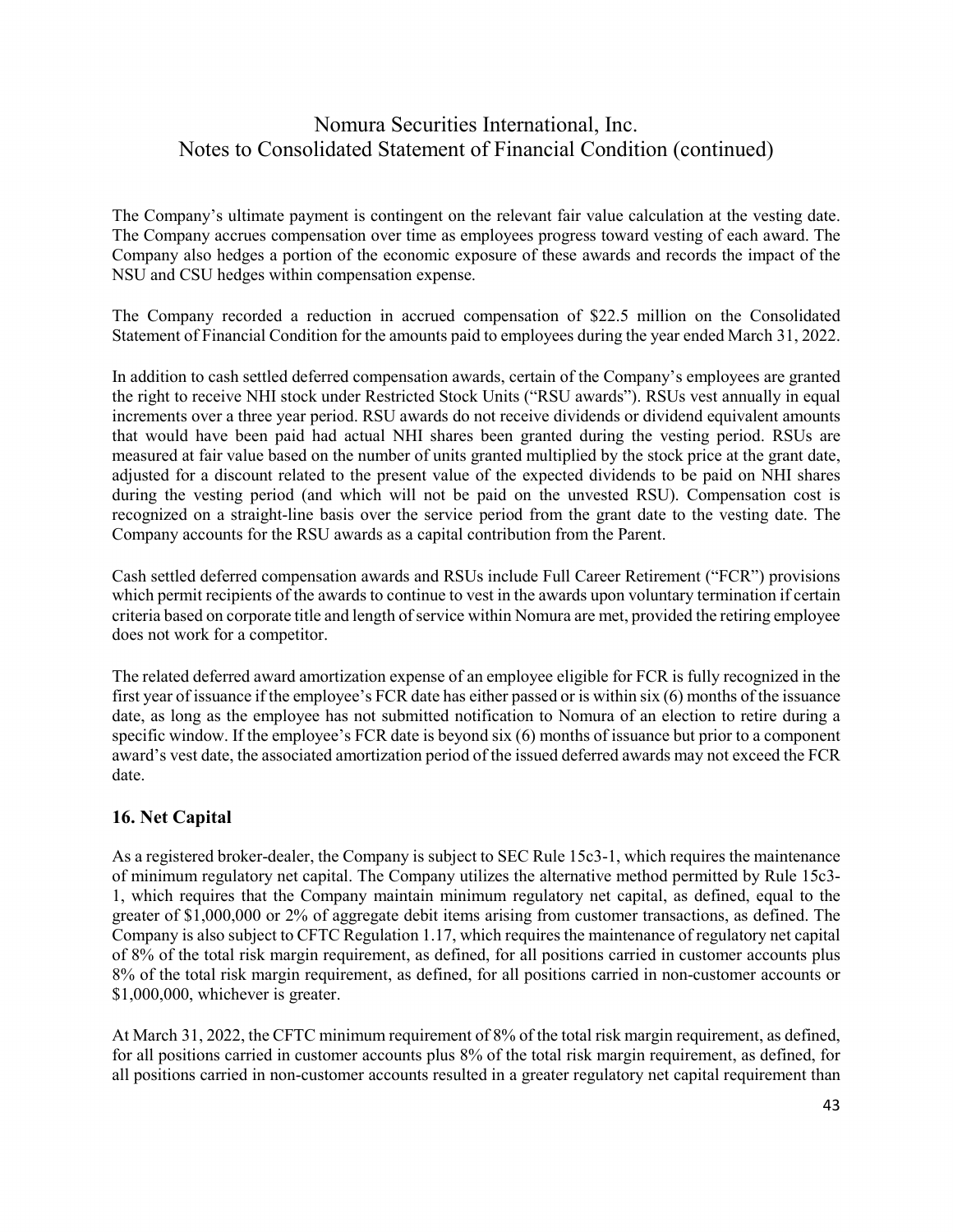The Company's ultimate payment is contingent on the relevant fair value calculation at the vesting date. The Company accrues compensation over time as employees progress toward vesting of each award. The Company also hedges a portion of the economic exposure of these awards and records the impact of the NSU and CSU hedges within compensation expense.

The Company recorded a reduction in accrued compensation of $22.5 million on the Consolidated Statement of Financial Condition for the amounts paid to employees during the year ended March 31, 2022.

In addition to cash settled deferred compensation awards, certain of the Company's employees are granted the right to receive NHI stock under Restricted Stock Units ("RSU awards"). RSUs vest annually in equal increments over a three year period. RSU awards do not receive dividends or dividend equivalent amounts that would have been paid had actual NHI shares been granted during the vesting period. RSUs are measured at fair value based on the number of units granted multiplied by the stock price at the grant date, adjusted for a discount related to the present value of the expected dividends to be paid on NHI shares during the vesting period (and which will not be paid on the unvested RSU). Compensation cost is recognized on a straight-line basis over the service period from the grant date to the vesting date. The Company accounts for the RSU awards as a capital contribution from the Parent.

Cash settled deferred compensation awards and RSUs include Full Career Retirement ("FCR") provisions which permit recipients of the awards to continue to vest in the awards upon voluntary termination if certain criteria based on corporate title and length of service within Nomura are met, provided the retiring employee does not work for a competitor.

The related deferred award amortization expense of an employee eligible for FCR is fully recognized in the first year of issuance if the employee's FCR date has either passed or is within six (6) months of the issuance date, as long as the employee has not submitted notification to Nomura of an election to retire during a specific window. If the employee's FCR date is beyond six (6) months of issuance but prior to a component award's vest date, the associated amortization period of the issued deferred awards may not exceed the FCR date.

## 16. Net Capital

As a registered broker-dealer, the Company is subject to SEC Rule 15c3-1, which requires the maintenance of minimum regulatory net capital. The Company utilizes the alternative method permitted by Rule 15c3-1, which requires that the Company maintain minimum regulatory net capital, as defined, equal to the greater of $1,000,000 or 2% of aggregate debit items arising from customer transactions, as defined. The Company is also subject to CFTC Regulation 1.17, which requires the maintenance of regulatory net capital of 8% of the total risk margin requirement, as defined, for all positions carried in customer accounts plus 8% of the total risk margin requirement, as defined, for all positions carried in non-customer accounts or $1,000,000, whichever is greater.

At March 31, 2022, the CFTC minimum requirement of 8% of the total risk margin requirement, as defined, for all positions carried in customer accounts plus 8% of the total risk margin requirement, as defined, for all positions carried in non-customer accounts resulted in a greater regulatory net capital requirement than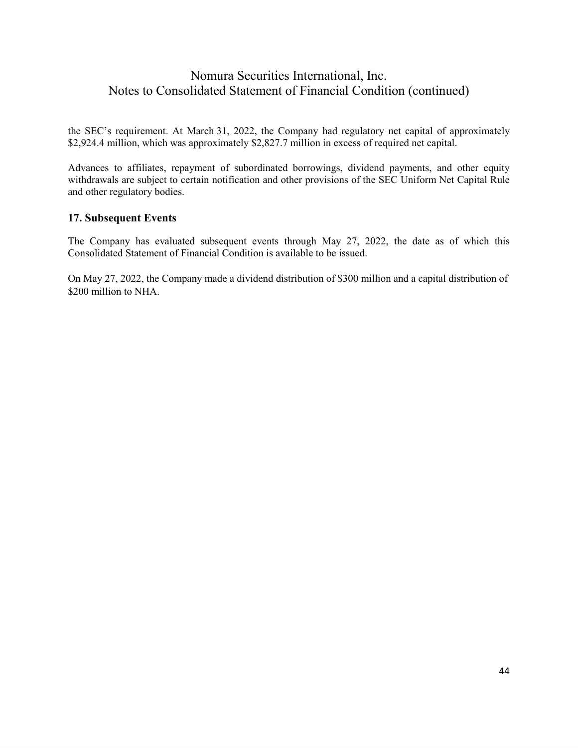the SEC's requirement. At March 31, 2022, the Company had regulatory net capital of approximately $2,924.4 million, which was approximately $2,827.7 million in excess of required net capital.

Advances to affiliates, repayment of subordinated borrowings, dividend payments, and other equity withdrawals are subject to certain notification and other provisions of the SEC Uniform Net Capital Rule and other regulatory bodies.

## 17. Subsequent Events

The Company has evaluated subsequent events through May 27, 2022, the date as of which this Consolidated Statement of Financial Condition is available to be issued.

On May 27, 2022, the Company made a dividend distribution of $300 million and a capital distribution of $200 million to NHA.